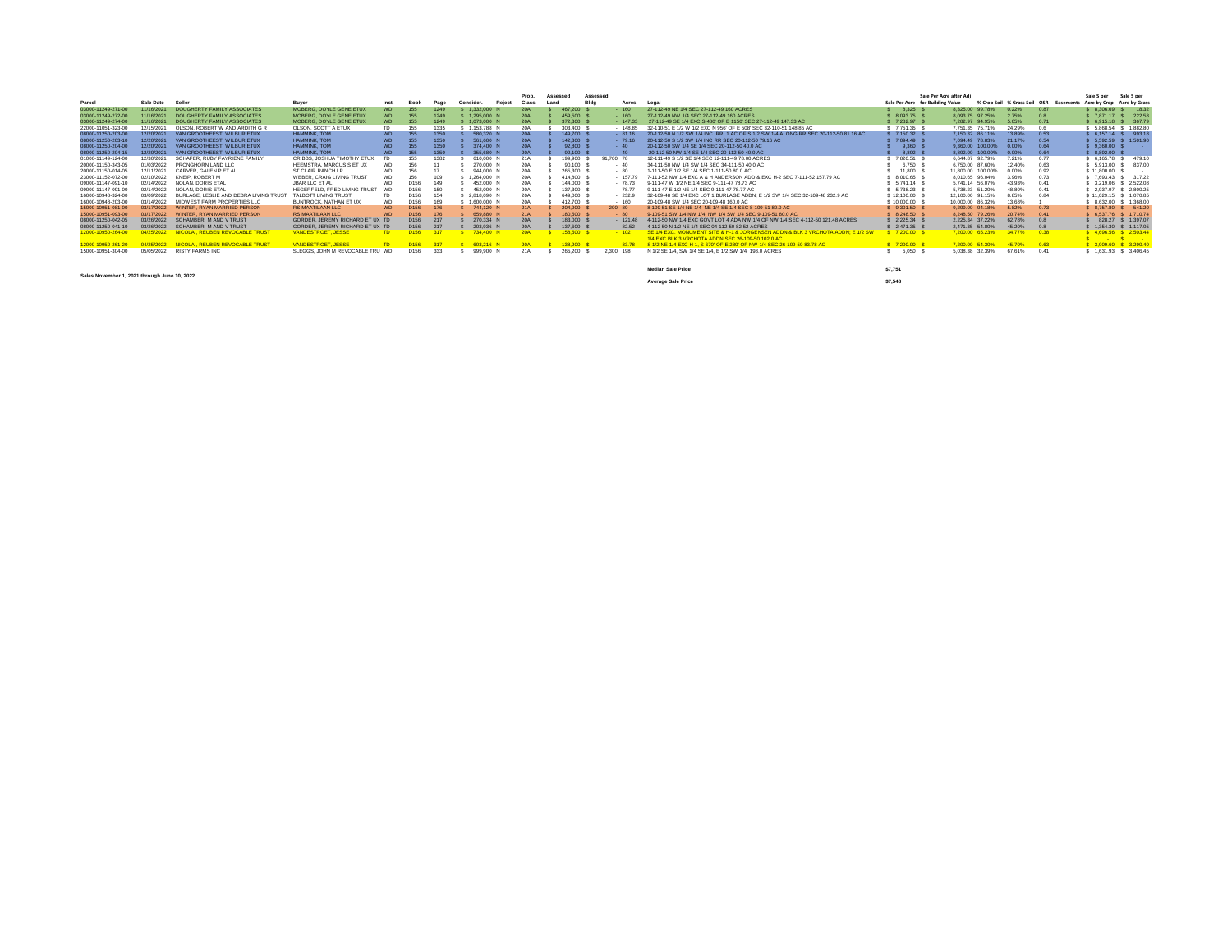| Parcel | Sale Date | Seller | Buyer | Inst. | Book | Page | Consider. | Reject | Prop. Class | Assessed Land | Assessed Bldg | Acres | Legal | Sale Per Acre | Sale Per Acre after Adj for Building Value | % Crop Soil | % Grass Soil | CSR | Easements | Sale $ per Acre by Crop | Sale $ per Acre by Grass |
|---|---|---|---|---|---|---|---|---|---|---|---|---|---|---|---|---|---|---|---|---|---|
| 03000-11249-271-00 | 11/16/2021 | DOUGHERTY FAMILY ASSOCIATES | MOBERG, DOYLE GENE ETUX | WD | 155 | 1249 | $ 1,332,000 | N | 20A | $ 467,200 | $ - | 160 | 27-112-49 NE 1/4 SEC 27-112-49 160 ACRES | $ 8,325 | $ 8,325.00 | 99.78% | 0.22% | 0.87 | | $ 8,308.69 | $ 18.32 |
| 03000-11249-272-00 | 11/16/2021 | DOUGHERTY FAMILY ASSOCIATES | MOBERG, DOYLE GENE ETUX | WD | 155 | 1249 | $ 1,295,000 | N | 20A | $ 459,500 | $ - | 160 | 27-112-49 NW 1/4 SEC 27-112-49 160 ACRES | $ 8,093.75 | $ 8,093.75 | 97.25% | 2.75% | 0.8 | | $ 7,871.17 | $ 222.58 |
| 03000-11249-274-00 | 11/16/2021 | DOUGHERTY FAMILY ASSOCIATES | MOBERG, DOYLE GENE ETUX | WD | 155 | 1249 | $ 1,073,000 | N | 20A | $ 372,300 | $ - | 147.33 | 27-112-49 SE 1/4 EXC S 480' OF E 1150' SEC 27-112-49 147.33 AC | $ 7,282.97 | $ 7,282.97 | 94.95% | 5.05% | 0.71 | | $ 6,915.18 | $ 367.79 |
| 22000-11051-323-00 | 12/15/2021 | OLSON, ROBERT W AND ARDITH G R | OLSON, SCOTT A ETUX | TD | 155 | 1335 | $ 1,153,788 | N | 20A | $ 303,400 | $ - | 148.85 | 32-110-51 E 1/2 W 1/2 EXC N 956' OF E 508' SEC 32-110-51 148.85 AC | $ 7,751.35 | $ 7,751.35 | 75.71% | 24.29% | 0.6 | | $ 5,868.54 | $ 1,882.80 |
| 08000-11250-203-00 | 12/20/2021 | VAN GROOTHEEST, WILBUR ETUX | HAMMINK, TOM | WD | 155 | 1350 | $ 580,320 | N | 20A | $ 149,700 | $ - | 81.16 | 20-112-50 N 1/2 SW 1/4 INC. RR 1 AC OF S 1/2 SW 1/4 ALONG RR SEC 20-112-50 81.16 AC | $ 7,150.32 | $ 7,150.32 | 86.11% | 13.89% | 0.53 | | $ 6,157.14 | $ 993.18 |
| 08000-11250-203-10 | 12/20/2021 | VAN GROOTHEEST, WILBUR ETUX | HAMMINK, TOM | WD | 155 | 1350 | $ 561,600 | N | 20A | $ 142,300 | $ - | 79.16 | 20-112-50 S 1/2 SW 1/4 INC RR SEC 20-112-50 79.16 AC | $ 7,094.49 | $ 7,094.49 | 78.83% | 21.17% | 0.54 | | $ 5,592.59 | $ 1,501.90 |
| 08000-11250-204-00 | 12/20/2021 | VAN GROOTHEEST, WILBUR ETUX | HAMMINK, TOM | WD | 155 | 1350 | $ 374,400 | N | 20A | $ 92,800 | $ - | 40 | 20-112-50 SW 1/4 SE 1/4 SEC 20-112-50 40.0 AC | $ 9,360 | $ 9,360.00 | 100.00% | 0.00% | 0.64 | | $ 9,360.00 | $ - |
| 08000-11250-204-15 | 12/20/2021 | VAN GROOTHEEST, WILBUR ETUX | HAMMINK, TOM | WD | 155 | 1350 | $ 355,680 | N | 20A | $ 92,100 | $ - | 40 | 20-112-50 NW 1/4 SE 1/4 SEC 20-112-50 40.0 AC | $ 8,892 | $ 8,892.00 | 100.00% | 0.00% | 0.64 | | $ 8,892.00 | $ - |
| 01000-11149-124-00 | 12/30/2021 | SCHAFER, RUBY FAYRENE FAMILY | CRIBBS, JOSHUA TIMOTHY ETUX | TD | 155 | 1382 | $ 610,000 | N | 21A | $ 199,900 | $ 91,700 | 78 | 12-111-49 S 1/2 SE 1/4 SEC 12-111-49 78.00 ACRES | $ 7,820.51 | $ 6,644.87 | 92.79% | 7.21% | 0.77 | | $ 6,165.78 | $ 479.10 |
| 20000-11150-343-05 | 01/03/2022 | PRONGHORN LAND LLC | HEEMSTRA, MARCUS S ET UX | WD | 156 | 11 | $ 270,000 | N | 20A | $ 90,100 | $ - | 40 | 34-111-50 NW 1/4 SW 1/4 SEC 34-111-50 40.0 AC | $ 6,750 | $ 6,750.00 | 87.60% | 12.40% | 0.63 | | $ 5,913.00 | $ 837.00 |
| 20000-11150-014-05 | 12/11/2021 | CARVER, GALEN P ET AL | ST CLAIR RANCH LP | WD | 156 | 17 | $ 944,000 | N | 20A | $ 265,300 | $ - | 80 | 1-111-50 E 1/2 SE 1/4 SEC 1-111-50 80.0 AC | $ 11,800 | $ 11,800.00 | 100.00% | 0.00% | 0.92 | | $ 11,800.00 | $ - |
| 23000-11152-072-00 | 02/10/2022 | KNEIP, ROBERT M | WEBER, CRAIG LIVING TRUST | WD | 156 | 109 | $ 1,264,000 | N | 20A | $ 414,800 | $ - | 157.79 | 7-111-52 NW 1/4 EXC A & H ANDERSON ADD & EXC H-2 SEC 7-111-52 157.79 AC | $ 8,010.65 | $ 8,010.65 | 96.04% | 3.96% | 0.73 | | $ 7,693.43 | $ 317.22 |
| 09000-11147-091-10 | 02/14/2022 | NOLAN, DORIS ETAL | JBAR LLC ET AL | WD | D156 | 149 | $ 452,000 | N | 20A | $ 144,000 | $ - | 78.73 | 9-111-47 W 1/2 NE 1/4 SEC 9-111-47 78.73 AC | $ 5,741.14 | $ 5,741.14 | 56.07% | 43.93% | 0.41 | | $ 3,219.06 | $ 2,522.08 |
| 09000-11147-091-00 | 02/14/2022 | NOLAN, DORIS ETAL | HEGERFELD, FRED LIVING TRUST | WD | D156 | 150 | $ 452,000 | N | 20A | $ 137,300 | $ - | 78.77 | 9-111-47 E 1/2 NE 1/4 SEC 9-111-47 78.77 AC | $ 5,738.23 | $ 5,738.23 | 51.20% | 48.80% | 0.41 | | $ 2,937.97 | $ 2,800.25 |
| 16000-10948-324-00 | 03/09/2022 | BURLAGE, LESLIE AND DEBRA LIVING TRUST | TALBOTT LIVING TRUST | TD | D156 | 154 | $ 2,818,090 | N | 20A | $ 649,000 | $ - | 232.9 | 32-109-48 SE 1/4 EXC LOT 1 BURLAGE ADDN; E 1/2 SW 1/4 SEC 32-109-48 232.9 AC | $ 12,100.00 | $ 12,100.00 | 91.15% | 8.85% | 0.84 | | $ 11,029.15 | $ 1,070.85 |
| 16000-10948-203-00 | 03/14/2022 | MIDWEST FARM PROPERTIES LLC | BUNTROCK, NATHAN ET UX | WD | D156 | 169 | $ 1,600,000 | N | 20A | $ 412,700 | $ - | 160 | 20-109-48 SW 1/4 SEC 20-109-48 160.0 AC | $ 10,000.00 | $ 10,000.00 | 86.32% | 13.68% | 1 | | $ 8,632.00 | $ 1,368.00 |
| 15000-10951-081-00 | 03/17/2022 | WINTER, RYAN MARRIED PERSON | RS MAATILAAN LLC | WD | D156 | 176 | $ 744,120 | N | 21A | $ 204,900 | $ 200 | 80 | 8-109-51 SE 1/4 NE 1/4 NE 1/4 SE 1/4 SEC 8-109-51 80.0 AC | $ 9,301.50 | $ 9,299.00 | 94.18% | 5.82% | 0.73 | | $ 8,757.80 | $ 541.20 |
| 15000-10951-093-00 | 03/17/2022 | WINTER, RYAN MARRIED PERSON | RS MAATILAAN LLC | WD | D156 | 176 | $ 659,880 | N | 21A | $ 180,500 | $ - | 80 | 9-109-51 SW 1/4 NW 1/4 NW 1/4 SW 1/4 SEC 9-109-51 80.0 AC | $ 8,248.50 | $ 8,248.50 | 79.26% | 20.74% | 0.41 | | $ 6,537.76 | $ 1,710.74 |
| 08000-11250-042-05 | 03/26/2022 | SCHAMBER, M AND V TRUST | GORDER, JEREMY RICHARD ET UX | TD | D156 | 217 | $ 270,334 | N | 20A | $ 183,000 | $ - | 121.48 | 4-112-50 NW 1/4 EXC GOVT LOT 4 ADA NW 1/4 OF NW 1/4 SEC 4-112-50 121.48 ACRES | $ 2,225.34 | $ 2,225.34 | 37.22% | 62.78% | 0.8 | | $ 828.27 | $ 1,397.07 |
| 08000-11250-041-10 | 03/26/2022 | SCHAMBER, M AND V TRUST | GORDER, JEREMY RICHARD ET UX | TD | D156 | 217 | $ 203,936 | N | 20A | $ 137,600 | $ - | 82.52 | 4-112-50 N 1/2 NE 1/4 SEC 04-112-50 82.52 ACRES | $ 2,471.35 | $ 2,471.35 | 54.80% | 45.20% | 0.8 | | $ 1,354.30 | $ 1,117.05 |
| 12000-10950-264-00 | 04/25/2022 | NICOLAI, REUBEN REVOCABLE TRUST | VANDESTROET, JESSE | TD | D156 | 317 | $ 734,400 | N | 20A | $ 158,500 | $ - | 102 | SE 1/4 EXC. MONUMENT SITE & H-1 & JORGENSEN ADDN & BLK 3 VRCHOTA ADDN; E 1/2 SW 1/4 EXC BLK 3 VRCHOTA ADDN SEC 26-109-50 102.0 AC | $ 7,200.00 | $ 7,200.00 | 65.23% | 34.77% | 0.38 | | $ 4,696.56 | $ 2,503.44 |
| | | | | | | | | | | | | | | | | | | | | $ - | $ - |
| 12000-10950-261-20 | 04/25/2022 | NICOLAI, REUBEN REVOCABLE TRUST | VANDESTROET, JESSE | TD | D156 | 317 | $ 603,216 | N | 20A | $ 138,200 | $ - | 83.78 | S 1/2 NE 1/4 EXC H-1, S 670' OF E 280' OF NW 1/4 SEC 26-109-50 83.78 AC | $ 7,200.00 | $ 7,200.00 | 54.30% | 45.70% | 0.63 | | $ 3,909.60 | $ 3,290.40 |
| 15000-10951-304-00 | 05/05/2022 | RISTY FARMS INC | SLEGGS, JOHN M REVOCABLE TRU | WD | D156 | 333 | $ 999,900 | N | 21A | $ 265,200 | $ 2,300 | 198 | N 1/2 SE 1/4, SW 1/4 SE 1/4, E 1/2 SW 1/4 198.0 ACRES | $ 5,050 | $ 5,038.38 | 32.39% | 67.61% | 0.41 | | $ 1,631.93 | $ 3,406.45 |

**Sales November 1, 2021 through June 10, 2022**

**Median Sale Price** $7,751

**Average Sale Price** $7,548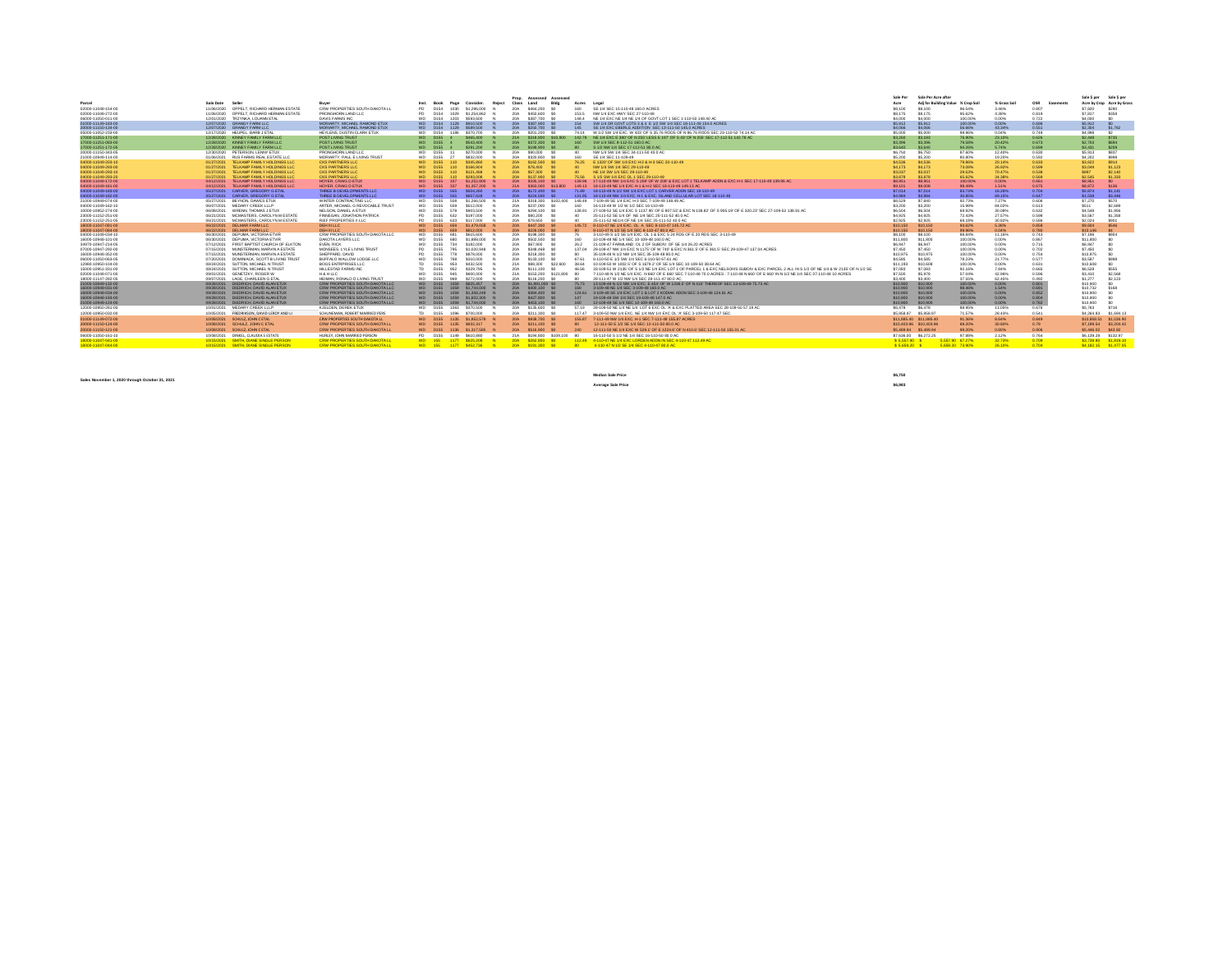| Parcel | Sale Date | Seller | Buyer | Inst. | Book | Page | Consider. | Reject | Prop. Class | Assessed Land | Assessed Bldg | Acres | Legal | Sale Per Acre | Sale Per Acre after Adj for Building Value | % Crop Soil | % Grass Soil | CSR | Easements | Sale $ per Acre by Crop | Sale $ per Acre by Grass |
|---|---|---|---|---|---|---|---|---|---|---|---|---|---|---|---|---|---|---|---|---|---|
| 02000-10349-154-00 | 11/06/2020 | OPPELT, RICHARD HERMAN ESTATE | CRW PROPERTIES SOUTH DAKOTA LLC | PD | D154 | 1030 | $1,296,000 | N | 20A | $464,200 | $0 | 160 | SE 1/4 SEC 15-110-49 160.0 ACRES | $8,100 | $8,100 | 96.53% | 3.46% | 0.807 | | $7,820 | $280 |
| 02000-10338-273-00 | 11/06/2020 | OPPELT, RICHARD HERMAN ESTATE | PRONGHORN LAND LLC | PD | D154 | 1039 | $1,254,062 | N | 20A | $458,600 | $0 | 153.5 | NW 1/4 EXC HWY SEC 27-110-49 | $8,175 | $8,175 | 95.62% | 4.38% | 0.818 | | $7,817 | $358 |
| 06000-11050-011-00 | 12/01/2020 | TRZYNKA, LOUANN ETAL | DAVIS FARMS INC | WD | D154 | 1203 | $593,600 | N | 20A | $307,700 | $0 | 148.4 | NE 1/4 EXC NE 1/4 NE 1/4 OF GOVT LOT 1 SEC 1-110-50 148.40 AC | $4,000 | $4,000 | 100.00% | 0.00% | 0.722 | | $4,000 | $0 |
| 01000-11149-169-00 | 12/07/2020 | GRANDY FARM LLC | MORIARTY, MICHAEL RAMOND ETUX | WD | D154 | 1139 | $810,500 | N | 20A | $367,600 | $0 | 154 | SW 1/4 OR GOVT LOTS 3 & 4 E 1/2 SW 1/4 SEC 16-111-49 154.0 ACRES | $5,912 | $5,912 | 100.00% | 0.00% | 0.696 | | $5,912 | $0 |
| 20000-11150-134-00 | 12/07/2020 | GRANDY FARM LLC | MORIARTY, MICHAEL RAMOND ETUX | WD | D154 | 1139 | $589,600 | N | 20A | $258,700 | $0 | 145 | SE 1/4 EXC EBERLE ADDITION SEC 13-111-50 145.0 ACRES | $4,066 | $4,066 | 56.66% | 43.34% | 0.551 | | $2,304 | $1,762 |
| 05000-11052-103-00 | 12/17/2020 | HEUPEL, MARK J ETAL | HEYLENS, DUSTIN CLARK ETUX | WD | D154 | 1195 | $375,700 | N | 20A | $201,200 | $0 | 74.14 | W 1/2 SW 1/4 EXC W 420' OF S 35.76 RODS OF N 86.76 RODS SEC 23-110-52 74.14 AC | $5,068 | $5,068 | 99.96% | 0.04% | 0.749 | | $5,066 | $2 |
| 17000-11251-171-00 | 12/28/2020 | KINNEY FAMILY FARM LLC | POST LIVING TRUST | WD | D155 | 4 | $460,400 | N | 21A | $318,400 | $12,800 | 142.78 | NE 1/4 EXC E 660' OF N 330' LESS E 197' OF S 60' OF N 258' SEC 17-112-51 142.78 AC | $3,000 | $3,000 | 76.90% | 23.10% | 0.626 | | $2,668 | $735 |
| 17000-11251-093-00 | 12/28/2020 | KINNEY FAMILY FARM LLC | POST LIVING TRUST | WD | D155 | 4 | $543,400 | N | 20A | $272,200 | $0 | 160 | SW 1/4 SEC 9-112-51 160.0 AC | $3,396 | $3,396 | 79.58% | 20.42% | 0.673 | | $2,703 | $694 |
| 17000-11251-172-00 | 12/28/2020 | KINNEY FAMILY FARM LLC | POST LIVING TRUST | WD | D155 | 4 | $291,200 | N | 20A | $199,900 | $0 | 80 | S 1/2 NW 1/4 SEC 17-112-51 80.0 AC | $3,640 | $3,640 | 94.26% | 5.74% | 0.699 | | $3,431 | $209 |
| 20000-11150-343-05 | 12/30/2020 | PETERSON, LENNY ETUX | PRONGHORN LAND LLC | WD | D155 | 11 | $270,000 | N | 20A | $90,000 | $0 | 40 | NW 1/4 SW 1/4 SEC 34-111-50 40.0 AC | $6,750 | $6,750 | 87.60% | 12.40% | 0.626 | | $5,913 | $837 |
| 21000-10949-114-00 | 01/06/2021 | RUS FARMS REAL ESTATE LLC | MORIARTY, PAUL E LIVING TRUST | WD | D155 | 27 | $832,000 | N | 20A | $320,400 | $0 | 160 | SE 1/4 SEC 11-109-49 | $5,200 | $5,200 | 80.80% | 19.20% | 0.592 | | $4,202 | $998 |
| 04000-11049-203-10 | 01/27/2021 | TELKAMP FAMILY HOLDINGS LLC | CKS PARTNERS LLC | WD | D155 | 133 | $345,000 | N | 20A | $162,500 | $0 | 76.25 | E 1320' OF SW 1/4 EXC H-2 & H-3 SEC 20-110-49 | $4,526 | $4,526 | 79.86% | 20.14% | 0.633 | | $3,622 | $914 |
| 04000-11049-293-00 | 01/27/2021 | TELKAMP FAMILY HOLDINGS LLC | CKS PARTNERS LLC | WD | D155 | 110 | $338,904 | N | 20A | $76,400 | $0 | 80 | NW 1/4 SW 1/4 SEC 29-110-49 | $4,173 | $4,173 | 73.58% | 26.92% | 0.589 | | $3,049 | $1,123 |
| 04000-11049-292-10 | 01/27/2021 | TELKAMP FAMILY HOLDINGS LLC | CKS PARTNERS LLC | WD | D155 | 122 | $121,468 | N | 20A | $57,200 | $0 | 40 | NE 1/4 SW 1/4 SEC 29-110-49 | $3,037 | $3,037 | 29.53% | 70.47% | 0.538 | | $897 | $2,140 |
| 04000-11049-291-20 | 01/27/2021 | TELKAMP FAMILY HOLDINGS LLC | CKS PARTNERS LLC | WD | D155 | 110 | $293,008 | N | 20A | $137,900 | $0 | 75.56 | S 1/2 SW 1/4 EXC OL 1 SEC 29-110-49 | $3,878 | $3,878 | 65.62% | 34.38% | 0.569 | | $2,545 | $1,333 |
| 04000-11049-172-00 | 04/12/2021 | TELKAMP FAMILY HOLDINGS LLC | HOYER, CRAIG D ETUX | WD | D155 | 337 | $1,252,000 | N | 20A | $335,100 | $0 | 139.96 | 17-110-49 NW 1/4 EXC S 209' OF W 208' & EXC LOT 1 TELKAMP ADDN & EXC H-1 SEC 17-110-49 139.96 AC | $8,951 | $8,951 | 100.00% | 0.00% | 0.661 | | $8,951 | $0 |
| 04000-11049-181-00 | 04/12/2021 | TELKAMP FAMILY HOLDINGS LLC | HOYER, CRAIG D ETUX | WD | D155 | 337 | $1,357,250 | N | 21A | $363,000 | $12,800 | 149.13 | 18-110-49 NE 1/4 EXC H-1 & H-2 SEC 18-110-49 149.13 AC | $9,101 | $9,008 | 98.49% | 1.51% | 0.675 | | $8,872 | $136 |
| 04000-11049-183-00 | 05/27/2021 | CARVER, GREGORY G ETAL | THREE B DEVELOPMENTS LLC | WD | D155 | 555 | $550,260 | N | 20A | $172,400 | $0 | 75.09 | 18-110-49 N 1/2 SW 1/4 EXC LOT 1 CARVER ADDN SEC 18-110-49 | $7,314 | $7,314 | 83.74% | 16.26% | 0.704 | | $6,074 | $1,141 |
| 04000-11049-182-00 | 05/27/2021 | CARVER, GREGORY G ETAL | THREE B DEVELOPMENTS LLC | WD | D155 | 555 | $637,600 | N | 20A | $206,100 | $0 | 131.86 | 18-110-49 NW 1/4 EXC H-1 & EXC ISLAND CELLULAR LOT SEC 18-110-49 | $4,864 | $4,864 | 30.85% | 69.15% | 0.567 | | $1,538 | $3,349 |
| 21000-10949-074-00 | 05/27/2021 | BEYNON, DAWES ETUX | WINTER CONTRACTING LLC | WD | D155 | 568 | $1,266,500 | N | 21A | $318,200 | $102,000 | 148.44 | 7-109-49 SE 1/4 EXC H-2 SEC 7-109-49 148.44 AC | $8,529 | $7,840 | 92.73% | 7.27% | 0.606 | | $7,273 | $570 |
| 04000-11049-162-10 | 06/07/2021 | MEDARY CREEK LLLP | ARTER, MICHAEL G REVOCABLE TRUST | WD | D155 | 569 | $512,000 | N | 20A | $237,000 | $0 | 160 | 16-110-49 W 1/2 W 1/2 SEC 16-110-49 | $3,200 | $3,200 | 15.99% | 84.01% | 0.613 | | $511 | $2,689 |
| 10000-10952-274-00 | 06/08/2021 | WRENN, THOMAS J ETUX | NELSON, DANIEL A ETUX | WD | D155 | 578 | $903,500 | N | 20A | $294,100 | $0 | 138.91 | 27-109-52 SE 1/4 EXC S 1137.95' OF E 807.53' & EXC N 138.82' OF S 905.19' OF E 320.23' SEC 27-109-52 138.91 AC | $6,504 | $6,504 | 69.92% | 30.08% | 0.632 | | $4,548 | $1,956 |
| 23000-11152-251-00 | 06/21/2021 | MCMASTERS, CAROLYN M ESTATE | FINNEGAN, JONATHON PATRICK | PD | D155 | 632 | $197,000 | N | 20A | $80,200 | $0 | 40 | 25-111-52 SE 1/4 OF NE 1/4 SEC 25-111-52 40.0 AC | $4,925 | $4,925 | 72.43% | 27.57% | 0.598 | | $3,567 | $1,358 |
| 23000-11152-251-05 | 06/21/2021 | MCMASTERS, CAROLYN M ESTATE | RIEF PROPERTIES II LLC | PD | D155 | 633 | $117,000 | N | 20A | $70,650 | $0 | 40 | 25-111-52 NE1/4 OF NE 1/4 SEC 25-111-52 40.0 AC | $2,925 | $2,925 | 69.18% | 30.82% | 0.586 | | $2,024 | $901 |
| 18000-11047-091-00 | 06/22/2021 | DELMAR FARM LLC | DBH II LLC | WD | D155 | 659 | $1,479,018 | N | 20A | $447,100 | $0 | 145.72 | 9-110-47 NE 1/4 EXC OL 'A' SEC 9-110-47 145.72 AC | $10,150 | $10,150 | 94.62% | 5.38% | 0.858 | | $9,604 | $546 |
| 18000-11047-094-00 | 06/22/2021 | DELMAR FARM LLC | DBH II LLC | WD | D155 | 659 | $812,000 | N | 20A | $226,100 | $0 | 80 | 9-110-47 N 1/2 SE 1/4 SEC 9-110-47 80.0 AC | $10,150 | $10,150 | 99.96% | 0.04% | 0.766 | | $10,146 | $4 |
| 04000-11049-034-10 | 06/30/2021 | DEPUMA, VICTORIA ETVIR | CRW PROPERTIES SOUTH DAKOTA LLC | WD | D155 | 681 | $615,600 | N | 20A | $198,300 | $0 | 76 | 3-110-49 S 1/2 SE 1/4 EXC OL 1 & EXC S 24 RDS OF E 20 RDS SEC 3-110-49 | $8,100 | $8,100 | 88.89% | 11.16% | 0.743 | | $7,196 | $904 |
| 16000-10949-101-00 | 06/30/2021 | DEPUMA, VICTORIA ETVIR | DAKOTA LAYERS LLC | WD | D155 | 680 | $1,888,000 | N | 20A | $502,500 | $0 | 160 | 10-109-49 NE 1/4 SEC 10-109-49 160.0 AC | $11,800 | $11,800 | 100.00% | 0.00% | 0.867 | | $11,800 | $0 |
| 34970-10947-214-05 | 07/12/2021 | FIRST BAPTIST CHURCH OF ELKTON | EVEN, RICK | WD | D155 | 734 | $182,000 | N | 20A | $67,900 | $0 | 26.2 | 21-109-47 FARMLAND OL 2 OF SUBDIV. OF SE 1/4 26.20 ACRES | $6,947 | $6,947 | 100.00% | 0.00% | 0.715 | | $6,947 | $0 |
| 07000-10947-292-00 | 07/15/2021 | MUNSTERMAN, MARVIN A ESTATE | MONSEES, LYLE LIVING TRUST | PD | D155 | 765 | $1,020,948 | N | 20A | $348,400 | $0 | 137.04 | 29-109-47 NW 1/4 EXC N 1175' OF W 749' & EXC S 391.5' OF W 391.5' SEC 29-109-47 137.04 ACRES | $7,450 | $7,450 | 100.00% | 0.00% | 0.702 | | $7,450 | $0 |
| 16000-10948-352-00 | 07/15/2021 | MUNSTERMAN, MARVIN A ESTATE | SHEPPARD, DAVID | PD | D155 | 778 | $878,000 | N | 20A | $218,300 | $0 | 80 | 35-109-48 N 1/2 NW 1/4 SEC 35-109-48 80.0 AC | $10,975 | $10,975 | 100.00% | 0.00% | 0.754 | | $10,975 | $0 |
| 06000-11050-063-00 | 07/20/2021 | SOMMACK, SCOTT B LIVING TRUST | BUFFALO WALLOW LODGE LLC | WD | D155 | 793 | $310,000 | N | 20A | $132,100 | $0 | 67.61 | 6-110-50 E 1/2 SW 1/4 SEC 6-110-50 67.61 AC | $4,585 | $4,585 | 78.23% | 21.77% | 0.577 | | $3,587 | $998 |
| 12000-10950-104-00 | 08/24/2021 | SUTTON, MICHAEL N TRUST | BOSS ENTERPRISES LLC | TD | D155 | 953 | $432,500 | N | 21A | $99,300 | $22,800 | 38.64 | 10-109-50 W 1002.5' OF S 1978.2' OF SE 1/4 SEC 10-109-50 38.64 AC | $11,193 | $10,608 | 100.00% | 0.00% | 0.631 | | $10,608 | $0 |
| 15000-10951-331-00 | 08/24/2021 | SUTTON, MICHAEL N TRUST | HILLESTAD FARMS INC | TD | D155 | 952 | $329,795 | N | 20A | $111,100 | $0 | 46.56 | 33-109-51 W 2135' OF S 1/2 NE 1/4 EXC LOT 1 OF PARCEL 1 & EXC NELSONS SUBDIV & EXC PARCEL 2 ALL IN S 1/2 OF NE 1/4 & W 2135' OF N 1/2 SE | $7,083 | $7,083 | 92.16% | 7.84% | 0.666 | | $6,528 | $555 |
| 02000-10348-071-00 | 09/01/2021 | GENETZKY, ROGER W | H & H LLC | WD | D155 | 945 | $600,000 | N | 21A | $153,200 | $121,000 | 80 | 7-110-49 N 1/2 NE 1/4 EXC N 660' OF E 660' SEC 7-110-49 70.0 ACRES : 7-110-49 N 660' OF E 660' IN N 1/2 NE 1/4 SEC 07-110-49 10.0 AC | $7,500 | $5,978 | 57.04% | 42.96% | 0.596 | | $3,410 | $2,568 |
| 18000-11147-282-05 | 09/07/2021 | LAGE, CHARLEEN G ETAL | HERMAN, RONALD D LIVING TRUST | WD | D155 | 969 | $272,000 | N | 20A | $118,200 | $0 | 80 | 28-111-47 W 1/2 NW 1/4 SEC 28-111-47 80.0 AC | $3,400 | $3,400 | 37.55% | 62.45% | 0.492 | | $1,277 | $2,123 |
| 12000-10949-132-00 | 09/28/2021 | DIEDRICH, DAVID ALAN ETUX | CRW PROPERTIES SOUTH DAKOTA LLC | WD | D155 | 1058 | $825,857 | N | 20A | $301,100 | $0 | 75.72 | 13-109-49 N 1/2 NW 1/4 EXC | $10,900 | $10,900 | 100.00% | 0.00% | 0.691 | | $10,900 | $0 |
| 16000-10949-031-00 | 09/28/2021 | DIEDRICH, DAVID ALAN ETUX | CRW PROPERTIES SOUTH DAKOTA LLC | WD | D155 | 1058 | $1,744,000 | N | 20A | $400,100 | $0 | 160 | 3-109-49 NE 1/4 SEC 3-109-49 160.0 AC | $10,900 | $10,900 | 98.46% | 1.54% | 0.891 | | $10,732 | $168 |
| 16000-10949-034-00 | 09/28/2021 | DIEDRICH, DAVID ALAN ETUX | CRW PROPERTIES SOUTH DAKOTA LLC | WD | D155 | 1058 | $1,356,249 | N | 20A | $384,400 | $0 | 124.43 | 3-109-49 SE 1/4 EXC LOT 1 & LOT 2 KODAK ADDN SEC 3-109-48 124.43 AC | $10,900 | $10,900 | 100.00% | 0.00% | 0.852 | | $10,900 | $0 |
| 16000-10949-193-00 | 09/28/2021 | DIEDRICH, DAVID ALAN ETUX | CRW PROPERTIES SOUTH DAKOTA LLC | WD | D155 | 1058 | $1,602,300 | N | 20A | $437,800 | $0 | 147 | 19-109-49 SW 1/4 SEC 19-109-49 147.0 AC | $10,900 | $10,900 | 100.00% | 0.00% | 0.804 | | $10,900 | $0 |
| 21000-10949-124-00 | 09/28/2021 | DIEDRICH, DAVID ALAN ETUX | CRW PROPERTIES SOUTH DAKOTA LLC | WD | D155 | 1058 | $1,744,000 | N | 20A | $453,100 | $0 | 160 | 12-109-49 SE 1/4 SEC 12-109-49 160.0 AC | $10,900 | $10,900 | 100.00% | 0.00% | 0.782 | | $10,900 | $0 |
| 12000-10950-281-00 | 10/01/2021 | MEDARY CREEK LLLP | KJELDEN, DEREK ETUX | WD | D155 | 1063 | $370,500 | N | 20A | $135,600 | $0 | 57.19 | 28-109-50 NE 1/4 EXC N 1/2 LOT 6 EXC OL 'A' & EXC PLATTED AREA SEC 28-109-50 57.19 AC | $6,478 | $6,478 | 88.95% | 11.05% | 0.676 | | $5,763 | $716 |
| 12000-10950-033-00 | 10/05/2021 | FREDRIKSON, DAVID LEROY AND LI | SCHUMEMAN, ROBERT MARRIED PERS | TD | D155 | 1096 | $700,000 | N | 20A | $211,300 | $0 | 117.47 | 3-109-50 NW 1/4 EXC NE 1/4 NW 1/4 EX OL 'A' SEC 3-109-50 117.47 SEC | $5,958.97 | $5,958.97 | 71.57% | 28.43% | 0.541 | | $4,264.83 | $1,694.13 |
| 01000-11149-072-00 | 10/08/2021 | SCHULZ, JOHN C ETAL | CRW PROPERTIES SOUTH DAKOTA LL | WD | D155 | 1135 | $1,852,578 | N | 20A | $438,700 | $0 | 155.87 | 7-111-49 NW 1/4 EXC. H-1 SEC 7-111-49 155.87 ACRES | $11,885.40 | $11,885.40 | 91.36% | 8.64% | 0.849 | | $10,858.51 | $1,026.90 |
| 20000-11150-124-00 | 10/08/2021 | SCHULZ, JOHN C ETAL | CRW PROPERTIES SOUTH DAKOTA LL | WD | D155 | 1135 | $832,317 | N | 20A | $211,100 | $0 | 80 | 12-111-50 E 1/2 SE 1/4 SEC 12-111-50 80.0 AC | $10,403.96 | $10,403.96 | 69.20% | 30.80% | 0.79 | | $7,199.54 | $3,204.42 |
| 20000-11150-121-00 | 10/08/2021 | SCHULZ, JOHN C ETAL | CRW PROPERTIES SOUTH DAKOTA LL | WD | D155 | 1136 | $1,317,565 | N | 20A | $516,900 | $0 | 240 | 12-111-50 NE 1/4 EXC W 529.1' OF E 1224.6' OF N 410.0' SEC 12-111-50 155.01 AC | $5,489.94 | $5,489.94 | 99.20% | 0.80% | 0.806 | | $5,446.02 | $43.92 |
| 06000-11050-161-10 | 10/08/2021 | DIMMEL, CLAUDIA S ESTATE | HURLEY, JOHN MARRIED PERSON | PD | D155 | 1149 | $610,880 | N | 21A | $104,800 | $109,100 | 80 | 16-110-50 S 1/2 NE 1/4 SEC 16-110-50 80.0 AC | $7,636.00 | $6,272.25 | 97.88% | 2.12% | 0.764 | | $6,139.28 | $132.97 |
| 18000-11047-041-00 | 10/15/2021 | SMITH, DIANE SINGLE PERSON | CRW PROPERTIES SOUTH DAKOTA LL | WD | D55 | 1177 | $625,208 | N | 20A | $262,800 | $0 | 112.48 | 4-110-47 NE 1/4 EXC LORDEN ADDN IN SEC 4-110-47 112.48 AC | $5,557.90 | $5,557.90 | 67.27% | 32.73% | 0.709 | | $3,738.80 | $1,819.10 |
| 18000-11047-044-00 | 10/15/2021 | SMITH, DIANE SINGLE PERSON | CRW PROPERTIES SOUTH DAKOTA LL | WD | 155 | 1177 | $452,736 | N | 20A | $191,300 | $0 | 80 | 4-110-47 N 1/2 SE 1/4 SEC 4-110-47 80.0 AC | $5,659.20 | $5,659.20 | 73.90% | 26.10% | 0.709 | | $4,182.15 | $1,477.05 |

Median Sale Price $6,750

Average Sale Price $6,983

Sales November 1, 2020 through October 31, 2021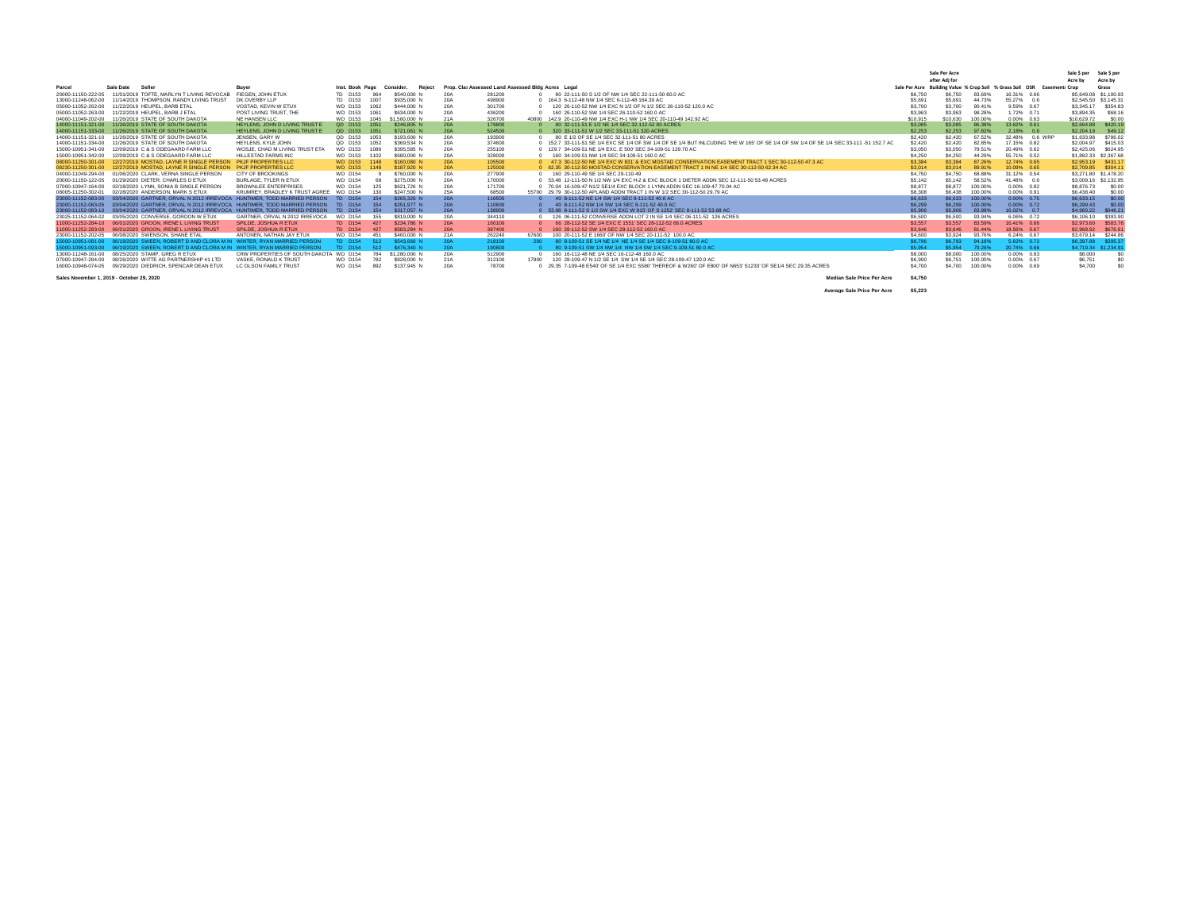| Parcel | Sale Date | Seller | Buyer | Inst. | Book | Page | Consider. | Reject | Prop. Class | Assessed Land | Assessed Bldg | Acres | Legal | Sale Per Acre | Sale Per Acre after Adj for Building Value | % Crop Soil | % Grass Soil | OSR | Easements | Sale $ per Acre by Crop | Sale $ per Acre by Grass |
|---|---|---|---|---|---|---|---|---|---|---|---|---|---|---|---|---|---|---|---|---|---|
| 20000-11150-222-05 | 11/01/2019 | TOFTE, MARLYN T LIVING REVOCAB | FIEGEN, JOHN ETUX | TD | D153 | 964 | $540,000 | N | 20A | 281200 | 0 | 80 | 22-111-50 S 1/2 OF NW 1/4 SEC 22-111-50 80.0 AC | $6,750 | $6,750 | 83.69% | 16.31% | 0.66 | | $5,649.08 | $1,100.93 |
| 13000-11248-062-00 | 11/14/2019 | THOMPSON, RANDY LIVING TRUST | DK OVERBY LLP | TD | D153 | 1007 | $935,000 | N | 20A | 498900 | 0 | 164.3 | 6-112-48 NW 1/4 SEC 6-112-48 164.30 AC | $5,691 | $5,691 | 44.73% | 55.27% | 0.6 | | $2,545.50 | $3,145.31 |
| 05000-11052-262-00 | 11/22/2019 | HEUPEL, BARB ETAL | VOSTAD, KEVIN W ETUX | WD | D153 | 1062 | $444,000 | N | 20A | 301700 | 0 | 120 | 26-110-52 NW 1/4 EXC N 1/2 OF N 1/2 SEC 26-110-52 120.0 AC | $3,700 | $3,700 | 90.41% | 9.59% | 0.67 | | $3,345.17 | $354.83 |
| 05000-11052-263-00 | 11/22/2019 | HEUPEL, BARB J ETAL | POST LIVING TRUST, THE | WD | D153 | 1061 | $634,000 | N | 20A | 436200 | 0 | 160 | 26-110-52 SW 1/4 SEC 26-110-52 160.0 AC | $3,963 | $3,963 | 98.28% | 1.72% | 0.71 | | $3,894.35 | $68.16 |
| 04000-11049-202-00 | 11/26/2019 | STATE OF SOUTH DAKOTA | NE HANSEN LLC | WD | D153 | 1045 | $1,560,000 | N | 21A | 326700 | 40800 | 142.9 | 20-110-49 NW 1/4 EXC H-1 NW 1/4 SEC 20-110-49 142.92 AC | $10,915 | $10,630 | 100.00% | 0.00% | 0.63 | | $10,629.72 | $0.00 |
| 14000-11151-321-00 | 11/26/2019 | STATE OF SOUTH DAKOTA | HEYLENS, JOHN D LIVING TRUST E | QD | D153 | 1051 | $246,805 | N | 20A | 179800 | 0 | 80 | 32-111-51 E 1/2 NE 1/4 SEC 32-112-52 80 ACRES | $3,085 | $3,085 | 86.38% | 13.62% | 0.61 | | $2,664.88 | $420.19 |
| 14000-11151-333-00 | 11/26/2019 | STATE OF SOUTH DAKOTA | HEYLENS, JOHN D LIVING TRUST E | QD | D153 | 1051 | $721,061 | N | 20A | 524500 | 0 | 320 | 33-111-51 W 1/2 SEC 33-111-51 320 ACRES | $2,253 | $2,253 | 97.82% | 2.18% | 0.6 | | $2,204.19 | $49.12 |
| 14000-11151-321-10 | 11/26/2019 | STATE OF SOUTH DAKOTA | JENSEN, GARY W | QD | D153 | 1053 | $193,600 | N | 20A | 193900 | 0 | 80 | E 1/2 OF SE 1/4 SEC 32-111-51 80 ACRES | $2,420 | $2,420 | 67.52% | 32.48% | 0.6 | WRP | $1,633.98 | $786.02 |
| 14000-11151-334-00 | 11/26/2019 | STATE OF SOUTH DAKOTA | HEYLENS, KYLE JOHN | QD | D153 | 1052 | $369,534 | N | 20A | 374600 | 0 | 152.7 | 33-111-51 SE 1/4 EXC SE 1/4 OF SW 1/4 OF SE 1/4 BUT INLCUDING THE W 165' OF SE 1/4 OF SW 1/4 OF SE 1/4 SEC 33-111 -51 152.7 AC | $2,420 | $2,420 | 82.85% | 17.15% | 0.62 | | $2,004.97 | $415.03 |
| 15000-10951-341-00 | 12/09/2019 | C & S ODEGAARD FARM LLC | WOSJE, CHAD M LIVING TRUST ETA | WD | D153 | 1086 | $395,585 | N | 20A | 255100 | 0 | 129.7 | 34-109-51 NE 1/4 EXC. E 500' SEC 34-109-51 129.70 AC | $3,050 | $3,050 | 79.51% | 20.49% | 0.62 | | $2,425.06 | $624.95 |
| 15000-10951-342-00 | 12/09/2019 | C & S ODEGAARD FARM LLC | HILLESTAD FARMS INC | WD | D153 | 1102 | $680,000 | N | 20A | 328000 | 0 | 160 | 34-109-51 NW 1/4 SEC 34-109-51 160.0 AC | $4,250 | $4,250 | 44.29% | 55.71% | 0.52 | | $1,882.33 | $2,367.68 |
| 08000-11250-301-00 | 12/27/2019 | MOSTAD, LAYNE R SINGLE PERSON | PKJF PROPERTIES LLC | WD | D153 | 1148 | $160,080 | N | 20A | 105500 | 0 | 47.3 | 30-112-50 NE 1/4 EXC W 831' & EXC MOSTAD CONSERVATION EASEMENT TRACT 1 SEC 30-112-50 47.3 AC | $3,384 | $3,384 | 87.26% | 12.74% | 0.65 | | $2,953.19 | $431.17 |
| 08230-11250-301-00 | 12/27/2019 | MOSTAD, LAYNE R SINGLE PERSON | PKJF PROPERTIES LLC | WD | D153 | 1148 | $187,920 | N | 20A | 125000 | 0 | 62.35 | 30-112-50 MOSTAD CONSERVATION EASEMENT TRACT 1 IN NE 1/4 SEC 30-112-50 62.34 AC | $3,014 | $3,014 | 89.91% | 10.09% | 0.65 | | $2,709.85 | $304.11 |
| 04000-11049-294-00 | 01/06/2020 | CLARK, VERNA SINGLE PERSON | CITY OF BROOKINGS | WD | D154 | 9 | $760,000 | N | 20A | 277900 | 0 | 160 | 29-110-49 SE 1/4 SEC 29-110-49 | $4,750 | $4,750 | 68.88% | 31.12% | 0.54 | | $3,271.80 | $1,478.20 |
| 20000-11150-122-05 | 01/29/2020 | DIETER, CHARLES D ETUX | BURLAGE, TYLER N ETUX | WD | D154 | 68 | $275,000 | N | 20A | 170000 | 0 | 53.48 | 12-111-50 N 1/2 NW 1/4 EXC H-2 & EXC BLOCK 1 DIETER ADDN SEC 12-111-50 53.48 ACRES | $5,142 | $5,142 | 58.52% | 41.48% | 0.6 | | $3,009.16 | $2,132.95 |
| 07000-10947-164-00 | 02/18/2020 | LYNN, SONIA B SINGLE PERSON | BROWNLEE ENTERPRISES | WD | D154 | 125 | $621,726 | N | 20A | 171700 | 0 | 70.04 | 16-109-47 N1/2 SE1/4 EXC BLOCK 1 LYNN ADDN SEC 16-109-47 70.04 AC | $8,877 | $8,877 | 100.00% | 0.00% | 0.82 | | $8,876.73 | $0.00 |
| 08005-11250-302-01 | 02/28/2020 | ANDERSON, MARK S ETUX | KRUMREY, BRADLEY K TRUST AGREE | WD | D154 | 130 | $247,500 | N | 25A | 68500 | 55700 | 29.79 | 30-112-50 APLAND ADDN TRACT 1 IN W 1/2 SEC 30-112-50 29.79 AC | $8,308 | $6,438 | 100.00% | 0.00% | 0.91 | | $6,438.40 | $0.00 |
| 23000-11152-083-00 | 03/04/2020 | GARTNER, ORVAL N 2012 IRREVOCA | HUNTIMER, TODD MARRIED PERSON | TD | D154 | 154 | $265,326 | N | 20A | 116500 | 0 | 40 | 8-111-52 NE 1/4 SW 1/4 SEC 8-111-52 40.0 AC | $6,633 | $6,633 | 100.00% | 0.00% | 0.75 | | $6,633.15 | $0.00 |
| 23000-11152-083-05 | 03/04/2020 | GARTNER, ORVAL N 2012 IRREVOCA | HUNTIMER, TODD MARRIED PERSON | TD | D154 | 154 | $251,977 | N | 20A | 110600 | 0 | 40 | 8-111-52 NW 1/4 SW 1/4 SEC 8-111-52 40.0 AC | $6,299 | $6,299 | 100.00% | 0.00% | 0.72 | | $6,299.43 | $0.00 |
| 23000-11152-083-10 | 03/04/2020 | GARTNER, ORVAL N 2012 IRREVOCA | HUNTIMER, TODD MARRIED PERSON | TD | D154 | 154 | $317,057 | N | 20A | 138900 | 0 | 53.68 | 8-111-52 S 1/2 SW 1/4 EXC W 915' OF S 1252' SEC 8-111-52 53.68 AC | $5,906 | $5,906 | 83.98% | 16.02% | 0.7 | | $4,960.22 | $946.21 |
| 23025-11152-064-02 | 03/05/2020 | CONVERSE, GORDON W ETUX | GARTNER, ORVAL N 2012 IRREVOCA | WD | D154 | 155 | $819,000 | N | 20A | 344110 | 0 | 126 | 06-111-52 CONVERSE ADDN LOT 2 IN SE 1/4 SEC 06-111-52 126 ACRES | $6,500 | $6,500 | 93.94% | 6.06% | 0.72 | | $6,106.10 | $393.90 |
| 11000-11252-284-10 | 06/01/2020 | GROON, IRENE L LIVING TRUST | SPILDE, JOSHUA R ETUX | TD | D154 | 427 | $234,786 | N | 20A | 160100 | 0 | 66 | 28-112-52 SE 1/4 EXC E 1551' SEC 28-112-52 66.0 ACRES | $3,557 | $3,557 | 83.59% | 16.41% | 0.66 | | $2,973.60 | $583.76 |
| 11000-11252-283-00 | 06/01/2020 | GROON, IRENE L LIVING TRUST | SPILDE, JOSHUA R ETUX | TD | D154 | 427 | $583,284 | N | 20A | 397400 | 0 | 160 | 28-112-52 SW 1/4 SEC 28-112-52 160.0 AC | $3,646 | $3,646 | 81.44% | 18.56% | 0.67 | | $2,968.92 | $676.61 |
| 23000-11152-202-05 | 06/08/2020 | SWENSON, SHANE ETAL | ANTONEN, NATHAN JAY ETUX | WD | D154 | 451 | $460,000 | N | 21A | 262240 | 67600 | 100 | 20-111-52 E 1660' OF NW 1/4 SEC 20-111-52 100.0 AC | $4,600 | $3,924 | 93.76% | 6.24% | 0.67 | | $3,679.14 | $244.86 |
| 15000-10951-081-00 | 06/19/2020 | SWEEN, ROBERT D AND CLORA M IN | WINTER, RYAN MARRIED PERSON | TD | D154 | 512 | $543,660 | N | 20A | 218100 | 200 | 80 | 8-109-51 SE 1/4 NE 1/4 NE 1/4 SE 1/4 SEC 8-109-51 80.0 AC | $6,796 | $6,793 | 94.18% | 5.82% | 0.72 | | $6,397.88 | $395.37 |
| 15000-10951-093-00 | 06/19/2020 | SWEEN, ROBERT D AND CLORA M IN | WINTER, RYAN MARRIED PERSON | TD | D154 | 512 | $476,340 | N | 20A | 190800 | 0 | 80 | 9-109-51 SW 1/4 NW 1/4 NW 1/4 SW 1/4 SEC 9-109-51 80.0 AC | $5,954 | $5,954 | 79.26% | 20.74% | 0.66 | | $4,719.34 | $1,234.91 |
| 13000-11248-161-00 | 08/25/2020 | STAMP, GREG R ETUX | CRW PROPERTIES OF SOUTH DAKOTA | WD | D154 | 784 | $1,280,000 | N | 20A | 512900 | 0 | 160 | 16-112-48 NE 1/4 SEC 16-112-48 160.0 AC | $8,000 | $8,000 | 100.00% | 0.00% | 0.83 | | $8,000 | $0 |
| 07000-10947-284-00 | 08/26/2020 | WITTE AG PARTNERSHIP #1 LTD | VASKE, RONALD K TRUST | WD | D154 | 782 | $828,000 | N | 21A | 312100 | 17900 | 120 | 28-109-47 N 1/2 SE 1/4 SW 1/4 SE 1/4 SEC 28-109-47 120.0 AC | $6,900 | $6,751 | 100.00% | 0.00% | 0.67 | | $6,751 | $0 |
| 16000-10948-074-05 | 09/29/2020 | DIEDRICH, SPENCAR DEAN ETUX | LC OLSON FAMILY TRUST | WD | D154 | 892 | $137,945 | N | 20A | 78700 | 0 | 29.35 | 7-109-48 E540' OF SE 1/4 EXC S580' THEREOF & W260' OF E800' OF N653' S1233' OF SE1/4 SEC 29.35 ACRES | $4,700 | $4,700 | 100.00% | 0.00% | 0.69 | | $4,700 | $0 |

Sales November 1, 2019 - October 29, 2020

Median Sale Price Per Acre: $4,750

Average Sale Price Per Acre: $5,223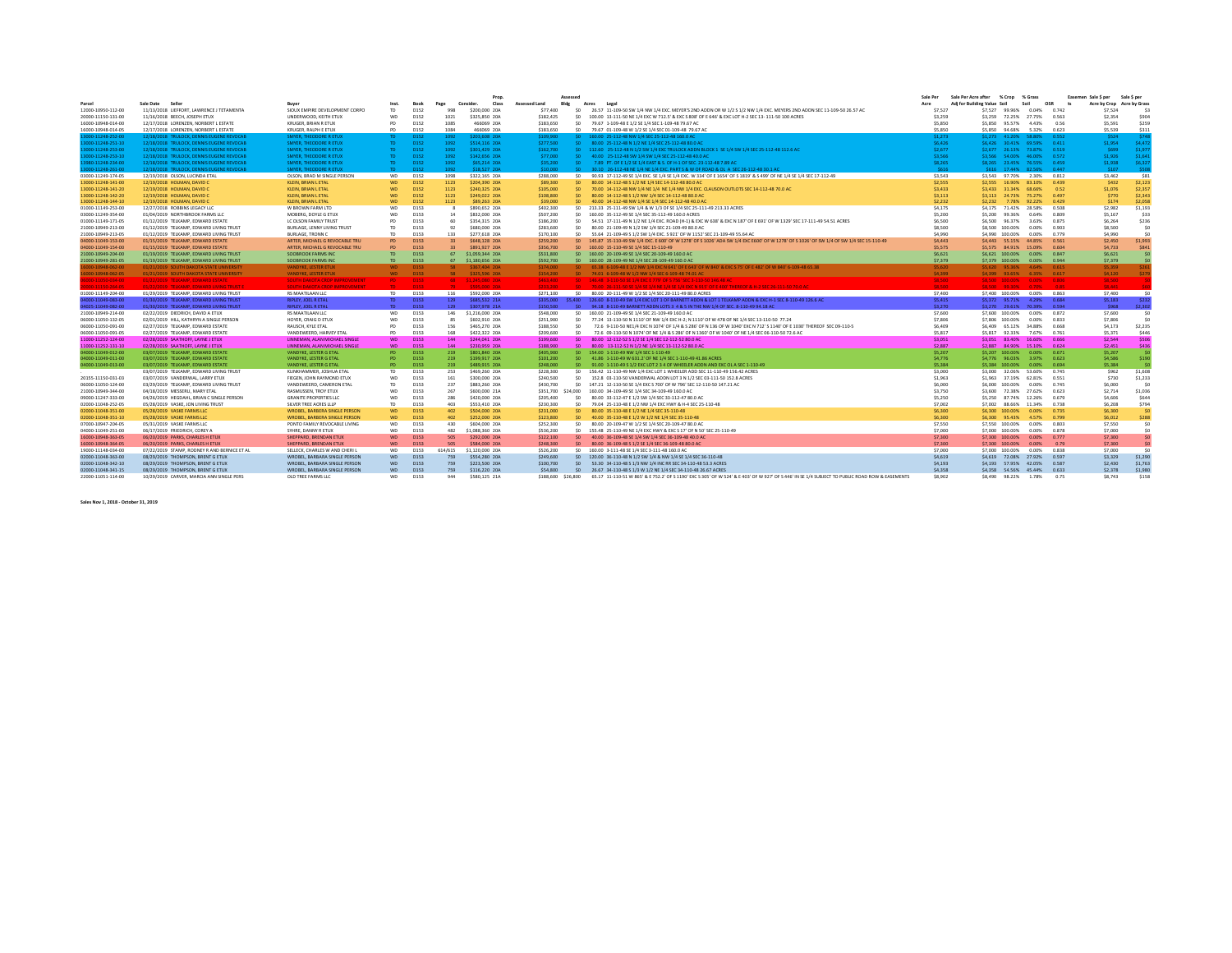| Parcel | Sale Date | Seller | Buyer | Inst. | Book | Page | Consider. | Prop. Class | Assessed Land | Assessed Bldg | Acres | Legal | Sale Per Acre | Sale Per Acre after Adj for Building Value | % Crop Soil | % Grass Soil | OSR | Easemen ts | Sale $ per Acre by Crop | Sale $ per Acre by Grass |
|---|---|---|---|---|---|---|---|---|---|---|---|---|---|---|---|---|---|---|---|---|
| 12000-10950-112-00 | 11/13/2018 | LIEFFORT, LAWRENCE J TETAMENTA | SIOUX EMPIRE DEVELOPMENT CORPO | TD | D152 | 998 | $200,000 | 20A | $77,400 | $0 | 26.57 | 11-109-50 SW 1/4 NW 1/4 EXC MEYER'S 2ND ADDN OR W 1/2 S 1/2 NW 1/4 EXC MEYERS 2ND ADDN SEC 11-109-50 26.57 AC | $7,527 | $7,527 | 99.96% | 0.04% | 0.742 | | $7,524 | $3 |
| 20000-11150-131-00 | 11/16/2018 | BEECH, JOSEPH ETUX | UNDERWOOD, KEITH ETUX | WD | D152 | 1021 | $325,850 | 20A | $182,425 | $0 | 100.00 | 13-111-50 NE 1/4 EXC W 712.5' & EXC S 808' OF E 646' & EXC LOT H-2 SEC 13- 111-50 100 ACRES | $3,259 | $3,259 | 72.25% | 27.75% | 0.563 | | $2,354 | $904 |
| 16000-10948-014-00 | 12/17/2018 | LORENZEN, NORBERT L ESTATE | KRUGER, BRIAN R ETUX | PD | D152 | 1085 | 466069 | 20A | $183,650 | $0 | 79.67 | 1-109-48 E 1/2 SE 1/4 SEC 1-109-48 79.67 AC | $5,850 | $5,850 | 95.57% | 4.43% | 0.56 | | $5,591 | $259 |
| 16000-10948-014-05 | 12/17/2018 | LORENZEN, NORBERT L ESTATE | KRUGER, RALPH E ETUX | PD | D152 | 1084 | 466069 | 20A | $183,650 | $0 | 79.67 | 01-109-48 W 1/2 SE 1/4 SEC 01-109-48 79.67 AC | $5,850 | $5,850 | 94.68% | 5.32% | 0.623 | | $5,539 | $311 |
| 13000-11248-252-00 | 12/18/2018 | TRULOCK, DENNIS EUGENE REVOCAB | SMYER, THEODORE R ETUX | TD | D152 | 1092 | $203,608 | 20A | $109,900 | $0 | 160.00 | 25-112-48 NW 1/4 SEC 25-112-48 160.0 AC | $1,273 | $1,273 | 41.20% | 58.80% | 0.552 | | $524 | $748 |
| 13000-11248-251-10 | 12/18/2018 | TRULOCK, DENNIS EUGENE REVOCAB | SMYER, THEODORE R ETUX | TD | D152 | 1092 | $514,133 | 20A | $277,500 | $0 | 80.00 | 25-112-48 N 1/2 NE 1/4 SEC 25-112-48 80.0 AC | $6,426 | $6,426 | 30.41% | 69.59% | 0.411 | | $1,954 | $4,472 |
| 13000-11248-253-00 | 12/18/2018 | TRULOCK, DENNIS EUGENE REVOCAB | SMYER, THEODORE R ETUX | TD | D152 | 1092 | $301,429 | 20A | $162,700 | $0 | 112.60 | 25-112-48 N 1/2 SW 1/4 EXC TRULOCK ADDN BLOCK 1 SE 1/4 SW 1/4 SEC 25-112-48 112.6 AC | $2,677 | $2,677 | 26.13% | 73.87% | 0.519 | | $699 | $1,977 |
| 13000-11248-253-10 | 12/18/2018 | TRULOCK, DENNIS EUGENE REVOCAB | SMYER, THEODORE R ETUX | TD | D152 | 1092 | $142,656 | 20A | $77,000 | $0 | 40.00 | 25-112-48 SW 1/4 SW 1/4 SEC 25-112-48 40.0 AC | $3,566 | $3,566 | 54.00% | 46.00% | 0.572 | | $1,926 | $1,641 |
| 13980-11248-234-00 | 12/18/2018 | TRULOCK, DENNIS EUGENE REVOCAB | SMYER, THEODORE R ETUX | TD | D152 | 1092 | $65,214 | 20A | $35,200 | $0 | 7.89 | PT. OF E 1/2 SE 1/4 EAST & S. OF H-1 OF SEC. 23-112-48 7.89 AC | $8,265 | $8,265 | 23.45% | 76.55% | 0.459 | | $1,938 | $6,327 |
| 13000-11248-261-00 | 12/18/2018 | TRULOCK, DENNIS EUGENE REVOCAB | SMYER, THEODORE R ETUX | TD | D152 | 1092 | $18,527 | 21A | $10,000 | $0 | 30.10 | 26-112-48 NE 1/4 NE 1/4 EXC. PARTS S & W OF ROAD & OL A SEC 26-112-48 30.1 AC | $616 | $616 | 17.44% | 82.56% | 0.447 | | $107 | $508 |
| 03000-11249-174-05 | 12/19/2018 | OLSON, LUCINDA ETAL | OLSON, BRAD M SINGLE PERSON | WD | D152 | 1098 | $322,165 | 20A | $288,000 | $0 | 90.93 | 17-112-49 SE 1/4 EXC. SE 1/4 SE 1/4 EXC. W 334' OF E 1654' OF S 1819' & S 499' OF NE 1/4 SE 1/4 SEC 17-112-49 | $3,543 | $3,543 | 97.70% | 2.30% | 0.812 | | $3,462 | $81 |
| 13000-11248-141-00 | 12/19/2018 | HOLMAN, DAVID C | KLEIN, BRIAN L ETAL | WD | D152 | 1123 | $204,390 | 20A | $89,300 | $0 | 80.00 | 14-112-48 S 1/2 NE 1/4 SEC 14-112-48 80.0 AC | $2,555 | $2,555 | 16.90% | 83.10% | 0.439 | | $432 | $2,123 |
| 13000-11248-141-05 | 12/19/2018 | HOLMAN, DAVID C | KLEIN, BRIAN L ETAL | WD | D152 | 1123 | $240,325 | 20A | $105,000 | $0 | 70.00 | 14-112-48 NW 1/4 NE 1/4 NE 1/4 NW 1/4 EXC. CLAUSON OUTLOTS SEC 14-112-48 70.0 AC | $3,433 | $3,433 | 31.34% | 68.66% | 0.52 | | $1,076 | $2,357 |
| 13000-11248-142-00 | 12/19/2018 | HOLMAN, DAVID C | KLEIN, BRIAN L ETAL | WD | D152 | 1123 | $249,022 | 20A | $108,800 | $0 | 80.00 | 14-112-48 S 1/2 NW 1/4 SEC 14-112-48 80.0 AC | $3,113 | $3,113 | 24.73% | 75.27% | 0.497 | | $770 | $2,343 |
| 13000-11248-144-10 | 12/19/2018 | HOLMAN, DAVID C | KLEIN, BRIAN L ETAL | WD | D152 | 1123 | $89,263 | 20A | $39,000 | $0 | 40.00 | 14-112-48 NW 1/4 SE 1/4 SEC 14-112-48 40.0 AC | $2,232 | $2,232 | 7.78% | 92.22% | 0.429 | | $174 | $2,058 |
| 01000-11249-253-00 | 12/27/2018 | ROBBINS LEGACY LLC | W BROWN FARMS LTD | WD | D153 | 8 | $890,652 | 20A | $402,300 | $0 | 213.33 | 25-111-49 SW 1/4 & W 1/3 OF SE 1/4 SEC 25-111-49 213.33 ACRES | $4,175 | $4,175 | 71.42% | 28.58% | 0.508 | | $2,982 | $1,193 |
| 03000-11249-354-00 | 01/04/2019 | NORTHBROOK FARMS LLC | MOEBERG, DOYLE G ETUX | WD | D153 | 14 | $832,000 | 20A | $507,200 | $0 | 160.00 | 35-112-49 SE 1/4 SEC 35-112-49 160.0 ACRES | $5,200 | $5,200 | 99.36% | 0.64% | 0.809 | | $5,167 | $33 |
| 01000-11149-171-05 | 01/12/2019 | TELKAMP, EDWARD ESTATE | LC OLSON FAMILY TRUST | PD | D153 | 60 | $354,315 | 20A | $186,200 | $0 | 54.51 | 17-111-49 N 1/2 NE 1/4 EXC. ROAD (H-1) & EXC W 638' & EXC N 187' OF E 691' OF W 1329' SEC 17-111-49 54.51 ACRES | $6,500 | $6,500 | 96.37% | 3.63% | 0.875 | | $6,264 | $236 |
| 21000-10949-213-00 | 01/12/2019 | TELKAMP, EDWARD LIVING TRUST | BURLAGE, LENNY LIVING TRUST | TD | D153 | 92 | $680,000 | 20A | $283,600 | $0 | 80.00 | 21-109-49 N 1/2 SW 1/4 SEC 21-109-49 80.0 AC | $8,500 | $8,500 | 100.00% | 0.00% | 0.903 | | $8,500 | $0 |
| 21000-10949-213-05 | 01/12/2019 | TELKAMP, EDWARD LIVING TRUST | BURLAGE, TRONN C | TD | D153 | 133 | $277,618 | 20A | $170,100 | $0 | 55.64 | 21-109-49 S 1/2 SW 1/4 EXC. S 921' OF W 1152' SEC 21-109-49 55.64 AC | $4,990 | $4,990 | 100.00% | 0.00% | 0.779 | | $4,990 | $0 |
| 04000-11049-153-00 | 01/15/2019 | TELKAMP, EDWARD ESTATE | ARTER, MICHAEL G REVOCABLE TRU | PD | D153 | 33 | $648,128 | 20A | $259,200 | $0 | 145.87 | 15-110-49 SW 1/4 EXC. E 600' OF W 1278' OF S 1026' ADA SW 1/4 EXC E600' OF W 1278' OF S 1026' OF SW 1/4 OF SW 1/4 SEC 15-110-49 | $4,443 | $4,443 | 55.15% | 44.85% | 0.561 | | $2,450 | $1,993 |
| 04000-11049-154-00 | 01/15/2019 | TELKAMP, EDWARD ESTATE | ARTER, MICHAEL G REVOCABLE TRU | PD | D153 | 33 | $891,927 | 20A | $356,700 | $0 | 160.00 | 15-110-49 SE 1/4 SEC 15-110-49 | $5,575 | $5,575 | 84.91% | 15.09% | 0.604 | | $4,733 | $841 |
| 21000-10949-204-00 | 01/19/2019 | TELKAMP, EDWARD LIVING TRUST | SODBROOK FARMS INC | TD | D153 | 67 | $1,059,344 | 20A | $531,800 | $0 | 160.00 | 20-109-49 SE 1/4 SEC 20-109-49 160.0 AC | $6,621 | $6,621 | 100.00% | 0.00% | 0.847 | | $6,621 | $0 |
| 21000-10949-281-05 | 01/19/2019 | TELKAMP, EDWARD LIVING TRUST | SODBROOK FARMS INC | TD | D153 | 67 | $1,180,656 | 20A | $592,700 | $0 | 160.00 | 28-109-49 NE 1/4 SEC 28-109-49 160.0 AC | $7,379 | $7,379 | 100.00% | 0.00% | 0.944 | | $7,379 | $0 |
| 16000-10948-062-00 | 01/21/2019 | SOUTH DAKOTA STATE UNIVERSITY | VANDYKE, LESTER ETUX | WD | D153 | 58 | $367,404 | 20A | $179,000 | $0 | 65.38 | 6-109-48 E 1/2 NW 1/4 EXC N 641' OF E 643' OF W 840' & EXC S 75' OF E 482' OF W 840' 6-109-48 65.38 | $5,620 | $5,620 | 95.36% | 4.64% | 0.615 | | $5,359 | $261 |
| 16000-10948-062-05 | 01/21/2019 | SOUTH DAKOTA STATE UNIVERSITY | VANDYKE, LESTER ETUX | WD | D153 | 58 | $325,596 | 20A | $154,200 | $0 | 74.01 | 6-109-48 W 1/2 NW 1/4 SEC 6-109-48 74.01 AC | $4,399 | $4,399 | 93.65% | 6.35% | 0.617 | | $4,120 | $279 |
| 06000-11050-081-00 | 01/22/2019 | TELKAMP, EDWARD ESTATE | SOUTH DAKOTA CROP IMPROVEMENT | PD | D153 | 98 | $1,246,380 | 20A | $483,500 | $0 | 146.48 | 8-110-50 SE 1/4 EXC S 775' OF 1,750' SEC 8-110-50 146.48 AC | $8,509 | $8,509 | 100.00% | 0.00% | 0.886 | | $8,509 | $0 |
| 06000-11050-164-05 | 01/22/2019 | TELKAMP, EDWARD LIVING TRUST T | SOUTH DAKOTA CROP IMPROVEMENT | TD | D153 | 96 | $956,000 | 20A | $351,100 | $0 | 99.90 | 16-110-50 NE 1/4 NE 1/4 SEC 16 ... 110-50 | $9,570 | $9,570 | 99.30% | 0.70% | 0.93 | | $9,493 | $81 |
| 01000-11149-204-00 | 01/29/2019 | TELKAMP, EDWARD LIVING TRUST | RS MAATILAAN LLC | TD | D153 | 116 | $592,000 | 20A | $271,100 | $0 | 80.00 | 20-111-49 W 1/2 SE 1/4 SEC 20-111-49 80.0 ACRES | $7,400 | $7,400 | 100.00% | 0.00% | 0.863 | | $7,400 | $0 |
| 04000-11049-083-00 | 01/30/2019 | TELKAMP, EDWARD LIVING TRUST | RIPLEY, JOEL R ETAL | TD | D153 | 129 | $685,532 | 21A | $335,000 | $5,400 | 126.60 | 8-110-49 SW 1/4 EXC LOT 1 OF BARNETT ADDN & LOT 1 TELKAMP ADDN & EXC H-1 SEC 8-110-49 126.6 AC | $5,415 | $5,372 | 95.71% | 4.29% | 0.684 | | $5,183 | $232 |
| 04625-11049-082-00 | 01/30/2019 | TELKAMP, EDWARD LIVING TRUST | RIPLEY, JOEL R ETAL | TD | D153 | 129 | $307,078 | 21A | $150,500 | $0 | 94.18 | 8-110-49 BARNETT ADDN LOTS 3 4 & 5 IN THE NW 1/4 OF SEC. 8-110-49 94.18 AC | $3,270 | $3,270 | 29.61% | 70.39% | 0.584 | | $968 | $2,302 |
| 21000-10949-214-00 | 02/22/2019 | DIEDRICH, DAVID A ETUX | RS MAATILAAN LLC | WD | D153 | 146 | $1,216,000 | 20A | $548,000 | $0 | 160.00 | 21-109-49 SE 1/4 SEC 21-109-49 160.0 AC | $7,600 | $7,600 | 100.00% | 0.00% | 0.872 | | $7,600 | $0 |
| 06000-11050-132-05 | 02/01/2019 | HILL, KATHRYN A SINGLE PERSON | HOYER, CRAIG D ETUX | WD | D153 | 85 | $602,910 | 20A | $251,900 | $0 | 77.24 | 13-110-50 N 1110' OF NW 1/4 EXC H-2; N 1110' OF W 478 OF NE 1/4 SEC 13-110-50 77.24 | $7,806 | $7,806 | 100.00% | 0.00% | 0.833 | | $7,806 | $0 |
| 06000-11050-091-00 | 02/27/2019 | TELKAMP, EDWARD ESTATE | RAUSCH, KYLE ETAL | PD | D153 | 156 | $465,270 | 20A | $188,550 | $0 | 72.6 | 9-110-50 NE1/4 EXC N 1074' OF 1/4 & S 286' OF N 136 OF W 1040' EXC N 712' S 1140' OF E 1030' THEREOF SEC 09-110-5 | $6,409 | $6,409 | 65.12% | 34.88% | 0.668 | | $4,173 | $2,235 |
| 06000-11050-091-05 | 02/27/2019 | TELKAMP, EDWARD ESTATE | VANDEWEERD, HARVEY ETAL | PD | D153 | 168 | $422,322 | 20A | $209,600 | $0 | 72.6 | 09-110-50 N 1074' OF NE 1/4 & S 286' OF N 1360' OF W 1040' OF NE 1/4 SEC 06-110-50 72.6 AC | $5,817 | $5,817 | 92.33% | 7.67% | 0.761 | | $5,371 | $446 |
| 11000-11252-124-00 | 02/28/2019 | SAATHOFF, LAYNE J ETUX | LINNEMAN, ALAN MICHAEL SINGLE | WD | D153 | 144 | $244,041 | 20A | $109,600 | $0 | 80.00 | 12-112-52 S 1/2 SE 1/4 SEC 12-112-52 80.0 AC | $3,051 | $3,051 | 83.40% | 16.60% | 0.666 | | $2,544 | $506 |
| 11000-11252-131-10 | 02/28/2019 | SAATHOFF, LAYNE J ETUX | LINNEMAN, ALAN MICHAEL SINGLE | WD | D153 | 144 | $230,959 | 20A | $188,000 | $0 | 80.00 | 13-112-52 N 1/2 NE 1/4 SEC 13-112-52 80.0 AC | $2,887 | $2,887 | 84.90% | 15.10% | 0.624 | | $2,451 | $436 |
| 04000-11049-012-00 | 03/07/2019 | TELKAMP, EDWARD ESTATE | VANDYKE, LESTER G ETAL | PD | D153 | 219 | $801,840 | 20A | $405,900 | $0 | 154.00 | 1-110-49 NW 1/4 SEC 1-110-49 | $5,207 | $5,207 | 100.00% | 0.00% | 0.671 | | $5,207 | $0 |
| 04000-11049-011-00 | 03/07/2019 | TELKAMP, EDWARD ESTATE | VANDYKE, LESTER G ETAL | PD | D153 | 219 | $199,917 | 20A | $101,200 | $0 | 41.86 | 1-110-49 W 631.2' OF NE 1/4 SEC 1-110-49 41.86 ACRES | $4,776 | $4,776 | 96.03% | 3.97% | 0.623 | | $4,586 | $190 |
| 04000-11049-013-00 | 03/07/2019 | TELKAMP, EDWARD ESTATE | VANDYKE, LESTER G ETAL | PD | D153 | 219 | $489,915 | 20A | $248,000 | $0 | 91.00 | 1-110-49 S 1/2 EXC LOT 2 3 4 OF WHEELER ADDN AND EXC OL A SEC 1-110-49 | $5,384 | $5,384 | 100.00% | 0.00% | 0.694 | | $5,384 | $0 |
| | 03/07/2019 | TELKAMP, EDWARD LIVING TRUST | KLINKHAMMER, JOSHUA ETAL | TD | D153 | 253 | $469,260 | 20A | $228,300 | $0 | 156.42 | 11-110-49 NW 1/4 EXC LOT 1 WHEELER ADD SEC 11-110-49 156.42 ACRES | $3,000 | $3,000 | 32.06% | 53.60% | 0.745 | | $962 | $1,608 |
| 20155-11150-031-03 | 03/07/2019 | VANDERWAL, LARRY ETUX | FEIGEN, JOHN RAYMOND ETUX | WD | D153 | 161 | $300,000 | 20A | $240,500 | $0 | 152.8 | 03-110-50 VANDERWAL ADDN LOT 3 N 1/2 SEC 03-111-50 152.8 ACRES | $1,963 | $1,963 | 37.19% | 62.81% | 0.551 | | $730 | $1,233 |
| 06000-11050-124-00 | 03/29/2019 | TELKAMP, EDWARD LIVING TRUST | VANDEWEERD, CAMERON ETAL | TD | D153 | 237 | $883,260 | 20A | $430,700 | $0 | 147.21 | 12-110-50 SE 1/4 EXC S 700' OF W 796' SEC 12-110-50 147.21 AC | $6,000 | $6,000 | 100.00% | 0.00% | 0.745 | | $6,000 | $0 |
| 21000-10949-344-00 | 04/18/2019 | MESSERLI, MARY ETAL | RASMUSSEN, TROY ETUX | WD | D153 | 267 | $600,000 | 21A | $351,700 | $24,000 | 160.00 | 34-109-49 SE 1/4 SEC 34-109-49 160.0 AC | $3,750 | $3,600 | 72.38% | 27.62% | 0.623 | | $2,714 | $1,036 |
| 09000-11247-333-00 | 04/26/2019 | HEGDAHL, BRIAN C SINGLE PERSON | GRANITE PROPERTIES LLC | WD | D153 | 286 | $420,000 | 20A | $205,400 | $0 | 80.00 | 33-112-47 E 1/2 SW 1/4 SEC 33-112-47 80.0 AC | $5,250 | $5,250 | 87.74% | 12.26% | 0.679 | | $4,606 | $644 |
| 02000-11048-252-05 | 05/28/2019 | VASKE, JON LIVING TRUST | SILVER TREE ACRES LLP | TD | D153 | 403 | $553,410 | 20A | $230,300 | $0 | 79.04 | 25-110-48 E 1/2 NW 1/4 EXC HWY & H-4 SEC 25-110-48 | $7,002 | $7,002 | 88.66% | 11.34% | 0.738 | | $6,208 | $794 |
| 02000-11048-351-00 | 05/28/2019 | VASKE FARMS LLC | WROBEL, BARBARA SINGLE PERSON | WD | D153 | 402 | $504,000 | 20A | $231,000 | $0 | 80.00 | 35-110-48 E 1/2 NE 1/4 SEC 35-110-48 | $6,300 | $6,300 | 100.00% | 0.00% | 0.735 | | $6,300 | $0 |
| 02000-11048-351-10 | 05/28/2019 | VASKE FARMS LLC | WROBEL, BARBARA SINGLE PERSON | WD | D153 | 402 | $252,000 | 20A | $123,800 | $0 | 40.00 | 35-110-48 S 1/2 W 1/2 NE 1/4 SEC 35-110-48 | $6,300 | $6,300 | 95.43% | 4.57% | 0.799 | | $6,012 | $288 |
| 07000-10947-204-05 | 05/31/2019 | VASKE FARMS LLC | PONTO FAMILY REVOCABLE LIVING | WD | D153 | 430 | $604,000 | 20A | $252,300 | $0 | 80.00 | 20-109-47 W 1/2 SE 1/4 SEC 20-109-47 80.0 AC | $7,550 | $7,550 | 100.00% | 0.00% | 0.803 | | $7,550 | $0 |
| 04000-11049-251-00 | 06/17/2019 | FRIEDRICH, COREY A | SHYRE, DANNY R ETUX | WD | D153 | 482 | $1,088,360 | 20A | $536,200 | $0 | 155.48 | 25-110-49 NE 1/4 EXC HWY & EXC S 17' OF N 50' SEC 25-110-49 | $7,000 | $7,000 | 100.00% | 0.00% | 0.878 | | $7,000 | $0 |
| 16000-10948-363-05 | 06/20/2019 | PARKS, CHARLES H ETUX | SHEPPARD, BRENDAN ETUX | WD | D153 | 505 | $292,000 | 20A | $122,100 | $0 | 40.00 | 36-109-48 SE 1/4 SW 1/4 SEC 36-109-48 40.0 AC | $7,300 | $7,300 | 100.00% | 0.00% | 0.777 | | $7,300 | $0 |
| 16000-10948-364-05 | 06/20/2019 | PARKS, CHARLES H ETUX | SHEPPARD, BRENDAN ETUX | WD | D153 | 505 | $584,000 | 20A | $248,300 | $0 | 80.00 | 36-109-48 S 1/2 SE 1/4 SEC 36-109-48 80.0 AC | $7,300 | $7,300 | 100.00% | 0.00% | 0.79 | | $7,300 | $0 |
| 19000-11148-034-00 | 07/22/2019 | STAMP, RODNEY R AND BERNICE ET AL | SELLECK, CHARLES W AND CHERI L | WD | D153 | 614/615 | $1,120,000 | 20A | $526,200 | $0 | 160.00 | 3-111-48 SE 1/4 SEC 3-111-48 160.0 AC | $7,000 | $7,000 | 100.00% | 0.00% | 0.838 | | $7,000 | $0 |
| 02000-11048-363-00 | 08/29/2019 | THOMPSON, BRENT G ETUX | WROBEL, BARBARA SINGLE PERSON | WD | D153 | 759 | $554,280 | 20A | $249,600 | $0 | 120.00 | 36-110-48 N 1/2 SW 1/4 & NW 1/4 SE 1/4 SEC 36-110-48 | $4,619 | $4,619 | 72.08% | 27.92% | 0.597 | | $3,329 | $1,290 |
| 02000-11048-342-10 | 08/29/2019 | THOMPSON, BRENT G ETUX | WROBEL, BARBARA SINGLE PERSON | WD | D153 | 759 | $223,500 | 20A | $100,700 | $0 | 53.30 | 34-110-48 S 1/3 NW 1/4 INC RR SEC 34-110-48 53.3 ACRES | $4,193 | $4,193 | 57.95% | 42.05% | 0.587 | | $2,430 | $1,763 |
| 02000-11048-341-15 | 08/29/2019 | THOMPSON, BRENT G ETUX | WROBEL, BARBARA SINGLE PERSON | WD | D153 | 759 | $116,220 | 20A | $54,800 | $0 | 26.67 | 34-110-48 S 1/3 W 1/2 NE 1/4 SEC 34-110-48 26.67 ACRES | $4,358 | $4,358 | 54.56% | 45.44% | 0.633 | | $2,378 | $1,980 |
| 22000-11051-114-00 | 10/29/2019 | CARVER, MARCIA ANN SINGLE PERS | OLD TREE FARMS LLC | WD | D153 | 944 | $580,125 | 21A | $188,600 | $26,800 | 65.17 | 11-110-51 W 865' & E 752.2' OF S 1190' EXC S 305' OF W 524' & E 403' OF W 927' OF S 446' IN SE 1/4 SUBJECT TO PUBLIC ROAD ROW & EASEMENTS | $8,902 | $8,490 | 98.22% | 1.78% | 0.75 | | $8,743 | $158 |

Sales Nov 1, 2018 - October 31, 2019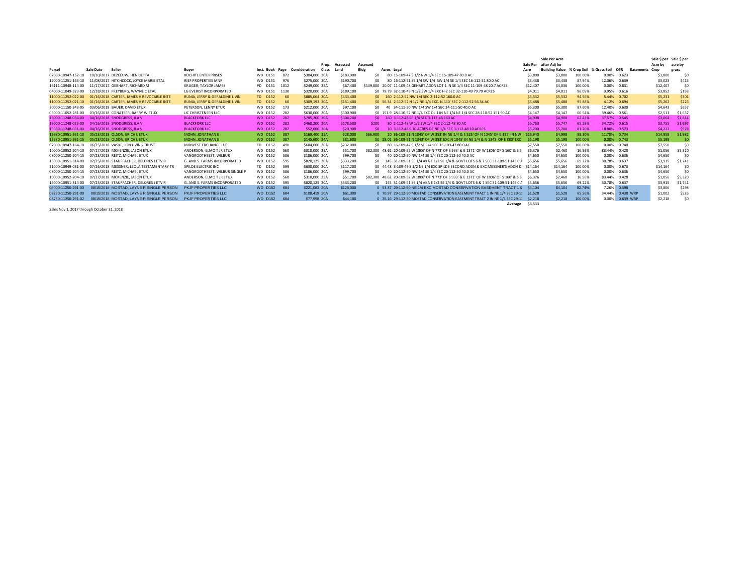| Parcel | Sale Date | Seller | Buyer | Inst. | Book | Page | Consideration | Prop. Class | Assessed Land | Assessed Bldg | Acres | Legal | Sale Per Acre | Sale Per Acre after Adj for Building Value | % Crop Soil | % Grass Soil | OSR | Easements | Sale $ per Acre by Crop | Sale $ per acre by grass |
|---|---|---|---|---|---|---|---|---|---|---|---|---|---|---|---|---|---|---|---|---|
| 07000-10947-152-10 | 10/10/2017 | DEZEEUW, HENRIETTA | XOCHITL ENTERPRISES | WD | D151 | 872 | $304,000 | 20A | $183,900 | $0 | 80 | 15-109-47 S 1/2 NW 1/4 SEC 15-109-47 80.0 AC | $3,800 | $3,800 | 100.00% | 0.00% | 0.623 | | $3,800 | $0 |
| 17000-11251-163-10 | 11/08/2017 | HITCHCOCK, JOYCE MARIE ETAL | RIEF PROPERTIES MNR | WD | D151 | 976 | $275,000 | 20A | $190,700 | $0 | 80 | 16-112-51 SE 1/4 SW 1/4 SW 1/4 SE 1/4 SEC 16-112-51 80.0 AC | $3,438 | $3,438 | 87.94% | 12.06% | 0.639 | | $3,023 | $415 |
| 16111-10948-114-00 | 11/17/2017 | GEBHART, RICHARD M | KRUGER, TAYLOR JAMES | PD | D151 | 1012 | $249,000 | 25A | $67,400 | $139,800 | 20.07 | 11-109-48 GEHART ADDN LOT 1 IN SE 1/4 SEC 11-109-48 20.7 ACRES | $12,407 | $4,036 | 100.00% | 0.00% | 0.831 | | $12,407 | $0 |
| 04000-11049-323-00 | 12/18/2017 | FREYBERG, WAYNE C ETAL | LG EVERIST INCORPORATED | WD | D151 | 1130 | $320,000 | 20A | $189,100 | $0 | 79.79 | 32-110-49 N 1/2 SW 1/4 EXC H-2 SEC 32-110-49 79.79 ACRES | $4,011 | $4,011 | 96.05% | 3.95% | 0.616 | | $3,852 | $158 |
| 11000-11252-022-00 | 01/16/2018 | CARTER, JAMES H REVOCABLE INTE | RUNIA, JERRY & GERALDINE LIVIN | TD | D152 | 60 | $885,064 | 20A | $433,400 | $0 | 160 | 2-112-52 NW 1/4 SEC 2-112-52 160.0 AC | $5,532 | $5,532 | 94.56% | 5.44% | 0.702 | | $5,231 | $301 |
| 11000-11252-021-10 | 01/16/2018 | CARTER, JAMES H REVOCABLE INTE | RUNIA, JERRY & GERALDINE LIVIN | TD | D152 | 60 | $309,193 | 20A | $151,400 | $0 | 56.34 | 2-112-52 N 1/2 NE 1/4 EXC. N 440' SEC 2-112-52 56.34 AC | $5,488 | $5,488 | 95.88% | 4.12% | 0.694 | | $5,262 | $226 |
| 20000-11150-343-05 | 03/06/2018 | BAUER, DAVID ETUX | PETERSON, LENNY ETUX | WD | D152 | 173 | $212,000 | 20A | $97,100 | $0 | 40 | 34-111-50 NW 1/4 SW 1/4 SEC 34-111-50 40.0 AC | $5,300 | $5,300 | 87.60% | 12.40% | 0.630 | | $4,643 | $657 |
| 05000-11052-281-00 | 03/16/2018 | CONATSER, BARRY W ETUX | JJC CHRISTENSEN LLC | WD | D152 | 202 | $630,000 | 20A | $300,900 | $0 | 151.9 | 28-110-52 NE 1/4 EXC OL 1 IN NE 1/4 NE 1/4 SEC 28-110-52 151.90 AC | $4,147 | $4,147 | 60.54% | 39.46% | 0.561 | | $2,511 | $1,637 |
| 13000-11248-034-00 | 04/16/2018 | SNODGRESS, ILA V | BLACKFORK LLC | WD | D152 | 282 | $785,200 | 20A | $304,200 | $0 | 160 | 3-112-48 SE 1/4 SEC 3-112-48 160 AC | $4,908 | $4,908 | 62.43% | 37.57% | 0.545 | | $3,064 | $1,844 |
| 13000-11248-023-00 | 04/16/2018 | SNODGRESS, ILA V | BLACKFORK LLC | WD | D152 | 282 | $460,200 | 20A | $178,500 | $200 | 80 | 2-112-48 W 1/2 SW 1/4 SEC 2-112-48 80 AC | $5,753 | $5,747 | 65.28% | 34.72% | 0.615 | | $3,755 | $1,997 |
| 13980-11248-031-00 | 04/16/2018 | SNODGRESS, ILA V | BLACKFORK LLC | WD | D152 | 282 | $52,000 | 20A | $20,900 | $0 | 10 | 3-112-48 S 10 ACRES OF NE 1/4 SEC 3-112-48 10 ACRES | $5,200 | $5,200 | 81.20% | 18.80% | 0.573 | | $4,222 | $978 |
| 15980-10951-361-10 | 05/23/2018 | OLSON, ERICH L ETUX | MOHN, JONATHAN E | WD | D152 | 387 | $169,400 | 25A | $28,000 | $66,900 | 10 | 36-109-51 N 1045' OF W 353' IN NE 1/4 & S 525' OF N 1045' OF E 127' IN NW | $16,940 | $4,998 | 88.30% | 11.70% | 0.734 | | $14,958 | $1,982 |
| 15980-10951-361-15 | 05/23/2018 | OLSON, ERICH L ETUX | MOHN, JONATHAN E | WD | D152 | 387 | $145,600 | 24A | $81,600 | $0 | 28.01 | 36-109-51 N 1343' OF W 353' EXC N 1045' IN NE 1/4 & N 1343' OF E 880' EXC | $5,198 | $5,198 | 100.00% | 0.00% | 0.743 | | $5,198 | $0 |
| 07000-10947-164-10 | 06/25/2018 | VASKE, JON LIVING TRUST | MIDWEST EXCHANGE LLC | TD | D152 | 490 | $604,000 | 20A | $232,000 | $0 | 80 | 16-109-47 S 1/2 SE 1/4 SEC 16-109-47 80.0 AC | $7,550 | $7,550 | 100.00% | 0.00% | 0.740 | | $7,550 | $0 |
| 10000-10952-204-10 | 07/17/2018 | MCKENZIE, JASON ETUX | ANDERSON, ELMO T JR ETUX | WD | D152 | 560 | $310,000 | 25A | $51,700 | $82,300 | 48.62 | 20-109-52 W 1806' OF N 773' OF S 933' & E 1371' OF W 1806' OF S 160' & S 5 | $6,376 | $2,460 | 16.56% | 83.44% | 0.428 | | $1,056 | $5,320 |
| 08000-11250-204-15 | 07/23/2018 | REITZ, MICHAEL ETUX | VANGROOTHEEST, WILBUR | WD | D152 | 586 | $186,000 | 20A | $99,700 | $0 | 40 | 20-112-50 NW 1/4 SE 1/4 SEC 20-112-50 40.0 AC | $4,650 | $4,650 | 100.00% | 0.00% | 0.636 | | $4,650 | $0 |
| 15000-10951-314-00 | 07/25/2018 | STAUFFACHER, DELORES J ETVIR | G. AND S. FARMS INCORPORATED | WD | D152 | 595 | $820,125 | 20A | $333,200 | $0 | 145 | 31-109-51 SE 1/4 AKA E 1/2 SE 1/4 & GOVT LOTS 6 & 7 SEC 31-109-51 145.0 A | $5,656 | $5,656 | 69.22% | 30.78% | 0.637 | | $3,915 | $1,741 |
| 21000-10949-031-00 | 07/26/2018 | MESSNER, LEOLA TESTAMENTARY TR | SPILDE ELECTRIC INC | TD | D152 | 599 | $630,000 | 20A | $117,200 | $0 | 44.48 | 3-109-49 S 1/2 NE 1/4 EXC SPILDE SECOND ADDN & EXC MESSNER'S ADDN & | $14,164 | $14,164 | 100.00% | 0.00% | 0.673 | | $14,164 | $0 |
| 08000-11250-204-15 | 07/23/2018 | REITZ, MICHAEL ETUX | VANGROOTHEEST, WILBUR SINGLE P | WD | D152 | 586 | $186,000 | 20A | $99,700 | $0 | 40 | 20-112-50 NW 1/4 SE 1/4 SEC 20-112-50 40.0 AC | $4,650 | $4,650 | 100.00% | 0.00% | 0.636 | | $4,650 | $0 |
| 10000-10952-204-10 | 07/17/2018 | MCKENZIE, JASON ETUX | ANDERSON, ELMO T JR ETUX | WD | D152 | 560 | $310,000 | 25A | $51,700 | $82,300 | 48.62 | 20-109-52 W 1806' OF N 773' OF S 933' & E 1371' OF W 1806' OF S 160' & S 5 | $6,376 | $2,460 | 16.56% | 83.44% | 0.428 | | $1,056 | $5,320 |
| 15000-10951-314-00 | 07/25/2018 | STAUFFACHER, DELORES J ETVIR | G. AND S. FARMS INCORPORATED | WD | D152 | 595 | $820,125 | 20A | $333,200 | $0 | 145 | 31-109-51 SE 1/4 AKA E 1/2 SE 1/4 & GOVT LOTS 6 & 7 SEC 31-109-51 145.0 A | $5,656 | $5,656 | 69.22% | 30.78% | 0.637 | | $3,915 | $1,741 |
| 08000-11250-291-00 | 08/15/2018 | MOSTAD, LAYNE R SINGLE PERSON | PKJF PROPERTIES LLC | WD | D152 | 684 | $221,083 | 20A | $125,000 | 0 | 53.87 | 29-112-50 NE 1/4 EXC MOSTAD CONSERVATION EASEMENT TRACT 1 & | $4,104 | $4,104 | 92.74% | 7.26% | 0.598 | | $3,806 | $298 |
| 08230-11250-291-00 | 08/15/2018 | MOSTAD, LAYNE R SINGLE PERSON | PKJF PROPERTIES LLC | WD | D152 | 684 | $108,419 | 20A | $61,300 | 0 | 70.97 | 29-112-50 MOSTAD CONSERVATION EASEMENT TRACT 1 IN NE 1/4 SEC 29-11 | $1,528 | $1,528 | 65.56% | 34.44% | 0.438 | WRP | $1,002 | $526 |
| 08230-11250-291-02 | 08/15/2018 | MOSTAD, LAYNE R SINGLE PERSON | PKJF PROPERTIES LLC | WD | D152 | 684 | $77,998 | 20A | $44,100 | 0 | 35.16 | 29-112-50 MOSTAD CONSERVATION EASEMENT TRACT 2 IN NE 1/4 SEC 29-11 | $2,218 | $2,218 | 100.00% | 0.00% | 0.639 | WRP | $2,218 | $0 |
| | | | | | | | | | | | | Average | $6,533 | | | | | | | |

Sales Nov 1, 2017 through October 31, 2018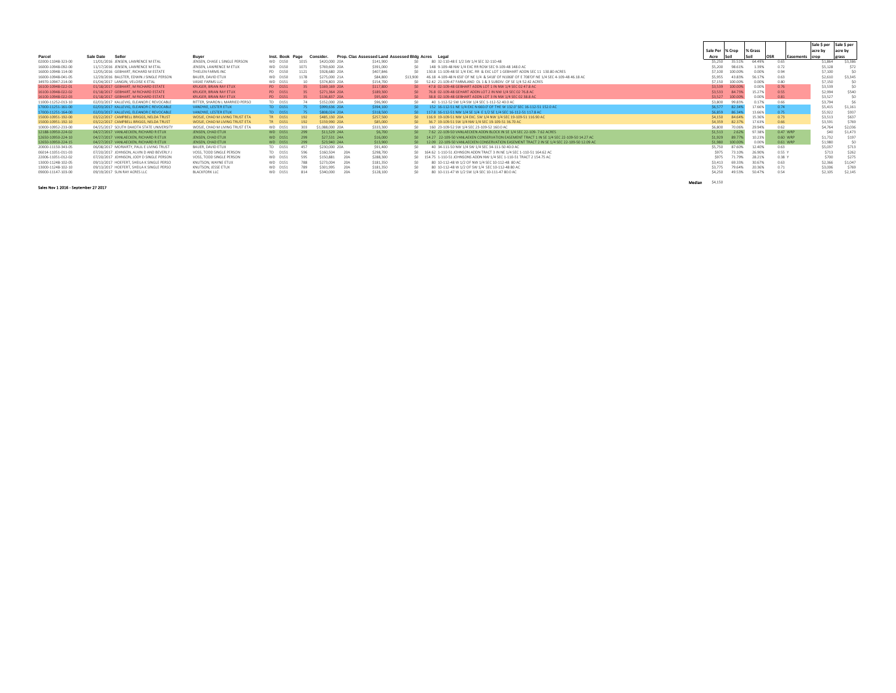| Parcel | Sale Date | Seller | Buyer | Inst. | Book | Page | Consider. | Prop. Clas | Assessed Land | Assessed Bldg | Acres | Legal | Sale Per Acre | % Crop Soil | % Grass Soil | OSR | Easements | Sale $ per acre by crop | Sale $ per acre by grass |
|---|---|---|---|---|---|---|---|---|---|---|---|---|---|---|---|---|---|---|---|
| 02000-11048-323-00 | 11/01/2016 | JENSEN, LAWRENCE M ETAL | JENSEN, CHASE L SINGLE PERSON | WD | D150 | 1015 | $420,000 | 20A | $141,900 | $0 | 80 | 32-110-48 E 1/2 SW 1/4 SEC 32-110-48 | $5,250 | 35.51% | 64.49% | 0.65 | | $1,864 | $3,386 |
| 16000-10948-092-00 | 11/17/2016 | JENSEN, LAWRENCE M ETAL | JENSEN, LAWRENCE M ETUX | WD | D150 | 1071 | $769,600 | 20A | $391,000 | $0 | 148 | 9-109-48 NW 1/4 EXC RR ROW SEC 9-109-48 148.0 AC | $5,200 | 98.61% | 1.39% | 0.72 | | $5,128 | $72 |
| 16000-10948-114-00 | 12/05/2016 | GEBHART, RICHARD M ESTATE | THIELEN FARMS INC | PO | D150 | 1121 | $928,680 | 20A | $407,846 | $0 | 130.8 | 11-109-48 SE 1/4 EXC. RR & EXC LOT 1 GEBHART ADDN SEC 11 130.80 ACRES | $7,100 | 100.00% | 0.00% | 0.94 | | $7,100 | $0 |
| 16000-10948-041-05 | 12/29/2016 | BALSTER, EDWIN J SINGLE PERSON | BAUER, DAVID ETUX | WD | D150 | 1178 | $275,000 | 21A | $84,800 | $13,900 | 46.18 | 4-109-48 N 650' OF NE 1/4 & S418' OF N1068' OF E 708'OF NE 1/4 SEC 4-109-48 46.18 AC | $5,955 | 43.83% | 56.17% | 0.63 | | $2,610 | $3,345 |
| 34970-10947-214-00 | 01/04/2017 | LANGIN, VELOISE K ETAL | VASKE FARMS LLC | WD | D151 | 10 | $374,803 | 20A | $154,700 | $0 | 52.42 | 21-109-47 FARMLAND OL 1 & 3 SUBDIV. OF SE 1/4 52.42 ACRES | $7,150 | 100.00% | 0.00% | 0.80 | | $7,150 | $0 |
| 16100-10948-022-01 | 01/18/2017 | GEBHART, M RICHARD ESTATE | KRUGER, BRIAN RAY ETUX | PO | D151 | 35 | $169,169 | 20A | $117,800 | $0 | 47.8 | 02-109-48 GEBHART ADDN LOT 1 IN NW 1/4 SEC 02 47.8 AC | $3,539 | 100.00% | 0.00% | 0.76 | | $3,539 | $0 |
| 16100-10948-022-02 | 01/18/2017 | GEBHART, M RICHARD ESTATE | KRUGER, BRIAN RAY ETUX | PO | D151 | 35 | $271,364 | 20A | $189,300 | $0 | 76.8 | 02-109-48 GEHART ADDN LOT 2 IN NW 1/4 SEC 02 76.8 AC | $3,533 | 84.73% | 15.27% | 0.55 | | $2,994 | $540 |
| 16100-10948-022-03 | 01/18/2017 | GEBHART, M RICHARD ESTATE | KRUGER, BRIAN RAY ETUX | PO | D151 | 35 | $136,837 | 20A | $95,600 | $0 | 38.8 | 02-109-48 GEBHART ADDN LOT 3 IN NW 1/4 SEC 02 38.8 AC | $3,527 | 100.00% | 0.00% | 0.81 | | $3,527 | $0 |
| 11000-11252-013-10 | 02/03/2017 | KALLEVIG, ELEANOR C REVOCABLE | RITTER, SHARON L MARRIED PERSO | TD | D151 | 74 | $152,000 | 20A | $96,900 | $0 | 40 | 1-112-52 SW 1/4 SW 1/4 SEC 1-112-52 40.0 AC | $3,800 | 99.83% | 0.17% | 0.66 | | $3,794 | $6 |
| 17000-11251-161-00 | 02/03/2017 | KALLEVIG, ELEANOR C REVOCABLE | VANDYKE, LESTER ETUX | TD | D151 | 75 | $999,636 | 20A | $394,100 | $0 | 152 | 16-112-51 NE 1/4 EXC N 660.0' OF THE W 132.0' SEC 16-112-51 152.0 AC | $6,577 | 82.34% | 17.66% | 0.74 | | $5,415 | $1,161 |
| 17000-11251-164-00 | 02/03/2017 | KALLEVIG, ELEANOR C REVOCABLE | VANDYKE, LESTER ETUX | TD | D151 | 75 | $808,014 | 20A | $318,500 | $0 | 117.8 | 16-112-51 NW 1/4 SE 1/4 E 1/2 SE 1/4 SEC 16-112-51 117.8 AC | $6,859 | 86.34% | 13.66% | 0.75 | | $5,922 | $937 |
| 15000-10951-192-00 | 03/22/2017 | CAMPBELL BRIGGS, NELDA TRUST | WOSJE, CHAD M LIVING TRUST ETA | TR | D151 | 192 | $485,130 | 20A | $257,500 | $0 | 116.9 | 19-109-51 NW 1/4 EXC. SW 1/4 NW 1/4 SEC 19-109-51 116.90 AC | $4,150 | 84.64% | 15.36% | 0.73 | | $3,513 | $637 |
| 15000-10951-192-10 | 03/22/2017 | CAMPBELL BRIGGS, NELDA TRUST | WOSJE, CHAD M LIVING TRUST ETA | TR | D151 | 192 | $159,990 | 20A | $85,000 | $0 | 36.7 | 19-109-51 SW 1/4 NW 1/4 SEC 19-109-51 36.70 AC | $4,359 | 82.37% | 17.63% | 0.66 | | $3,591 | $769 |
| 10000-10952-233-00 | 04/25/2017 | SOUTH DAKOTA STATE UNIVERSITY | WOSJE, CHAD M LIVING TRUST ETA | WD | D151 | 303 | $1,088,000 | 20A | $333,300 | $0 | 160 | 23-109-52 SW 1/4 SEC 23-109-52 160.0 AC | $6,800 | 70.06% | 29.94% | 0.62 | | $4,764 | $2,036 |
| 12188-10950-224-02 | 04/27/2017 | VANLAECKEN, RICHARD R ETUX | JENSEN, CHAD ETUX | WD | D151 | 299 | $11,529 | 24A | $6,700 | $0 | 7.62 | 22-109-50 VANLAECKEN ADDN BLOCK IN SE 1/4 SEC 22-109- 7.62 ACRES | $1,513 | 2.62% | 97.38% | 0.47 | WRP | $40 | $1,473 |
| 12650-10950-224-10 | 04/27/2017 | VANLAECKEN, RICHARD R ETUX | JENSEN, CHAD ETUX | WD | D151 | 299 | $27,531 | 24A | $16,000 | $0 | 14.27 | 22-109-50 VANLAECKEN CONSERVATION EASEMENT TRACT 1 IN SE 1/4 SEC 22-109-50 14.27 AC | $1,929 | 89.77% | 10.23% | 0.60 | WRP | $1,732 | $197 |
| 12650-10950-224-15 | 04/27/2017 | VANLAECKEN, RICHARD R ETUX | JENSEN, CHAD ETUX | WD | D151 | 299 | $23,940 | 24A | $13,900 | $0 | 12.09 | 22-109-50 VANLAECKEN CONSERVATION EASEMENT TRACT 2 IN SE 1/4 SEC 22-109-50 12.09 AC | $1,980 | 100.00% | 0.00% | 0.61 | WRP | $1,980 | $0 |
| 20000-11150-343-05 | 06/08/2017 | MORIARTY, PAUL E LIVING TRUST | BAUER, DAVID ETUX | TD | D151 | 457 | $230,000 | 20A | $91,400 | $0 | 40 | 34-111-50 NW 1/4 SW 1/4 SEC 34-111-50 40.0 AC | $5,750 | 87.60% | 12.40% | 0.63 | | $5,037 | $713 |
| 06014-11051-011-03 | 07/20/2017 | JOHNSON, ALVIN D AND BEVERLY J | VOSS, TODD SINGLE PERSON | TD | D151 | 596 | $160,504 | 20A | $298,700 | $0 | 164.62 | 1-110-51 JOHNSON ADDN TRACT 3 IN NE 1/4 SEC 1-110-51 164.62 AC | $975 | 73.10% | 26.90% | 0.55 | Y | $713 | $262 |
| 22006-11051-012-02 | 07/20/2017 | JOHNSON, JODY D SINGLE PERSON | VOSS, TODD SINGLE PERSON | WD | D151 | 595 | $150,881 | 20A | $288,300 | $0 | 154.75 | 1-110-51 JOHNSONS ADDN NW 1/4 SEC 1-110-51 TRACT 2 154.75 AC | $975 | 71.79% | 28.21% | 0.38 | Y | $700 | $275 |
| 13000-11248-102-05 | 09/13/2017 | HOEFERT, SHEILA K SINGLE PERSO | KNUTSON, WAYNE ETUX | WD | D151 | 788 | $273,004 | 20A | $181,350 | $0 | 80 | 10-112-48 W 1/2 OF NW 1/4 SEC 10-112-48 80 AC | $3,413 | 69.33% | 30.67% | 0.63 | | $2,366 | $1,047 |
| 13000-11248-102-10 | 09/13/2017 | HOEFERT, SHEILA K SINGLE PERSO | KNUTSON, JESSE ETUX | WD | D151 | 789 | $301,995 | 20A | $181,350 | $0 | 80 | 10-112-48 W 1/2 OF SW 1/4 SEC 10-112-48 80 AC | $3,775 | 79.64% | 20.36% | 0.71 | | $3,006 | $769 |
| 09000-11147-103-00 | 09/19/2017 | SUN RAY ACRES LLC | BLACKFORK LLC | WD | D151 | 814 | $340,000 | 20A | $128,100 | $0 | 80 | 10-111-47 W 1/2 SW 1/4 SEC 10-111-47 80.0 AC | $4,250 | 49.53% | 50.47% | 0.54 | | $2,105 | $2,145 |
| | | | | | | | | | | | | Median | $4,150 | | | | | | |

**Sales Nov 1 2016 - September 27 2017**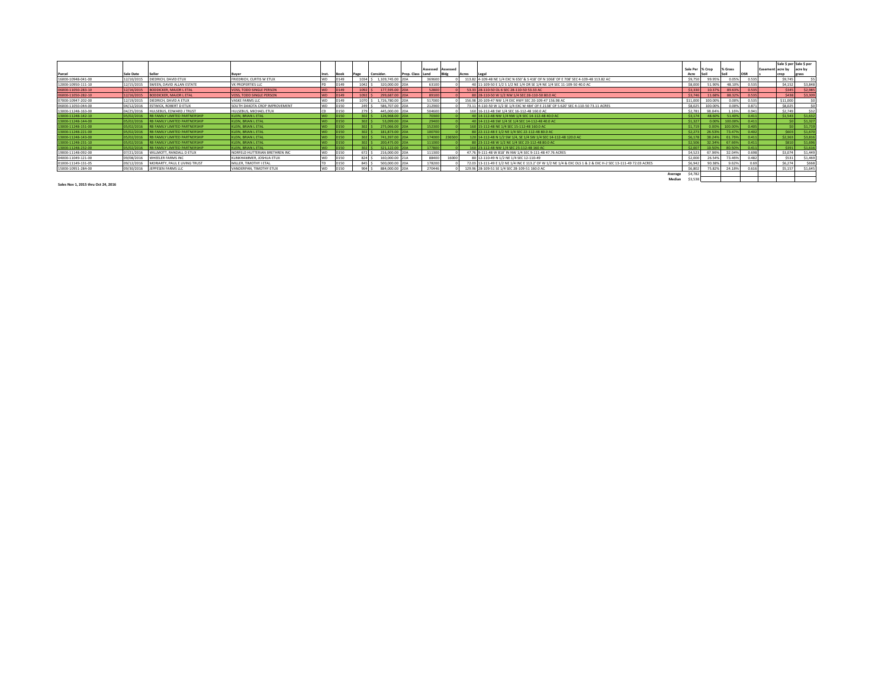| Parcel | Sale Date | Seller | Buyer | Inst. | Book | Page | Consider. | Prop. Class | Assessed Land | Assessed Bldg | Acres | Legal | Sale Per Acre | % Crop Soil | % Grass Soil | OSR | Easements | Sale $ per acre by crop | Sale $ per acre by grass |
|---|---|---|---|---|---|---|---|---|---|---|---|---|---|---|---|---|---|---|---|
| 16000-10948-041-00 | 12/10/2015 | DIEDRICH, DAVID ETUX | FRIEDRICH, CURTIS W ETUX | WD | D149 | 1034 | $ 1,109,745.00 | 20A | 369600 | 0 | 113.82 | 4-109-48 NE 1/4 EXC N 650' & S 418' OF N 1068' OF E 708' SEC 4-109-48 113.82 AC | $9,750 | 99.95% | 0.05% | 0.535 | | $9,745 | $5 |
| 12000-10950-111-10 | 12/15/2015 | SWEEN, DAVID ALLAN ESTATE | VK PROPERTIES LLC | PD | D149 | 1042 | $ 320,000.00 | 20A | 63100 | 0 | 40 | 11-109-50 E 1/2 S 1/2 NE 1/4 OR SE 1/4 NE 1/4 SEC 11-109-50 40.0 AC | $8,000 | 51.90% | 48.10% | 0.535 | | $4,152 | $3,848 |
| 06000-11050-283-10 | 12/16/2015 | BODDICKER, MAJOR L ETAL | VOSS, TODD SINGLE PERSON | WD | D149 | 1092 | $ 177,595.00 | 20A | 52800 | 0 | 53.33 | 28-110-50 OL 6 SEC 28-110-50 53.33 AC | $3,330 | 10.37% | 89.63% | 0.535 | | $345 | $2,985 |
| 06000-11050-282-10 | 12/16/2015 | BODDICKER, MAJOR L ETAL | VOSS, TODD SINGLE PERSON | WD | D149 | 1092 | $ 299,687.00 | 20A | 89100 | 0 | 80 | 28-110-50 W 1/2 NW 1/4 SEC 28-110-50 80.0 AC | $3,746 | 11.68% | 88.32% | 0.535 | | $438 | $3,309 |
| 07000-10947-202-00 | 12/19/2015 | DIEDRICH, DAVID A ETUX | VASKE FARMS LLC | WD | D149 | 1070 | $ 1,726,780.00 | 20A | 517000 | 0 | 156.98 | 20-109-47 NW 1/4 EXC HWY SEC 20-109-47 156.98 AC | $11,000 | 100.00% | 0.00% | 0.535 | | $11,000 | $0 |
| 06000-11050-044-00 | 04/12/2016 | ESTWICK, ROBERT D ETUX | SOUTH DAKOTA CROP IMPROVEMENT | WD | D150 | 249 | $ 586,707.00 | 20A | 212900 | 0 | 73.11 | 4-110-50 W 1/2 SE 1/4 EXC W 484' OF E 2138' OF S 620' SEC 4-110-50 73.11 ACRES | $8,025 | 100.00% | 0.00% | 0.871 | | $8,025 | $0 |
| 13000-11248-163-00 | 04/25/2016 | HULSEBUS, EDWARD J TRUST | HULSEBUS, MICHAEL ETUX | CD | D150 | 278 | $ 445,000.00 | 20A | 504600 | 0 | 160 | 16-112-48 SW 1/4 SEC 16-112-48 160.0 AC | $2,781 | 98.84% | 1.16% | 0.941 | | $2,749 | $32 |
| 13000-11248-142-10 | 05/02/2016 | RB FAMILY LIMITED PARTNERSHIP | KLEIN, BRIAN L ETAL | WD | D150 | 302 | $ 126,968.00 | 20A | 70300 | 0 | 40 | 14-112-48 NW 1/4 NW 1/4 SEC 14-112-48 40.0 AC | $3,174 | 48.60% | 51.40% | 0.411 | | $1,543 | $1,632 |
| 13000-11248-144-00 | 05/02/2016 | RB FAMILY LIMITED PARTNERSHIP | KLEIN, BRIAN L ETAL | WD | D150 | 302 | $ 53,099.00 | 20A | 29400 | 0 | 40 | 14-112-48 SW 1/4 SE 1/4 SEC 14-112-48 40.0 AC | $1,327 | 0.00% | 100.00% | 0.411 | | $0 | $1,327 |
| 13000-11248-151-00 | 05/02/2016 | RB FAMILY LIMITED PARTNERSHIP | KLEIN, BRIAN L ETAL | WD | D150 | 302 | $ 275,066.00 | 20A | 152300 | 0 | 160 | 15-112-48 NE 1/4 SEC 15-112-48 160.0 AC | $1,719 | 0.00% | 100.00% | 0.405 | | $0 | $1,719 |
| 13000-11248-221-00 | 05/02/2016 | RB FAMILY LIMITED PARTNERSHIP | KLEIN, BRIAN L ETAL | WD | D150 | 302 | $ 181,873.00 | 20A | 100700 | 0 | 80 | 22-112-48 E 1/2 NE 1/4 SEC 22-112-48 80.0 AC | $2,273 | 26.53% | 73.47% | 0.402 | | $603 | $1,670 |
| 13000-11248-143-00 | 05/02/2016 | RB FAMILY LIMITED PARTNERSHIP | KLEIN, BRIAN L ETAL | WD | D150 | 302 | $ 741,397.00 | 20A | 174000 | 236500 | 120 | 14-112-48 N 1/2 SW 1/4, SE 1/4 SW 1/4 SEC 14-112-48 120.0 AC | $6,178 | 38.24% | 61.76% | 0.411 | | $2,363 | $3,816 |
| 13000-11248-231-10 | 05/02/2016 | RB FAMILY LIMITED PARTNERSHIP | KLEIN, BRIAN L ETAL | WD | D150 | 302 | $ 200,475.00 | 20A | 111000 | 0 | 80 | 23-112-48 W 1/2 NE 1/4 SEC 23-112-48 80.0 AC | $2,506 | 32.34% | 67.66% | 0.411 | | $810 | $1,696 |
| 13000-11248-232-00 | 05/02/2016 | RB FAMILY LIMITED PARTNERSHIP | KLEIN, BRIAN L ETAL | WD | D150 | 302 | $ 321,122.00 | 20A | 177800 | 0 | 160 | 23-112-48 NW 1/4 SEC 23-112-48 160 AC | $2,007 | 19.50% | 80.50% | 0.411 | | $391 | $1,616 |
| 19000-11148-092-00 | 07/21/2016 | WILLMOTT, RANDALL D ETUX | NORFELD HUTTERIAN BRETHREN INC | WD | D150 | 672 | $ 216,000.00 | 20A | 111300 | 0 | 47.76 | 9-111-48 W 818' IN NW 1/4 SEC 9-111-48 47.76 ACRES | $4,523 | 67.96% | 32.04% | 0.698 | | $3,074 | $1,449 |
| 04000-11049-121-00 | 09/08/2016 | WHEELER FARMS INC | KLINKHAMMER, JOSHUA ETUX | WD | D150 | 824 | $ 160,000.00 | 21A | 88400 | 16000 | 80 | 12-110-49 N 1/2 NE 1/4 SEC 12-110-49 | $2,000 | 26.54% | 73.46% | 0.482 | | $531 | $1,469 |
| 01000-11149-131-05 | 09/12/2016 | MORIARTY, PAUL E LIVING TRUST | MILLER, TIMOTHY J ETAL | TD | D150 | 845 | $ 500,000.00 | 20A | 178200 | 0 | 72.03 | 13-111-49 E 1/2 NE 1/4 INC E 113.2' OF W 1/2 NE 1/4 & EXC OLS 1 & 2 & EXC H-2 SEC 13-111-49 72.03 ACRES | $6,942 | 90.38% | 9.62% | 0.69 | | $6,274 | $668 |
| 15000-10951-284-00 | 09/30/2016 | JEPPESEN FARMS LLC | VANDERPAN, TIMOTHY ETUX | WD | D150 | 904 | $ 884,000.00 | 20A | 270446 | 0 | 129.96 | 28-109-51 SE 1/4 SEC 28-109-51 160.0 AC | $6,802 | 75.82% | 24.18% | 0.616 | | $5,157 | $1,645 |
| | | | | | | | | | | | | Average | $4,782 | | | | | | |
| | | | | | | | | | | | | Median | $3,538 | | | | | | |

Sales Nov 1, 2015 thru Oct 24, 2016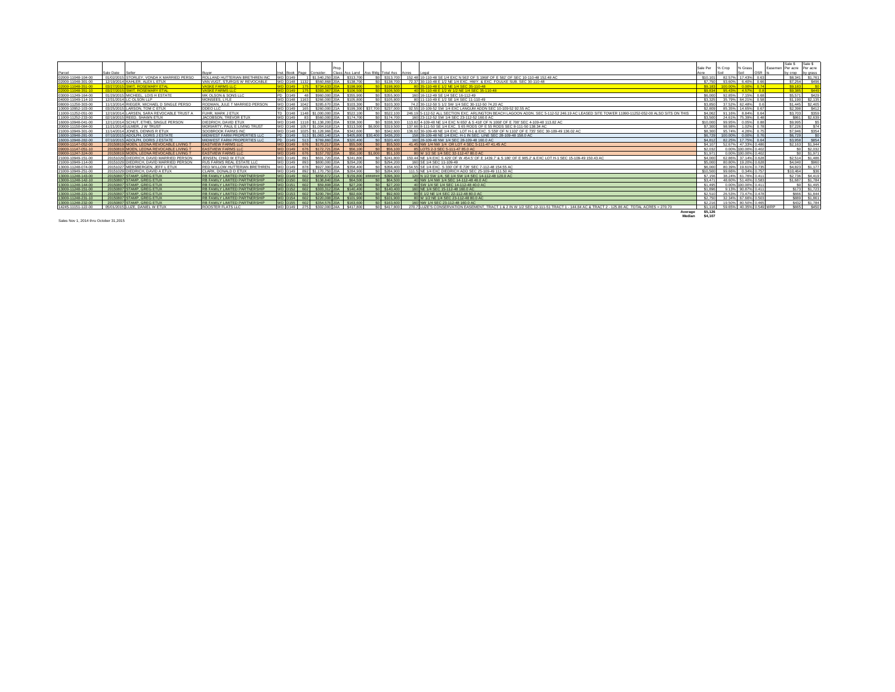| Parcel | Sale Date | Seller | Buyer | Inst. | Book | Page | Consider. | Prop. Class | Ass Land | Ass Bldg | Total Ass | Acres | Legal | Sale Per Acre | % Crop Soil | % Grass Soil | DSR | Easement Is | Sale $ Per acre by crop | Sale $ Per acre by grass |
|---|---|---|---|---|---|---|---|---|---|---|---|---|---|---|---|---|---|---|---|---|
| 02000-11048-104-00 | 01/02/2015 | STORLEY, VONDA K MARRIED PERSO | ROLLAND HUTTERIAN BRETHREN INC | WD | D149 | 1 | $1,540,250 | 20A | $313,700 | $0 | $313,700 | 152.48 | 10-110-48 SE 1/4 EXC N 563' OF S 1968' OF E 582' OF SEC 10-110-48 152.48 AC | $10,101 | 82.57% | 17.43% | 0.63 | | $8,341 | $1,761 |
| 02000-11048-301-00 | 12/19/2014 | KAHLER, ALEX L ETUX | VAN VUGT, STURGIS W REVOCABLE | WD | D148 | 1132 | $560,868 | 20A | $138,700 | $0 | $138,700 | 72.37 | 30-110-48 E 1/2 NE 1/4 EXC. HWY. & EXC. FOULKE SUB. SEC 30-110-48 | $7,750 | 93.60% | 6.40% | 0.66 | | $7,254 | $496 |
| 02000-11048-351-00 | 03/27/2015 | SMIT, ROSEMARY ETAL | VASKE FARMS LLC | WD | D149 | 175 | $734,633 | 20A | $198,900 | $0 | $198,900 | 80 | 35-110-48 E 1/2 NE 1/4 SEC 35-110-48 | $9,183 | 100.00% | 0.00% | 0.74 | | $9,183 | $0 |
| 02000-11048-351-10 | 03/27/2015 | SMIT, ROSEMARY ETAL | VASKE FARMS LLC | WD | D149 | 175 | $393,367 | 20A | $106,500 | $0 | $106,500 | 40 | 35-110-48 E 1/2 W 1/2 NE 1/4 SEC 35-110-48 | $9,834 | 95.43% | 4.57% | 0.8 | | $9,385 | $449 |
| 03000-11249-164-00 | 01/29/2015 | MICHEEL, LOIS H ESTATE | MK OLSON & SONS LLC | PD | D149 | 48 | $960,000 | 20A | $355,900 | $0 | $355,900 | 160 | 16-112-49 SE 1/4 SEC 16-112-49 | $6,000 | 92.85% | 7.15% | 0.68 | | $5,571 | $429 |
| 04000-11049-114-10 | 12/31/2014 | LC OLSON LLP | MONSEES, LYLE | WD | D148 | 1163 | $266,000 | 20A | $105,800 | $0 | $105,800 | 80 | 11-110-49 E 1/2 SE 1/4 SEC 11-110-49 | $3,325 | 35.79% | 64.21% | 0.58 | | $1,190 | $2,135 |
| 08000-11250-303-00 | 11/13/2014 | RIEGER, MICHAEL D SINGLE PERSO | RODMAN, JULE T MARRIED PERSON | WD | D148 | 1042 | $285,670 | 20A | $103,300 | $0 | $103,300 | 74.2 | 30-112-50 S 1/2 SW 1/4 SEC 30-112-50 74.20 AC | $3,850 | 37.52% | 62.48% | 0.6 | | $1,445 | $2,405 |
| 10000-10952-103-00 | 03/25/2015 | LARSON, TOM C ETUX | ODEO LLC | WD | D149 | 165 | $260,000 | 21A | $199,300 | $37,700 | $237,000 | 92.55 | 10-109-52 SW 1/4 EXC LANGUM ADDN SEC 10-109-52 92.55 AC | $2,809 | 85.35% | 14.65% | 0.67 | | $2,398 | $412 |
| 11000-11252-051-00 | 12/19/2014 | LARSEN, SARA REVOCABLE TRUST A | FUHR, MARK J ETUX | TD | D148 | 1148 | $1,000,000 | 20A | $522,100 | $0 | $522,100 | 246.19 | 5-112-52 ALL SECTION EXC. ARLINGTON BEACH LAGOON ADDN. SEC 5-112-52 246.19 AC LEASED SITE TOWER 11990-11252-052-00 ALSO SITS ON THIS | $4,062 | 91.16% | 8.84% | 0.64 | | $3,703 | $359 |
| 11000-11252-233-00 | 02/19/2015 | REED, SHAWN ETUX | JACOBSON, TREVOR ETUX | WD | D149 | 83 | $560,000 | 20A | $174,700 | $0 | $174,700 | 160 | 23-112-52 SW 1/4 SEC 23-112-52 160.0 AC | $3,500 | 24.61% | 75.39% | 0.48 | | $861 | $2,639 |
| 16000-10948-041-00 | 12/12/2014 | SCHUT, ETHEL SINGLE PERSON | DIEDRICH, DAVID ETUX | WD | D148 | 1118 | $1,138,200 | 20A | $338,300 | $0 | $338,300 | 113.82 | 4-109-48 NE 1/4 EXC N 650' & S 418' OF N 1068' OF E 708' SEC 4-109-48 113.82 AC | $10,000 | 99.95% | 0.05% | 0.88 | | $9,995 | $5 |
| 20000-11150-084-00 | 11/21/2014 | ULMER, J W TRUST | MORIARTY, PAUL E LIVING TRUST | WD | D148 | 1057 | $1,004,918 | 21A | $313,500 | $6,000 | $319,500 | 137.66 | 8-111-50 SE 1/4 EXC. S 65 RODS OF E 55 RODS SEC 8-111-50 138.34 AC | $7,300 | 98.98% | 1.02% | 0.78 | | $7,226 | $74 |
| 21000-10949-301-00 | 11/14/2014 | JONES, DENNIS R ETUX | SOOBROOK FARMS INC | WD | D148 | 1025 | $1,128,966 | 20A | $342,600 | $0 | $342,600 | 136.02 | 30-109-49 NE 1/4 EXC. LOT H-1 & EXC. S 559' OF N 1102' OF E 735' SEC 30-109-49 136.02 AC | $8,300 | 95.74% | 4.26% | 0.75 | | $7,946 | $354 |
| 16000-10948-281-00 | 07/10/2015 | ADOLPH, DORIS J ESTATE | MIDWEST FARM PROPERTIES LLC | PD | D149 | 513 | $1,063,140 | 21A | $405,800 | $30,400 | $436,200 | 158 | 28-109-48 NE 1/4 EXC. H-1 IN SEC. LINE SEC 28-109-48 158.0 AC | $6,729 | 100.00% | 0.00% | 0.76 | | $6,729 | $0 |
| 16000-10948-282-00 | 07/10/2015 | ADOLPH, DORIS J ESTATE | MIDWEST FARM PROPERTIES LLC | PD | D149 | 513 | $769,860 | 20A | $320,400 | $0 | $320,400 | 160 | 28-109-48 NW 1/4 SEC 28-109-48 160.0 AC | $4,812 | 82.25% | 17.75% | 0.64 | | $3,958 | $854 |
| 09000-11147-052-00 | 20150819 | MOEN, LEONA REVOCABLE LIVING T | EASTVIEW FARMS LLC | WD | D149 | 676 | $170,217 | 20A | $55,500 | $0 | $55,500 | 41.45 | NW 1/4 NW 1/4 OR LOT 4 SEC 5-111-47 41.45 AC | $4,107 | 52.67% | 47.33% | 0.486 | | $2,163 | $1,944 |
| 09000-11147-051-10 | 20150819 | MOEN, LEONA REVOCABLE LIVING T | EASTVIEW FARMS LLC | WD | D149 | 676 | $172,721 | 20A | $56,100 | $0 | $56,100 | 85 | LOTS 2-3 SEC 5-111-47 85.0 AC | $2,032 | 0.00% | 100.00% | 0.402 | | $0 | $2,032 |
| 09000-11247-324-00 | 20150819 | MOEN, LEONA REVOCABLE LIVING T | EASTVIEW FARMS LLC | WD | D149 | 676 | $157,702 | 20A | $50,100 | $1,000 | $51,100 | 80 | W 1/2 SE 1/4 SEC 32-112-47 80.0 AC | $1,971 | 0.00% | 100.00% | 0.402 | | $0 | $1,971 |
| 21000-10949-151-00 | 20151029 | DIEDRICH, DAVID MARRIED PERSON | JENSEN, CHAD W ETUX | WD | D149 | 891 | $601,720 | 20A | $241,800 | $0 | $241,800 | 150.44 | NE 1/4 EXC S 429' OF W 454.5' OF E 1439.7' & S 180' OF E 985.2' & EXC LOT H-1 SEC 15-109-49 150.43 AC | $4,000 | 62.86% | 37.14% | 0.628 | | $2,514 | $1,486 |
| 21000-10949-114-00 | 20151029 | DIEDRICH, DAVID MARRIED PERSON | RUS FARMS REAL ESTATE LLC | WD | D149 | 893 | $800,000 | 20A | $294,200 | $0 | $294,200 | 160 | SE 1/4 SEC 11-109-49 | $5,000 | 80.80% | 19.20% | 0.628 | | $4,040 | $960 |
| 13000-11248-074-00 | 20151027 | MERSBERGEN, JEFF L ETUX | RED WILLOW HUTTERIAN BRETHREN | WD | D149 | 878 | $927,300 | 20A | $358,400 | $0 | $358,400 | 154.55 | SE 1/4 EXC. S 330' OF E 726' SEC 7-112-48 154.55 AC | $6,000 | 80.39% | 19.61% | 0.735 | | $4,823 | $1,177 |
| 21000-10949-251-00 | 20151029 | DIEDRICH, DAVID A ETUX | CLARK, DONALD D ETUX | WD | D149 | 892 | $1,170,750 | 20A | $284,900 | $0 | $284,900 | 111.5 | NE 1/4 EXC DIEDRICH ADD SEC 25-109-49 111.50 AC | $10,500 | 99.66% | 0.34% | 0.757 | | $10,464 | $36 |
| 13000-11248-143-00 | 20150807 | STAMP, GREG ETUX | RB FAMILY LIMITED PARTNERSHIP | WD | D149 | 602 | $858,672 | 21A | $159,800 | ####### | $396,300 | 120 | N 1/2 SW 1/4, SE 1/4 SW 1/4 SEC 14-112-48 120.0 AC | $7,156 | 38.24% | 61.76% | 0.411 | | $2,736 | $4,419 |
| 13000-11248-142-10 | 20150807 | STAMP, GREG ETUX | RB FAMILY LIMITED PARTNERSHIP | WD | D150 | 602 | $138,840 | 20A | $64,500 | $0 | $64,500 | 40 | NW 1/4 NW 1/4 SEC 14-112-48 40.0 AC | $3,471 | 48.60% | 51.40% | 0.583 | | $1,687 | $1,784 |
| 13000-11248-144-00 | 20150807 | STAMP, GREG ETUX | RB FAMILY LIMITED PARTNERSHIP | WD | D151 | 602 | $59,808 | 20A | $27,200 | $0 | $27,200 | 40 | SW 1/4 SE 1/4 SEC 14-112-48 40.0 AC | $1,495 | 0.00% | 100.00% | 0.411 | | $0 | $1,495 |
| 13000-11248-151-00 | 20150807 | STAMP, GREG ETUX | RB FAMILY LIMITED PARTNERSHIP | WD | D152 | 602 | $303,312 | 20A | $140,400 | $0 | $140,400 | 160 | NE 1/4 SEC 15-112-48 160.0 AC | $1,896 | 9.13% | 90.87% | 0.411 | | $173 | $1,723 |
| 13000-11248-221-00 | 20150807 | STAMP, GREG ETUX | RB FAMILY LIMITED PARTNERSHIP | WD | D153 | 602 | $200,784 | 20A | $92,600 | $0 | $92,600 | 80 | E 1/2 NE 1/4 SEC 22-112-48 80.0 AC | $2,510 | 26.53% | 73.47% | 0.478 | | $666 | $1,844 |
| 13000-11249-231-10 | 20150807 | STAMP, GREG ETUX | RB FAMILY LIMITED PARTNERSHIP | WD | D154 | 602 | $220,008 | 20A | $101,900 | $0 | $101,900 | 80 | W 1/2 NE 1/4 SEC 23-112-48 80.0 AC | $2,750 | 32.34% | 67.66% | 0.503 | | $889 | $1,861 |
| 13000-11248-232-00 | 20150807 | STAMP, GREG ETUX | RB FAMILY LIMITED PARTNERSHIP | WD | D155 | 602 | $354,576 | 20A | $163,600 | $0 | $163,600 | 160 | NW 1/4 SEC 23-112-48 160.0 AC | $2,216 | 19.50% | 80.50% | 0.465 | | $432 | $1,784 |
| 14245-11151-122-00 | 05/01/2015 | LUZE, DANIEL W ETUX | ROOSTER FLATS LLC | WD | D149 | 275 | $302,000 | 24A | $417,800 | $0 | $417,800 | 270.7 | LUZE'S CONSERVATION EASEMENT, TRACT 1 & 2 IN W 1/2 SEC 12-111-51 TRACT 1 - 144.84 AC & TRACT 2 - 125.86 AC TOTAL ACRES = 270.70 | $1,116 | 59.65% | 40.35% | 0.549 | WRP | $665 | $450 |
| | | | | | | | | | | | | | Average | $5,126 | | | | | | |
| | | | | | | | | | | | | | Median | $4,107 | | | | | | |

Sales Nov 1, 2014 thru October 31,2015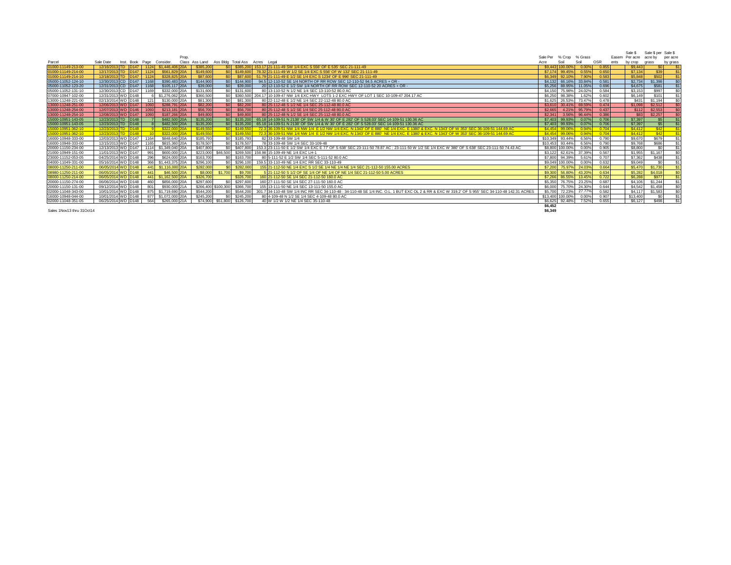| Parcel | Sale Date | Inst. | Book | Page | Consider. | Prop. Class | Ass Land | Ass Bldg | Total Ass | Acres | Legal | Sale Per Acre | % Crop Soil | % Grass Soil | OSR | Easements | Sale $ Per acre by crop | Sale $ per acre by grass | Sale $ per acre by grass |
|---|---|---|---|---|---|---|---|---|---|---|---|---|---|---|---|---|---|---|---|
| 01000-11149-213-00 | 12/16/2013 | TD | D147 | 1124 | $1,446,406 | 20A | $385,200 | $0 | $385,200 | 153.17 | 21-111-49 SW 1/4 EXC S 556' OF E 535' SEC 21-111-49 | $9,443 | 100.00% | 0.00% | 0.855 | | $9,443 | $0 | $1 |
| 01000-11149-214-00 | 12/17/2013 | TD | D147 | 1124 | $561,829 | 20A | $149,600 | $0 | $149,600 | 78.32 | 21-111-49 W 1/2 SE 1/4 EXC S 556' OF W 132' SEC 21-111-49 | $7,174 | 99.45% | 0.55% | 0.650 | | $7,134 | $39 | $1 |
| 01000-11149-214-10 | 12/18/2013 | TD | D147 | 1124 | $328,825 | 20A | $87,600 | $0 | $87,600 | 51.79 | 21-111-49 E 1/2 SE 1/4 EXC S 1234' OF E 996' SEC 21-111-49 | $6,349 | 92.10% | 7.90% | 0.583 | | $5,848 | $502 | $1 |
| 05000-11052-124-10 | 12/30/2013 | CD | D147 | 1168 | $390,483 | 20A | $144,900 | $0 | $144,900 | 94.5 | 12-110-52 SE 1/4 NORTH OF RR ROW SEC 12-110-52 94.5 ACRES + OR - | $4,132 | 66.16% | 33.84% | 0.581 | | $2,734 | $1,398 | $0 |
| 05000-11052-123-20 | 12/31/2013 | CD | D147 | 1168 | $105,117 | 20A | $39,000 | $0 | $39,000 | 20 | 12-110-52 E 1/2 SW 1/4 NORTH OF RR ROW SEC 12-110-52 20 ACRES + OR - | $5,256 | 88.95% | 11.05% | 0.696 | | $4,675 | $581 | $1 |
| 05000-11052-131-10 | 12/30/2013 | CD | D147 | 1169 | $332,000 | 20A | $131,600 | $0 | $131,600 | 80 | 13-110-52 N 1/2 NE 1/4 SEC 13-110-52 80.0 AC | $4,150 | 75.98% | 24.02% | 0.584 | | $3,153 | $997 | $0 |
| 07000-10947-102-00 | 12/31/2013 | WD | D148 | 6 | $1,276,062 | 20A | $360,500 | $0 | $360,500 | 204.17 | 10-109-47 NW 1/4 EXC HWY LOTS 1-2 EXC HWY OF LOT 1 SEC 10-109-47 204.17 AC | $6,250 | 98.38% | 1.62% | 0.602 | | $6,149 | $101 | $1 |
| 13000-11248-221-00 | 02/13/2014 | WD | D148 | 121 | $130,000 | 20A | $81,300 | $0 | $81,300 | 80 | 22-112-48 E 1/2 NE 1/4 SEC 22-112-48 80.0 AC | $1,625 | 26.53% | 73.47% | 0.478 | | $431 | $1,194 | $0 |
| 13000-11248-251-00 | 12/06/2013 | WD | D147 | 1093 | $288,791 | 20A | $82,200 | $0 | $82,200 | 80 | 25-112-48 S 1/2 NE 1/4 SEC 25-112-48 80.0 AC | $3,610 | 30.41% | 69.59% | 0.474 | | $1,098 | $2,512 | $0 |
| 13000-11248-254-00 | 12/07/2013 | WD | D146 | 1093 | $213,181 | 20A | $56,700 | $0 | $56,700 | 80 | 25-112-48 S 1/2 SE 1/4 SEC 25-112-48 80.0 AC | $2,665 | 4.21% | 95.79% | 0.437 | | $112 | $2,553 | $0 |
| 13000-11248-254-10 | 12/08/2013 | WD | D147 | 1093 | $187,266 | 20A | $49,800 | $0 | $49,800 | 80 | 25-112-48 N 1/2 SE 1/4 SEC 25-112-48 80.0 AC | $2,341 | 3.56% | 96.44% | 0.386 | | $83 | $2,257 | $0 |
| 15000-10951-143-05 | 12/23/2013 | TD | D148 | 7 | $482,500 | 20A | $135,200 | $0 | $135,200 | 65.18 | 14-109-51 N 2138' OF SW 1/4 & W 30' OF E 282' OF S 528.03' SEC 14-109-51 130.36 AC | $7,403 | 99.93% | 0.07% | 0.706 | | $7,397 | $5 | $1 |
| 15000-10951-143-05 | 12/23/2013 | TD | D148 | 8 | $482,500 | 20A | $135,200 | $0 | $135,200 | 65.18 | 14-109-51 N 2138' OF SW 1/4 & W 30' OF E 282' OF S 528.03' SEC 14-109-51 130.36 AC | $7,403 | 99.93% | 0.07% | 0.706 | | $7,397 | $5 | $1 |
| 15000-10951-362-10 | 12/23/2013 | TD | D148 | 9 | $322,000 | 20A | $149,550 | $0 | $149,550 | 72.3 | 36-109-51 NW 1/4 NW 1/4 E 1/2 NW 1/4 EXC. N 1343' OF E 880' NE 1/4 EXC. E 1380' & EXC. N 1343' OF W 353' SEC 36-109-51 144.69 AC | $4,454 | 99.06% | 0.94% | 0.704 | | $4,412 | $42 | $1 |
| 15000-10951-362-10 | 12/23/2013 | TD | D148 | 10 | $322,000 | 20A | $149,550 | $0 | $149,550 | 72.3 | 36-109-51 NW 1/4 NW 1/4 E 1/2 NW 1/4 EXC. N 1343' OF E 880' NE 1/4 EXC. E 1380' & EXC. N 1343' OF W 353' SEC 36-109-51 144.69 AC | $4,454 | 99.06% | 0.94% | 0.704 | | $4,412 | $42 | $1 |
| 16000-10948-333-00 | 12/03/2013 | WD | D147 | 1164 | $848,640 | 20A | $185,793 | $0 | $185,793 | 82 | 33-109-48 SW 1/4 | $10,349 | 93.44% | 6.56% | 0.790 | | $9,670 | $679 | $1 |
| 16000-10948-333-00 | 12/15/2013 | WD | D147 | 1165 | $815,360 | 20A | $178,507 | $0 | $178,507 | 78 | 33-109-48 SW 1/4 SEC 33-109-48 | $10,453 | 93.44% | 6.56% | 0.790 | | $9,768 | $686 | $1 |
| 20000-11150-234-00 | 12/13/2013 | WD | D147 | 1114 | $1,349,040 | 20A | $407,800 | $0 | $407,800 | 153.3 | 23-111-50 E 1/2 SW 1/4 EXC E 77' OF S 638' SEC 23-111-50 78.87 AC ; 23-111-50 W 1/2 SE 1/4 EXC W 380' OF S 638' SEC 23-111-50 74.43 AC | $8,800 | 100.00% | 0.00% | 0.905 | | $8,800 | $0 | $1 |
| 21000-10949-151-00 | 11/01/2013 | WD | D147 | 991 | $600,000 | 21A | $223,000 | $46,500 | $269,500 | 158.98 | 15-109-49 NE 1/4 EXC LH-1 | $3,122 | 62.61% | 37.39% | 0.567 | | $1,955 | $1,167 | $0 |
| 23000-11152-053-05 | 04/25/2014 | WD | D148 | 296 | $624,000 | 20A | $163,700 | $0 | $163,700 | 80 | 5-111-52 E 1/2 SW 1/4 SEC 5-111-52 80.0 AC | $7,800 | 94.39% | 5.61% | 0.707 | | $7,362 | $438 | $1 |
| 04000-11049-331-00 | 05/16/2014 | WD | D148 | 366 | $1,443,375 | 20A | $296,100 | $0 | $296,100 | 159.5 | 33-110-49 NE 1/4 EXC RR SEC 33-110-49 | $9,049 | 100.00% | 0.00% | 0.632 | | $9,049 | $0 | $1 |
| 08000-11250-211-00 | 06/05/2014 | WD | D148 | 441 | $1,116,000 | 20A | $282,000 | $0 | $282,000 | 155 | 21-112-50 NE 1/4 EXC S 1/2 SE 1/4 NE 1/4 NE 1/4 SEC 21-112-50 155.00 ACRES | $7,200 | 75.97% | 24.03% | 0.664 | | $5,470 | $1,730 | $1 |
| 08980-11250-211-00 | 06/05/2014 | WD | D148 | 441 | $46,500 | 20A | $8,000 | $1,700 | $9,700 | 5 | 21-112-50 S 1/2 OF SE 1/4 OF NE 1/4 OF NE 1/4 SEC 21-112-50 5.00 ACRES | $9,300 | 56.80% | 43.20% | 0.634 | | $5,282 | $4,018 | $0 |
| 08000-11250-214-00 | 06/05/2014 | WD | D148 | 441 | $1,162,500 | 20A | $326,700 | | $326,700 | 160 | 21-112-50 SE 1/4 SEC 21-112-50 160.0 AC | $7,266 | 86.55% | 13.45% | 0.722 | | $6,288 | $977 | $1 |
| 20000-11150-274-00 | 06/06/2014 | WD | D148 | 460 | $856,000 | 20A | $297,600 | $0 | $297,600 | 160 | 27-111-50 SE 1/4 SEC 27-111-50 160.0 AC | $5,350 | 76.75% | 23.25% | 0.687 | | $4,106 | $1,244 | $1 |
| 20000-11150-131-00 | 09/12/2014 | WD | D148 | 801 | $930,000 | 21A | $266,400 | $100,300 | $366,700 | 155 | 13-111-50 NE 1/4 SEC 13-111-50 155.0 AC | $6,000 | 75.70% | 24.30% | 0.644 | | $4,542 | $1,458 | $0 |
| 02000-11048-343-00 | 10/01/2014 | WD | D148 | 875 | $1,719,690 | 20A | $544,200 | $0 | $544,200 | 301.7 | 34-110-48 SW 1/4 INC RR SEC 34-110-48 ; 34-110-48 SE 1/4 INC. O.L. 1 BUT EXC OL 2 & RR & EXC W 319.2' OF S 955' SEC 34-110-48 142.31 ACRES | $5,700 | 72.23% | 27.77% | 0.582 | | $4,117 | $1,583 | $0 |
| 16000-10948-044-00 | 10/01/2014 | WD | D148 | 877 | $1,072,000 | 20A | $245,200 | $0 | $245,200 | 80 | 4-109-48 N 1/2 SE 1/4 SEC 4-109-48 80.0 AC | $13,400 | 100.00% | 0.00% | 0.907 | | $13,400 | $0 | $1 |
| 02000-11048-351-05 | 06/25/2014 | WD | D148 | 564 | $265,000 | 21A | $74,900 | $51,800 | $126,700 | 40 | W 1/2 W 1/2 NE 1/4 SEC 35-110-48 | $6,625 | 92.48% | 7.52% | 0.655 | | $6,127 | $498 | $1 |
| | | | | | | | | | | | | $6,452 | | | | | | | |
| | | | | | | | | | | | | $6,349 | | | | | | | |

Sales 1Nov13 thru 31Oct14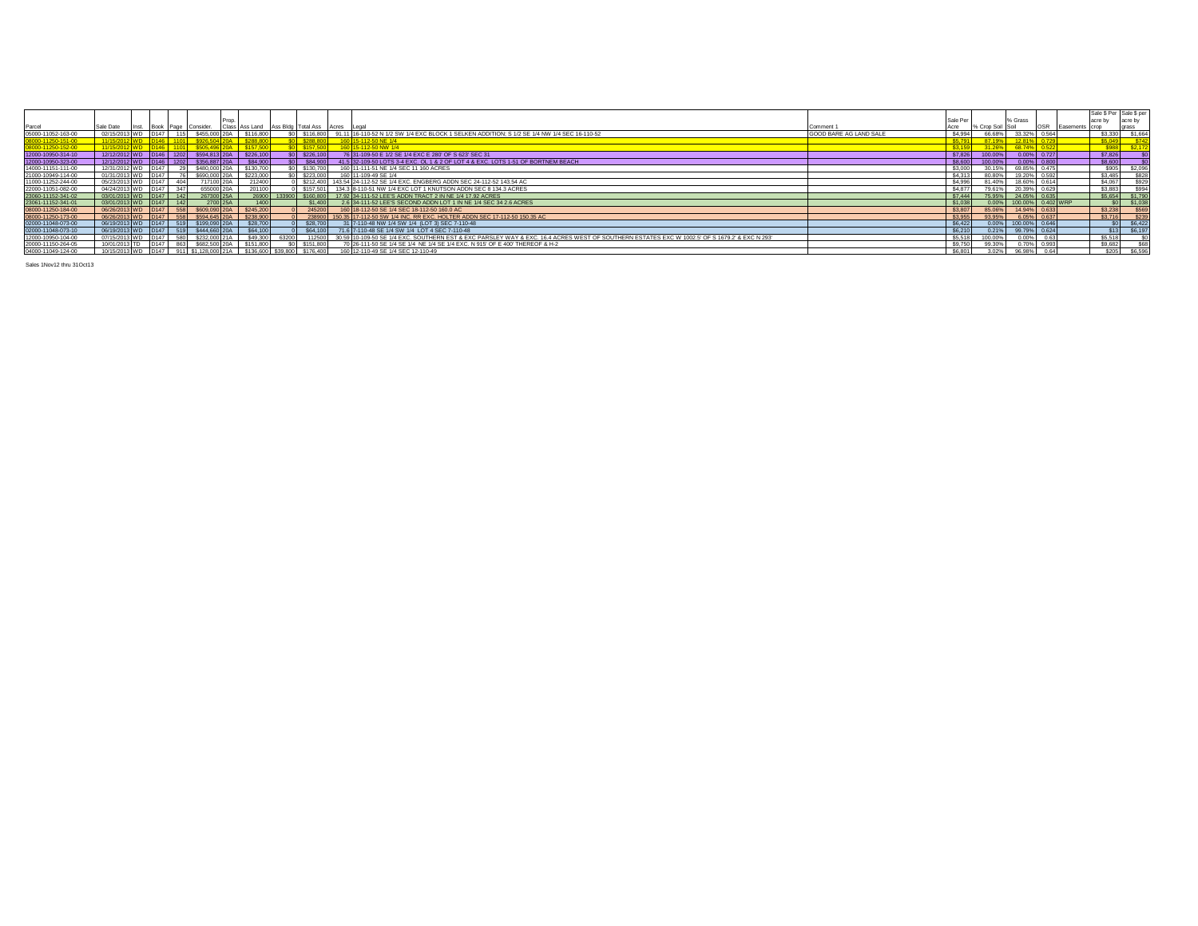| Parcel | Sale Date | Inst. | Book | Page | Consider. | Prop. Class | Ass Land | Ass Bldg | Total Ass | Acres | Legal | Comment 1 | Sale Per Acre | % Crop Soil | % Grass Soil | OSR | Easements | Sale $ Per acre by crop | Sale $ per acre by grass |
|---|---|---|---|---|---|---|---|---|---|---|---|---|---|---|---|---|---|---|---|
| 05000-11052-163-00 | 02/15/2013 | WD | D147 | 115 | $455,000 | 20A | $116,800 | $0 | $116,800 | 91.11 | 16-110-52 N 1/2 SW 1/4 EXC BLOCK 1 SELKEN ADDITION; S 1/2 SE 1/4 NW 1/4 SEC 16-110-52 | GOOD BARE AG LAND SALE | $4,994 | 66.68% | 33.32% | 0.564 | | $3,330 | $1,664 |
| 08000-11250-151-00 | 11/15/2012 | WD | D146 | 1101 | $926,504 | 20A | $288,800 | $0 | $288,800 | 160 | 15-112-50 NE 1/4 | | $5,791 | 87.19% | 12.81% | 0.729 | | $5,049 | $742 |
| 08000-11250-152-00 | 11/15/2012 | WD | D146 | 1101 | $505,496 | 20A | $157,500 | $0 | $157,500 | 160 | 15-112-50 NW 1/4 | | $3,159 | 31.26% | 68.74% | 0.522 | | $988 | $2,172 |
| 12000-10950-314-10 | 12/12/2012 | WD | D146 | 1202 | $594,813 | 20A | $226,100 | $0 | $226,100 | 76 | 31-109-50 E 1/2 SE 1/4 EXC E 280' OF S 623' SEC 31 | | $7,826 | 100.00% | 0.00% | 0.727 | | $7,826 | $0 |
| 12000-10950-323-00 | 12/12/2012 | WD | D146 | 1202 | $356,887 | 20A | $84,900 | $0 | $84,900 | 41.5 | 32-109-50 LOTS 3-4 EXC. OL 1 & 2 OF LOT 4 & EXC. LOTS 1-51 OF BORTNEM BEACH | | $8,600 | 100.00% | 0.00% | 0.800 | | $8,600 | $0 |
| 14000-11151-111-00 | 12/31/2012 | WD | D147 | 29 | $480,000 | 20A | $130,700 | $0 | $130,700 | 160 | 11-111-51 NE 1/4 SEC 11 160 ACRES | | $3,000 | 30.15% | 69.85% | 0.475 | | $905 | $2,096 |
| 21000-10949-114-00 | 01/31/2013 | WD | D147 | 76 | $690,000 | 20A | $223,000 | $0 | $223,000 | 160 | 11-109-49 SE 1/4 | | $4,313 | 80.80% | 19.20% | 0.592 | | $3,485 | $828 |
| 11000-11252-244-00 | 05/23/2013 | WD | D147 | 404 | 717100 | 20A | 212400 | 0 | $212,400 | 143.54 | 24-112-52 SE 1/4 EXC. ENGBERG ADDN SEC 24-112-52 143.54 AC | | $4,996 | 81.40% | 18.60% | 0.614 | | $4,067 | $929 |
| 22000-11051-082-00 | 04/24/2013 | WD | D147 | 347 | 655000 | 20A | 201100 | 0 | $157,501 | 134.3 | 8-110-51 NW 1/4 EXC LOT 1 KNUTSON ADDN SEC 8 134.3 ACRES | | $4,877 | 79.61% | 20.39% | 0.629 | | $3,883 | $994 |
| 23060-11152-341-02 | 03/01/2013 | WD | D147 | 142 | 267300 | 25A | 26900 | 133900 | $160,800 | 17.92 | 34-111-52 LEE'S ADDN TRACT 2 IN NE 1/4 17.92 ACRES | | $7,444 | 75.95% | 24.05% | 0.635 | | $5,654 | $1,790 |
| 23061-11152-341-01 | 03/01/2013 | WD | D147 | 142 | 2700 | 25A | 1400 | | $1,400 | 2.6 | 34-111-52 LEE'S SECOND ADDN LOT 1 IN NE 1/4 SEC 34 2.6 ACRES | | $1,038 | 0.00% | 100.00% | 0.402 | WRP | $0 | $1,038 |
| 08000-11250-184-00 | 06/26/2013 | WD | D147 | 558 | $609,090 | 20A | $245,200 | 0 | 245200 | 160 | 18-112-50 SE 1/4 SEC 18-112-50 160.0 AC | | $3,807 | 85.06% | 14.94% | 0.633 | | $3,238 | $569 |
| 08000-11250-173-00 | 06/26/2013 | WD | D147 | 558 | $594,645 | 20A | $238,900 | 0 | 238900 | 150.35 | 17-112-50 SW 1/4 INC. RR EXC. HOLTER ADDN SEC 17-112-50 150.35 AC | | $3,955 | 93.95% | 6.05% | 0.637 | | $3,716 | $239 |
| 02000-11048-073-00 | 06/19/2013 | WD | D147 | 519 | $199,090 | 20A | $28,700 | 0 | $28,700 | 31 | 7-110-48 NW 1/4 SW 1/4 (LOT 3) SEC 7-110-48 | | $6,422 | 0.00% | 100.00% | 0.646 | | $0 | $6,422 |
| 02000-11048-073-10 | 06/19/2013 | WD | D147 | 519 | $444,660 | 20A | $64,100 | 0 | $64,100 | 71.6 | 7-110-48 SE 1/4 SW 1/4 LOT 4 SEC 7-110-48 | | $6,210 | 0.21% | 99.79% | 0.624 | | $13 | $6,197 |
| 12000-10950-104-00 | 07/15/2013 | WD | D147 | 580 | $232,000 | 21A | $49,300 | 63200 | 112500 | 30.59 | 10-109-50 SE 1/4 EXC. SOUTHERN EST & EXC PARSLEY WAY & EXC. 16.4 ACRES WEST OF SOUTHERN ESTATES EXC W 1002.5' OF S 1679.2' & EXC N 293' | | $5,518 | 100.00% | 0.00% | 0.63 | | $5,518 | $0 |
| 20000-11150-264-05 | 10/01/2013 | TD | D147 | 863 | $682,500 | 20A | $151,800 | $0 | $151,800 | 70 | 26-111-50 SE 1/4 SE 1/4 NE 1/4 SE 1/4 EXC. N 915' OF E 400' THEREOF & H-2 | | $9,750 | 99.30% | 0.70% | 0.993 | | $9,682 | $68 |
| 04000-11049-124-00 | 10/15/2013 | WD | D147 | 911 | $1,128,000 | 21A | $136,600 | $39,800 | $176,400 | 160 | 12-110-49 SE 1/4 SEC 12-110-49 | | $6,801 | 3.02% | 96.98% | 0.64 | | $205 | $6,596 |

Sales 1Nov12 thru 31Oct13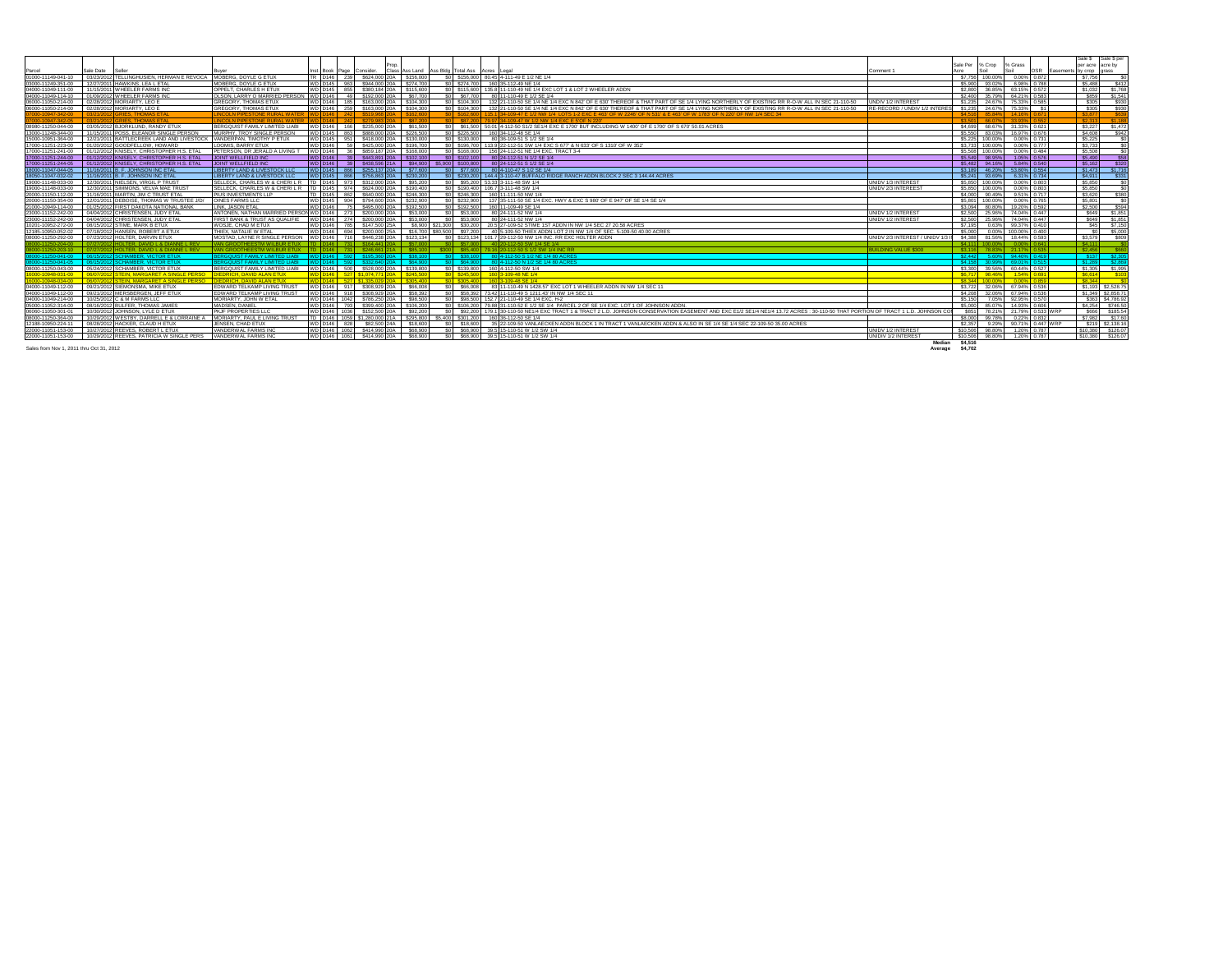| Parcel | Sale Date | Seller | Buyer | Inst. | Book | Page | Consider. | Prop. Class | Ass Land | Ass Bldg | Total Ass | Acres | Legal | Comment 1 | Sale Per Acre | % Crop Soil | % Grass Soil | CSR | Easements | Sale $ per acre by crop | Sale $ per acre by grass |
|---|---|---|---|---|---|---|---|---|---|---|---|---|---|---|---|---|---|---|---|---|---|
| 01000-11149-041-10 | 03/23/2012 | TELLINGHUISEN, HERMAN E REVOCA | MOBERG, DOYLE G ETUX | TR | D146 | 239 | $624,000 | 20A | $156,000 | $0 | $156,000 | 80.45 | 4-111-49 E 1/2 NE 1/4 | | $7,756 | 100.00% | 0.00% | 0.872 | | $7,756 | $0 |
| 03000-11249-351-00 | 12/27/2011 | HAWKINS, LEA L ETAL | MOBERG, DOYLE G ETUX | WD | D145 | 963 | $944,000 | 20A | $274,700 | $0 | $274,700 | 160 | 35-112-49 NE 1/4 | | $5,900 | 93.02% | 6.98% | 0.788 | | $5,488 | $412 |
| 04000-11049-111-00 | 11/15/2011 | WHEELER FARMS INC | OPPELT, CHARLES H ETUX | WD | D145 | 855 | $380,184 | 20A | $115,600 | $0 | $115,600 | 135.8 | 11-110-49 NE 1/4 EXC LOT 1 & LOT 2 WHEELER ADDN | | $2,800 | 36.85% | 63.15% | 0.572 | | $1,032 | $1,768 |
| 04000-11049-114-10 | 01/09/2012 | WHEELER FARMS INC | OLSON, LARRY D MARRIED PERSON | WD | D146 | 49 | $192,000 | 20A | $67,700 | $0 | $67,700 | 80 | 11-110-49 E 1/2 SE 1/4 | | $2,400 | 35.79% | 64.21% | 0.583 | | $859 | $1,541 |
| 06000-11050-214-00 | 02/28/2012 | MORIARTY, LEO E | GREGORY, THOMAS ETUX | WD | D146 | 185 | $163,000 | 20A | $104,300 | $0 | $104,300 | 132 | 21-110-50 SE 1/4 NE 1/4 EXC N 842' OF E 630' THEREOF & THAT PART OF SE 1/4 LYING NORTHERLY OF EXISTING RR R-O-W ALL IN SEC 21-110-50 | UNDIV 1/2 INTEREST | $1,235 | 24.67% | 75.33% | 0.585 | | $305 | $930 |
| 06000-11050-214-00 | 02/28/2012 | MORIARTY, LEO E | GREGORY, THOMAS ETUX | WD | D146 | 259 | $163,000 | 20A | $104,300 | $0 | $104,300 | 132 | 21-110-50 SE 1/4 NE 1/4 EXC N 842' OF E 630' THEREOF & THAT PART OF SE 1/4 LYING NORTHERLY OF EXISTING RR R-O-W ALL IN SEC 21-110-50 | RE-RECORD / UNDIV 1/2 INTERES | $1,235 | 24.67% | 75.33% | $1 | | $305 | $930 |
| 07000-10947-342-00 | 03/21/2012 | GRIES, THOMAS ETAL | LINCOLN PIPESTONE RURAL WATER | WD | D146 | 242 | $519,968 | 20A | $162,600 | $0 | $162,600 | 115.1 | 34-109-47 E 1/2 NW 1/4 LOTS 1-2 EXC E 463' OF W 2246' OF N 531' & E 463' OF W 1783' OF N 220' OF NW 1/4 SEC 34 | | $4,516 | 85.84% | 14.16% | 0.671 | | $3,877 | $639 |
| 07000-10947-342-05 | 03/21/2012 | GRIES, THOMAS ETAL | LINCOLN PIPESTONE RURAL WATER | WD | D146 | 242 | $279,983 | 20A | $87,200 | $0 | $87,200 | 79.97 | 34-109-47 W 1/2 NW 1/4 EXC E 5'OF N 220' | | $3,501 | 66.07% | 33.93% | 0.652 | | $2,313 | $1,188 |
| 08980-11250-044-00 | 03/05/2012 | BJORKLUND, RANDY ETUX | BERGQUIST FAMILY LIMITED LIAB | WD | D146 | 166 | $235,000 | 20A | $61,500 | $0 | $61,500 | 50.01 | 4-112-50 S1/2 SE1/4 EXC E 1700' BUT INCLUDING W 1400' OF E 1700' OF S 670' 50.01 ACRES | | $4,699 | 68.67% | 31.33% | 0.621 | | $3,227 | $1,472 |
| 13000-11248-344-00 | 11/15/2011 | POSS, ELEANOR SINGLE PERSON | MURPHY, TROY SINGLE PERSON | WD | D145 | 863 | $888,000 | 20A | $226,500 | $0 | $226,500 | 160 | 34-112-48 SE 1/4 | | $5,550 | 83.03% | 16.97% | 0.676 | | $4,608 | $942 |
| 15000-10651-364-00 | 12/21/2011 | BATTLECREEK LAND AND LIVESTOCK | VANDERPAN, TIMOTHY P ETUX | WD | D145 | 951 | $418,000 | 20A | $130,000 | $0 | $130,000 | 80 | 36-109-51 S 1/2 SE 1/4 | | $5,225 | 100.00% | 0.00% | 0.731 | | $5,225 | $0 |
| 17000-11251-223-00 | 01/20/2012 | GOODFELLOW, HOWARD | LOOMIS, BARRY ETUX | WD | D146 | 59 | $425,000 | 20A | $196,700 | $0 | $196,700 | 113.9 | 22-112-51 SW 1/4 EXC S 677' & N 633' OF S 1310' OF W 352' | | $3,733 | 100.00% | 0.00% | 0.777 | | $3,733 | $0 |
| 17000-11251-241-00 | 01/12/2012 | KNISELY, CHRISTOPHER H.S. ETAL | PETERSON, DR JERALD A LIVING T | WD | D146 | 36 | $859,187 | 20A | $168,000 | $0 | $168,000 | 156 | 24-112-51 NE 1/4 EXC. TRACT 3-4 | | $5,508 | 100.00% | 0.00% | 0.484 | | $5,508 | $0 |
| 17000-11251-244-00 | 01/12/2012 | KNISELY, CHRISTOPHER H.S. ETAL | JOINT WELLFIELD INC | WD | D146 | 39 | $443,891 | 20A | $102,100 | $0 | $102,100 | 80 | 24-112-51 N 1/2 SE 1/4 | | $5,549 | 98.95% | 1.05% | 0.576 | | $5,490 | $58 |
| 17000-11251-244-05 | 01/12/2012 | KNISELY, CHRISTOPHER H.S. ETAL | JOINT WELLFIELD INC | WD | D146 | 39 | $438,596 | 21A | $94,900 | $5,900 | $100,800 | 80 | 24-112-51 S 1/2 SE 1/4 | | $5,482 | 94.16% | 5.84% | 0.540 | | $5,162 | $320 |
| 18000-11047-044-05 | 11/16/2011 | B. F. JOHNSON INC ETAL | LIBERTY LAND & LIVESTOCK LLC | WD | D145 | 866 | $255,137 | 20A | $77,600 | $0 | $77,600 | 80 | 4-110-47 S 1/2 SE 1/4 | | $3,189 | 46.20% | 53.80% | 0.554 | | $1,473 | $1,716 |
| 18050-11047-032-02 | 11/16/2011 | B. F. JOHNSON INC ETAL | LIBERTY LAND & LIVESTOCK LLC | WD | D145 | 866 | $756,863 | 20A | $230,200 | $0 | $230,200 | 144.4 | 3-110-47 BUFFALO RIDGE RANCH ADDN BLOCK 2 SEC 3 144.44 ACRES | | $5,241 | 93.69% | 6.31% | 0.734 | | $4,911 | $331 |
| 19000-11148-033-00 | 12/30/2011 | NIELSEN, VIRGIL P TRUST | SELLECK, CHARLES W & CHERI L R | TD | D145 | 973 | $312,000 | 20A | $95,200 | $0 | $95,200 | 53.33 | 3-111-48 SW 1/4 | UNIDV 1/3 INTEREST | $5,850 | 100.00% | 0.00% | 0.803 | | $5,850 | $0 |
| 19000-11148-033-00 | 12/30/2011 | SIMMONS, VELVA MAE TRUST | SELLECK, CHARLES W & CHERI L R | TD | D145 | 974 | $624,000 | 20A | $190,400 | $0 | $190,400 | 106.7 | 3-111-48 SW 1/4 | UNIDV 2/3 INTEREEST | $5,850 | 100.00% | 0.00% | 0.803 | | $5,850 | $0 |
| 20000-11150-112-00 | 11/16/2011 | MARTIN, JIM C TRUST ETAL | PUS INVESTMENTS LLP | TD | D145 | 862 | $640,000 | 20A | $246,300 | $0 | $246,300 | 160 | 11-111-50 NW 1/4 | | $4,000 | 90.49% | 9.51% | 0.717 | | $3,620 | $380 |
| 20000-11150-354-00 | 12/01/2011 | DEBOISE, THOMAS W TRUSTEE J/D/ | OINES FARMS LLC | WD | D145 | 904 | $794,600 | 20A | $232,900 | $0 | $232,900 | 137 | 35-111-50 SE 1/4 EXC. HWY & EXC S 980' OF E 947' OF SE 1/4 SE 1/4 | | $5,801 | 100.00% | 0.00% | 0.765 | | $5,801 | $0 |
| 21000-10949-114-00 | 01/25/2012 | FIRST DAKOTA NATIONAL BANK | LINK, JASON ETAL | WD | D146 | 75 | $495,000 | 20A | $192,500 | $0 | $192,500 | 160 | 11-109-49 NE 1/4 | | $3,094 | 80.80% | 19.20% | 0.592 | | $2,500 | $594 |
| 23000-11152-242-00 | 04/04/2012 | CHRISTENSEN, JUDY ETAL | ANTONEN, NATHAN MARRIED PERSON | WD | D146 | 273 | $200,000 | 20A | $53,000 | $0 | $53,000 | 80 | 24-111-52 NW 1/4 | UNIDV 1/2 INTEREST | $2,500 | 25.96% | 74.04% | 0.447 | | $649 | $1,851 |
| 23000-11152-242-00 | 04/04/2012 | CHRISTENSEN, JUDY ETAL | FIRST BANK & TRUST AS QUALIFIE | WD | D146 | 274 | $200,000 | 20A | $53,000 | $0 | $53,000 | 80 | 24-111-52 NW 1/4 | UNIDV 1/2 INTEREST | $2,500 | 25.96% | 74.04% | 0.447 | | $649 | $1,851 |
| 10201-10952-272-00 | 08/15/2012 | STIME, MARK B ETUX | WOSJE, CHAD M ETUX | WD | D146 | 785 | $147,500 | 25A | $8,900 | $21,300 | $30,200 | 20.5 | 27-109-52 STIME 1ST ADDN IN NW 1/4 SEC 27 20.58 ACRES | | $7,195 | 0.63% | 99.37% | 0.410 | | $45 | $7,150 |
| 12185-10950-052-00 | 07/18/2012 | HANSEN, ROBERT A ETUX | THIEX, NATALIE W ETAL | WD | D146 | 694 | $200,000 | 25A | $16,700 | $80,500 | $97,200 | 40 | 5-109-50 THIEX ADDN LOT 2 IN NW 1/4 OF SEC. 5-109-50 40.00 ACRES | | $5,000 | 0.00% | 100.00% | 0.400 | | $0 | $5,000 |
| 08000-11250-292-00 | 07/23/2012 | HOLTER, DARVIN ETUX | MOSTAD, LAYNE R SINGLE PERSON | WD | D146 | 716 | $446,238 | 20A | $123,134 | $0 | $123,134 | 101.7 | 29-112-50 NW 1/4 INC. RR EXC HOLTER ADDN | UNIDV 2/3 INTEREST / UNIDV 1/3 I | $4,388 | 81.56% | 18.44% | 0.593 | | $3,579 | $809 |
| 08000-11250-204-00 | 07/27/2012 | HOLTER, DAVID L & DIANNE L REV | VAN GROOTHEESTM WILBUR ETUX | TD | D146 | 731 | $164,441 | 20A | $57,000 | $0 | $57,000 | 40 | 20-112-50 SW 1/4 SE 1/4 | | $4,111 | 100.00% | 0.00% | 0.641 | | $4,111 | $0 |
| 08000-11250-203-10 | 07/27/2012 | HOLTER, DAVID L & DIANNE L REV | VAN GROOTHEESTM WILBUR ETUX | TD | D146 | 731 | $246,661 | 21A | $85,100 | $300 | $85,400 | 79.16 | 20-112-50 S 1/2 SW 1/4 INC RR | BUILDING VALUE $300 | $3,116 | 78.83% | 21.17% | 0.535 | | $2,456 | $660 |
| 08000-11250-041-00 | 06/15/2012 | SCHAMBER, VICTOR ETUX | BERGQUIST FAMILY LIMITED LIABI | WD | D146 | 592 | $195,360 | 20A | $38,100 | $0 | $38,100 | 80 | 4-112-50 S 1/2 NE 1/4 80 ACRES | | $2,442 | 5.60% | 94.40% | 0.410 | | $137 | $2,305 |
| 08000-11250-041-05 | 06/15/2012 | SCHAMBER, VICTOR ETUX | BERGQUIST FAMILY LIMITED LIABI | WD | D146 | 592 | $332,640 | 20A | $64,900 | $0 | $64,900 | 80 | 4-112-50 N 1/2 SE 1/4 80 ACRES | | $4,158 | 30.99% | 69.01% | 0.515 | | $1,289 | $2,869 |
| 08000-11250-043-00 | 05/24/2012 | SCHAMBER, VICTOR ETUX | BERGQUIST FAMILY LIMITED LIABI | WD | D146 | 500 | $528,000 | 20A | $139,800 | $0 | $139,800 | 160 | 4-112-50 SW 1/4 | | $3,300 | 39.56% | 60.44% | 0.527 | | $1,305 | $1,995 |
| 16000-10948-031-00 | 06/07/2012 | STEIN, MARGARET A SINGLE PERSO | DIEDRICH, DAVID ALAN ETUX | WD | D146 | 527 | $1,074,771 | 20A | $245,500 | $0 | $245,500 | 160 | 3-109-48 NE 1/4 | | $6,717 | 98.46% | 1.54% | 0.691 | | $6,614 | $103 |
| 16000-10948-034-00 | 06/07/2012 | STEIN, MARGARET A SINGLE PERSO | DIEDRICH, DAVID ALAN ETUX | WD | D146 | 527 | $1,335,029 | 20A | $305,400 | $0 | $305,400 | 160 | 3-109-48 SE 1/4 | | $8,344 | 100.00% | 0.00% | 0.859 | | $8,344 | $0 |
| 04000-11049-112-00 | 09/21/2012 | SIEMONSMA, MIKE ETUX | EDWARD TELKAMP LIVING TRUST | WD | D146 | 917 | $308,929 | 20A | $66,008 | $0 | $66,008 | 83 | 11-110-49 N 1428.57' EXC LOT 1 WHEELER ADDN IN NW 1/4 SEC 11 | | $3,722 | 32.06% | 67.94% | 0.536 | | $1,193 | $2,528.75 |
| 04000-11049-112-00 | 09/21/2012 | MERSBERGEN, JEFF ETUX | EDWARD TELKAMP LIVING TRUST | WD | D146 | 918 | $308,929 | 20A | $58,392 | $0 | $58,392 | 73.42 | 11-110-49 S 1211.43' IN NW 1/4 SEC 11 | | $4,208 | 32.06% | 67.94% | 0.536 | | $1,349 | $2,858.71 |
| 04000-11049-214-00 | 10/25/2012 | C & M FARMS LLC | MORIARTY, JOHN W ETAL | WD | D146 | 1042 | $786,250 | 20A | $98,500 | $0 | $98,500 | 152.7 | 21-110-49 SE 1/4 EXC. H-2 | | $5,150 | 7.05% | 92.95% | 0.570 | | $363 | $4,786.92 |
| 05000-11052-314-00 | 08/16/2012 | BULFER, THOMAS JAMES | MADSEN, DANIEL | WD | D146 | 793 | $399,400 | 20A | $106,200 | $0 | $106,200 | 79.88 | 31-110-52 E 1/2 SE 1/4 PARCEL 2 OF SE 1/4 EXC. LOT 1 OF JOHNSON ADDN. | | $5,000 | 85.07% | 14.93% | 0.606 | | $4,254 | $746.50 |
| 06060-11050-301-00 | 10/30/2012 | JOHNSON, LYLE D ETUX | PKJF PROPERTIES LLC | WD | D146 | 1036 | $152,500 | 20A | $92,200 | $0 | $92,200 | 179.1 | 30-110-50 NE1/4 EXC TRACT 1 & TRACT 2 L.D. JOHNSON CONSERVATION EASEMENT AND EXC E1/2 SE1/4 NE1/4 13.72 ACRES : 30-110-50 THAT PORTION OF TRACT 1 L.D. JOHNSON CO | | $851 | 78.21% | 21.79% | 0.533 | WRP | $666 | $185.54 |
| 08000-11250-364-00 | 10/29/2012 | WESTBY, DARRELL E & LORRAINE A | MORIARTY, PAUL E LIVING TRUST | TD | D146 | 1059 | $1,280,000 | 21A | $295,800 | $5,400 | $301,200 | 160 | 36-112-50 SE 1/4 | | $8,000 | 99.78% | 0.22% | 0.832 | | $7,982 | $17.60 |
| 12188-10950-224-11 | 08/28/2012 | HACKER, CLAUD H ETUX | JENSEN, CHAD ETUX | WD | D146 | 828 | $82,500 | 24A | $18,600 | $0 | $18,600 | 35 | 22-109-50 VANLAECKEN ADDN BLOCK 1 IN TRACT 1 VANLAECKEN ADDN & ALSO IN SE 1/4 SE 1/4 SEC 22-109-50 35.00 ACRES | | $2,357 | 9.29% | 90.71% | 0.447 | WRP | $219 | $2,138.16 |
| 22000-11051-153-00 | 10/27/2012 | REEVES, ROBERT L ETUX | VANDERWAL FARMS INC | WD | D146 | 1062 | $414,990 | 20A | $68,900 | $0 | $68,900 | 39.5 | 15-110-51 W 1/2 SW 1/4 | UNIDV 1/2 INTEREST | $10,506 | 98.80% | 1.20% | 0.787 | | $10,380 | $126.07 |
| 22000-11051-153-00 | 10/29/2012 | REEVES, PATRICIA W SINGLE PERS | VANDERWAL FARMS INC | WD | D146 | 1061 | $414,990 | 20A | $68,900 | $0 | $68,900 | 39.5 | 15-110-51 W 1/2 SW 1/4 | UNIDV 1/2 INTEREST | $10,506 | 98.80% | 1.20% | 0.787 | | $10,380 | $126.07 |
| | | | | | | | | | | | | | | Median | $4,516 | | | | | | |
| | | | | | | | | | | | | | | Average | $4,702 | | | | | | |

Sales from Nov 1, 2011 thru Oct 31, 2012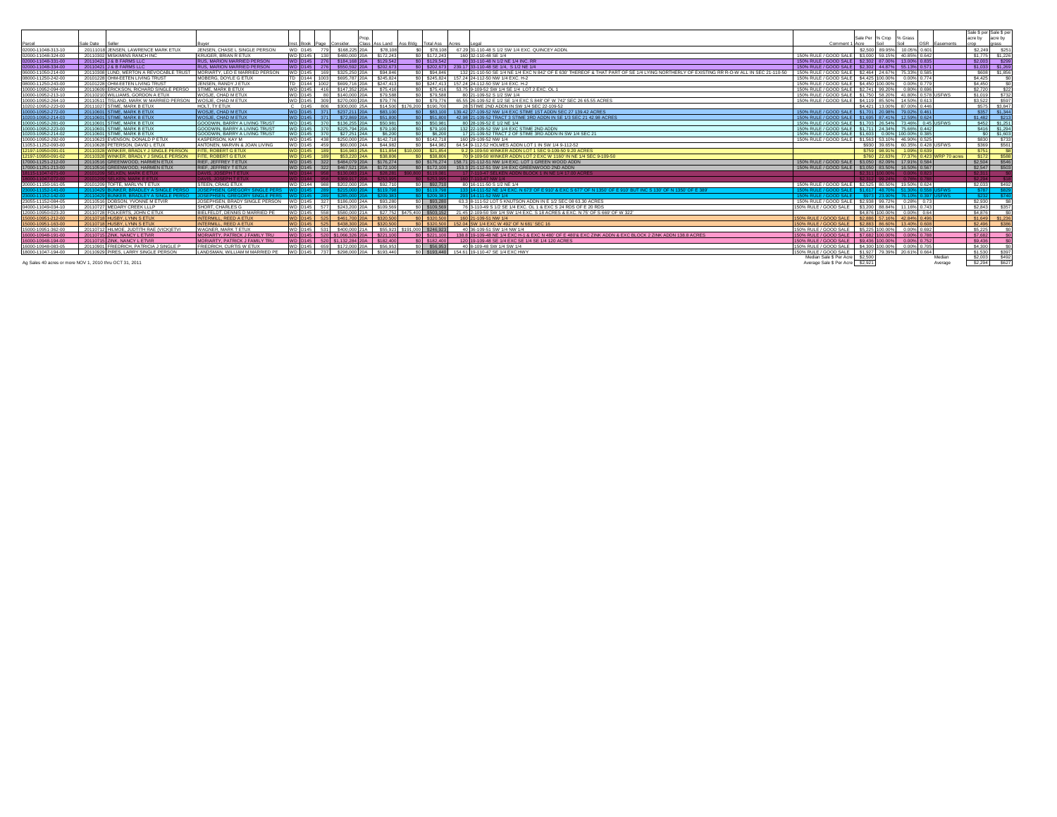| Parcel | Sale Date | Seller | Buyer | Inst. | Book | Page | Consider. | Prop. Class | Ass Land | Ass Bldg | Total Ass | Acres | Legal | Comment 1 | Sale Per Acre | % Crop Soil | % Grass Soil | CSR | Easements | Sale $ per acre by crop | Sale $ per acre by grass |
|---|---|---|---|---|---|---|---|---|---|---|---|---|---|---|---|---|---|---|---|---|---|
| 02000-11048-313-10 | 20111018 | JENSEN, LAWRENCE MARK ETUX | JENSEN, CHASE L SINGLE PERSON | WD | D145 | 779 | $168,225 | 20A | $78,108 | $0 | $78,108 | 67.29 | 31-110-48 S 1/2 SW 1/4 EXC. QUINCEY ADDN. | | $2,500 | 89.95% | 10.05% | 0.601 | | $2,249 | $251 |
| 02000-11048-324-00 | 20110302 | MISKIMINS RANCH INC | KRUGER, BRIAN R ETUX | WD | D145 | 138 | $480,000 | 20A | $172,243 | $0 | $172,243 | 160 | 32-110-48 SE 1/4 | 150% RULE / GOOD SALE | $3,000 | 59.15% | 40.85% | 0.642 | | $1,775 | $1,226 |
| 02000-11048-331-00 | 20110421 | J & B FARMS LLC | RUS, MARION MARRIED PERSON | WD | D145 | 276 | $184,168 | 20A | $129,542 | $0 | $129,542 | 80 | 33-110-48 N 1/2 NE 1/4 INC. RR | 150% RULE / GOOD SALE | $2,302 | 87.00% | 13.00% | 0.835 | | $2,003 | $299 |
| 02000-11048-334-00 | 20110421 | J & B FARMS LLC | RUS, MARION MARRIED PERSON | WD | D145 | 276 | $550,592 | 20A | $202,673 | $0 | $202,673 | 239.17 | 33-110-48 SE 1/4, S 1/2 NE 1/4 | 150% RULE / GOOD SALE | $2,302 | 44.87% | 55.13% | 0.571 | | $1,033 | $1,269 |
| 06000-11050-214-00 | 20110308 | LUND, MERTON A REVOCABLE TRUST | MORIARTY, LEO E MARRIED PERSON | WD | D145 | 169 | $325,250 | 20A | $94,846 | $0 | $94,846 | 132 | 21-110-50 SE 1/4 NE 1/4 EXC N 842' OF E 630' THEREOF & THAT PART OF SE 1/4 LYING NORTHERLY OF EXISTING RR R-O-W ALL IN SEC 21-110-50 | 150% RULE / GOOD SALE | $2,464 | 24.67% | 75.33% | 0.585 | | $608 | $1,856 |
| 08000-11250-242-00 | 20101228 | OHM-EETEN LIVING TRUST | MOBERG, DOYLE G ETUX | TD | D144 | 1003 | $695,787 | 20A | $245,824 | $0 | $245,824 | 157.24 | 24-112-50 NW 1/4 EXC. H-2 | 150% RULE / GOOD SALE | $4,425 | 100.00% | 0.00% | 0.774 | | $4,425 | $0 |
| 08000-11250-243-00 | 20101228 | OHM-EETEN LIVING TRUST | JENSEN, RANDY J ETUX | TD | D144 | 1002 | $699,716 | 20A | $247,413 | $0 | $247,413 | 157.24 | 24-112-50 SW 1/4 EXC. H-2 | 150% RULE / GOOD SALE | $4,450 | 100.00% | 0.00% | 0.779 | | $4,450 | $0 |
| 10000-10952-094-00 | 20110609 | ERICKSON, RICHARD SINGLE PERSO | STIME, MARK B ETUX | WD | D145 | 416 | $147,352 | 20A | $75,416 | $0 | $75,416 | 53.75 | 9-109-52 SW 1/4 SE 1/4 LOT 2 EXC. OL 1 | 150% RULE / GOOD SALE | $2,741 | 99.20% | 0.80% | 0.696 | | $2,720 | $22 |
| 10000-10952-213-10 | 20110210 | WILLIAMS, GORDON A ETUX | WOSJE, CHAD M ETUX | WD | D145 | 80 | $140,000 | 20A | $79,588 | $0 | $79,588 | 80 | 21-109-52 S 1/2 SW 1/4 | 150% RULE / GOOD SALE | $1,750 | 58.20% | 41.80% | 0.576 | USFWS | $1,019 | $732 |
| 10000-10952-264-10 | 20110511 | TISLAND, MARK W MARRIED PERSON | WOSJE, CHAD M ETUX | WD | D145 | 309 | $270,000 | 20A | $79,776 | $0 | $79,776 | 65.55 | 26-109-52 E 1/2 SE 1/4 EXC S 848' OF W 742' SEC 26 65.55 ACRES | 150% RULE / GOOD SALE | $4,119 | 85.50% | 14.50% | 0.613 | | $3,522 | $597 |
| 10202-10952-223-00 | 20111027 | STIME, MARK B ETUX | HOLT, TY ETUX | C | D145 | 806 | $300,000 | 25A | $14,500 | $176,200 | $190,700 | 28 | STIME 2ND ADDN IN SW 1/4 SEC 22-109-52 | | $4,421 | 13.00% | 87.00% | 0.446 | | $575 | $3,847 |
| 10000-10952-272-00 | 20110601 | STIME, MARK B ETUX | WOSJE, CHAD M ETUX | WD | D145 | 371 | $237,211 | 20A | $83,100 | $0 | $83,100 | 139.42 | 27-109-52 NW 1/4 EXC STIME 1ST ADDN SEC 27 139.42 ACRES | 150% RULE / GOOD SALE | $1,701 | 20.98% | 79.02% | 0.461 | | $357 | $1,344 |
| 10203-10952-214-03 | 20110601 | STIME, MARK B ETUX | WOSJE, CHAD M ETUX | WD | D145 | 371 | $72,869 | 20A | $51,800 | $0 | $51,800 | 42.98 | 21-109-52 TRACT 3 STIME 3RD ADDN IN SE 1/3 SEC 21 42.98 ACRES | 150% RULE / GOOD SALE | $1,695 | 87.41% | 12.59% | 0.624 | | $1,482 | $213 |
| 10000-10952-281-00 | 20110601 | STIME, MARK B ETUX | GOODWIN, BARRY A LIVING TRUST | WD | D145 | 370 | $136,255 | 20A | $50,981 | $0 | $50,981 | 80 | 28-109-52 E 1/2 NE 1/4 | 150% RULE / GOOD SALE | $1,703 | 26.54% | 73.46% | 0.45 | USFWS | $452 | $1,251 |
| 10000-10952-223-00 | 20110601 | STIME, MARK B ETUX | GOODWIN, BARRY A LIVING TRUST | WD | D145 | 370 | $225,794 | 20A | $79,100 | $0 | $79,100 | 132 | 22-109-52 SW 1/4 EXC STIME 2ND ADDN | 150% RULE / GOOD SALE | $1,711 | 24.34% | 75.66% | 0.442 | | $416 | $1,294 |
| 10203-10952-214-02 | 20110601 | STIME, MARK B ETUX | GOODWIN, BARRY A LIVING TRUST | WD | D145 | 370 | $27,251 | 24A | $6,200 | $0 | $6,200 | 17 | 21-109-52 TRACT 2 OF STIME 3RD ADDN IN SW 1/4 SEC 21 | 150% RULE / GOOD SALE | $1,603 | 0.00% | 100.00% | 0.385 | | $0 | $1,603 |
| 10000-10952-292-00 | 20110623 | EVENSON, DONALD P ETUX | KASPERSON, KAY M | WD | D145 | 438 | $250,000 | 20A | $142,718 | $0 | $142,718 | 160 | 29-109-52 NW 1/4 | 150% RULE / GOOD SALE | $1,563 | 53.10% | 46.90% | 0.525 | | $830 | $733 |
| 11053-11252-093-00 | 20110628 | PETERSON, DAVID L ETUX | ANTONEN, MARVIN & JOAN LIVING | WD | D145 | 459 | $60,000 | 24A | $44,982 | $0 | $44,982 | 64.54 | 9-112-52 HOLMES ADDN LOT 1 IN SW 1/4 9-112-52 | | $930 | 39.65% | 60.35% | 0.428 | USFWS | $369 | $561 |
| 12197-10950-091-01 | 20110328 | WINKER, BRADLY J SINGLE PERSON | FITE, ROBERT G ETUX | WD | D145 | 189 | $16,983 | 25A | $11,854 | $10,000 | $21,854 | 9.2 | 9-109-50 WINKER ADDN LOT 1 SEC 9-109-50 9.20 ACRES | | $759 | 98.91% | 1.09% | 0.639 | | $751 | $8 |
| 12197-10950-091-02 | 20110328 | WINKER, BRADLY J SINGLE PERSON | FITE, ROBERT G ETUX | WD | D145 | 189 | $53,220 | 24A | $38,806 | $0 | $38,806 | 70 | 9-109-50 WINKER ADDN LOT 2 EXC W 1160' IN NE 1/4 SEC 9-109-50 | | $760 | 22.63% | 77.37% | 0.423 | WRP 70 acres | $172 | $588 |
| 17000-11251-212-00 | 20110516 | GREENWOOD, HARMEN ETUX | RIEF, JEFFREY T ETUX | WD | D145 | 322 | $484,079 | 20A | $176,274 | $0 | $176,274 | 158.71 | 21-112-51 NW 1/4 EXC. LOT 1 GREEN WOOD ADDN | 150% RULE / GOOD SALE | $3,050 | 82.09% | 17.91% | 0.584 | | $2,504 | $546 |
| 17000-11251-213-00 | 20110516 | GREENWOOD, HARMEN ETUX | RIEF, JEFFREY T ETUX | WD | D145 | 322 | $467,521 | 20A | $172,100 | $0 | $172,100 | 153.3 | 21-112-51 SW 1/4 EXC GREENWOOD 2ND ADDN | 150% RULE / GOOD SALE | $3,050 | 83.50% | 16.50% | 0.567 | | $2,547 | $503 |
| 12115-11047-01-00 | 20101209 | SELKEN, MARK E ETUX | DAVIS, JOSEPH T ETUX | WD | D144 | 958 | $130,082 | 21A | $28,282 | $90,800 | $119,081 | 17 | 1-110-47 SELKEN ADDN BLOCK 1 IN NE 1/4 17.00 ACRES | | $2,311 | 100.00% | 0.00% | 0.923 | | $2,311 | $0 |
| 18000-11047-012-00 | 20101209 | SELKEN, MARK E ETUX | DAVIS, JOSEPH T ETUX | WD | D144 | 958 | $364,917 | 20A | $253,965 | $0 | $253,965 | 160 | 1-110-47 NW 1/4 | | $2,312 | 99.24% | 0.76% | 0.788 | | $2,294 | $18 |
| 20000-11150-161-05 | 20101209 | TOFTE, MARLYN T ETUX | STEEN, CRAIG ETUX | WD | D144 | 988 | $202,000 | 20A | $92,710 | $0 | $92,710 | 80 | 16-111-50 S 1/2 NE 1/4 | 150% RULE / GOOD SALE | $2,525 | 80.50% | 19.50% | 0.624 | | $2,033 | $492 |
| 23000-11152-141-00 | 20110429 | BUNKER, BRADLEY A SINGLE PERSO | JOSEPHSEN, GREGORY SINGLE PERS | WD | D145 | 289 | $215,000 | 20A | $119,798 | $0 | $119,798 | 133 | 14-111-52 NE 1/4 EXC. N 673' OF E 910' & EXC S 677' OF N 1350' OF E 910' BUT INC S 130' OF N 1350' OF E 389' | 150% RULE / GOOD SALE | $1,617 | 48.70% | 51.30% | 0.558 | USFWS | $787 | $829 |
| 23000-11152-142-00 | 20110429 | BUNKER, BRADLEY A SINGLE PERSO | JOSEPHSEN, GREGORY SINGLE PERS | WD | D145 | 289 | $285,000 | 20A | $209,383 | $0 | $209,383 | 293 | 14-111-52 NW 1/4 | 150% RULE / GOOD SALE | $973 | 23.90% | 76.10% | 0.397 | USFWS | $232 | $740 |
| 23055-11152-084-05 | 20110516 | DOBSON, YVONNE M ETVIR | JOSEPHSEN, BRADY SINGLE PERSON | WD | D145 | 327 | $186,000 | 20A | $93,280 | $0 | $93,280 | 63.3 | 8-111-52 LOT 5 KNUTSON ADDN IN E 1/2 SEC 08 63.30 ACRES | 150% RULE / GOOD SALE | $2,938 | 99.72% | 0.28% | 0.73 | | $2,930 | $8 |
| 04000-11049-034-10 | 20110727 | MEDARY CREEK LLLP | SHORT, CHARLES G | WD | D145 | 577 | $243,200 | 20A | $109,569 | $0 | $109,569 | 76 | 3-110-49 S 1/2 SE 1/4 EXC. OL 1 & EXC S 24 RDS OF E 20 RDS | 150% RULE / GOOD SALE | $3,200 | 88.84% | 11.16% | 0.743 | | $2,843 | $357 |
| 12000-10950-023-20 | 20110728 | FOLKERTS, JOHN C ETUX | BIELFELDT, DENNIS D MARRIED PE | WD | D145 | 558 | $580,000 | 21A | $27,752 | $475,400 | $503,152 | 21.45 | 2-109-50 SW 1/4 SW 1/4 EXC. S 18 ACRES & EXC. N 75' OF S 669' OF W 322' | | $4,876 | 100.00% | 0.00% | 0.64 | | $4,876 | $0 |
| 15000-10951-212-00 | 20110718 | HUSBY, LYNN S ETUX | INTERMILL, REED A ETUX | WD | D145 | 525 | $461,700 | 20A | $320,500 | $0 | $320,500 | 160 | 21-109-51 NW 1/4 | 150% RULE / GOOD SALE | $2,886 | 57.16% | 42.84% | 0.498 | | $1,649 | $1,236 |
| 15000-10951-163-00 | 20110718 | HUSBY, LYNN S ETUX | INTERMILL, REED A ETUX | WD | D145 | 525 | $438,300 | 20A | $320,500 | $0 | $320,500 | 152.04 | SW 1/4 EXC W 492' OF N 681' SEC 16 | 150% RULE / GOOD SALE | $2,883 | 86.60% | 13.40% | 0.608 | | $2,496 | $386 |
| 15000-10951-362-00 | 20110712 | HILMOE, JUDTITH RAE (VICK)ETVI | WAGNER, MARK T ETUX | WD | D145 | 531 | $400,000 | 21A | $55,923 | $191,000 | $246,923 | 40 | 36-109-51 SW 1/4 NW 1/4 | 150% RULE / GOOD SALE | $5,225 | 100.00% | 0.00% | 0.692 | | $5,225 | $0 |
| 16000-10948-191-00 | 20110715 | ZINK, NANCY L ETVIR | MORIARTY, PATRICK J FAMILY TRU | WD | D145 | 520 | $1,066,326 | 20A | $221,100 | $0 | $221,100 | 138.8 | 19-109-48 NE 1/4 EXC H-1 & EXC N 480' OF E 480' & EXC ZINK ADDN & EXC BLOCK 2 ZINK ADDN 138.8 ACRES | 150% RULE / GOOD SALE | $7,682 | 100.00% | 0.00% | 0.788 | | $7,682 | $0 |
| 16000-10948-194-00 | 20110715 | ZINK, NANCY L ETVIR | MORIARTY, PATRICK J FAMILY TRU | WD | D145 | 520 | $1,132,284 | 20A | $182,400 | $0 | $182,400 | 120 | 19-109-48 SE 1/4 EXC SE 1/4 SE 1/4 120 ACRES | 150% RULE / GOOD SALE | $9,436 | 100.00% | 0.00% | 0.752 | | $9,436 | $0 |
| 16000-10948-083-05 | 20110901 | FRIEDRICH, PATRICIA J SINGLE P | FRIEDRICH, CURTIS W ETUX | WD | D145 | 659 | $172,000 | 20A | $56,953 | $0 | $56,953 | 40 | 8-109-48 SW 1/4 SW 1/4 | 150% RULE / GOOD SALE | $4,300 | 100.00% | 0.00% | 0.705 | | $4,300 | $0 |
| 18000-11047-194-00 | 20110928 | PIRES, LARRY SINGLE PERSON | LANDSMAN, WILLIAM M MARRIED PE | WD | D145 | 737 | $298,000 | 20A | $193,440 | $0 | $193,440 | 154.61 | 19-110-47 SE 1/4 EXC HWY | 150% RULE / GOOD SALE | $1,927 | 79.39% | 20.61% | 0.664 | | $1,530 | $397 |
| | | | | | | | | | | | | | | Median Sale $ Per Acre | $2,500 | | | | Median | $2,003 | $492 |
| | | | | | | | | | | | | | | Average Sale $ Per Acre | $2,921 | | | | Average | $2,294 | $627 |

Ag Sales 40 acres or more NOV 1, 2010 thru OCT 31, 2011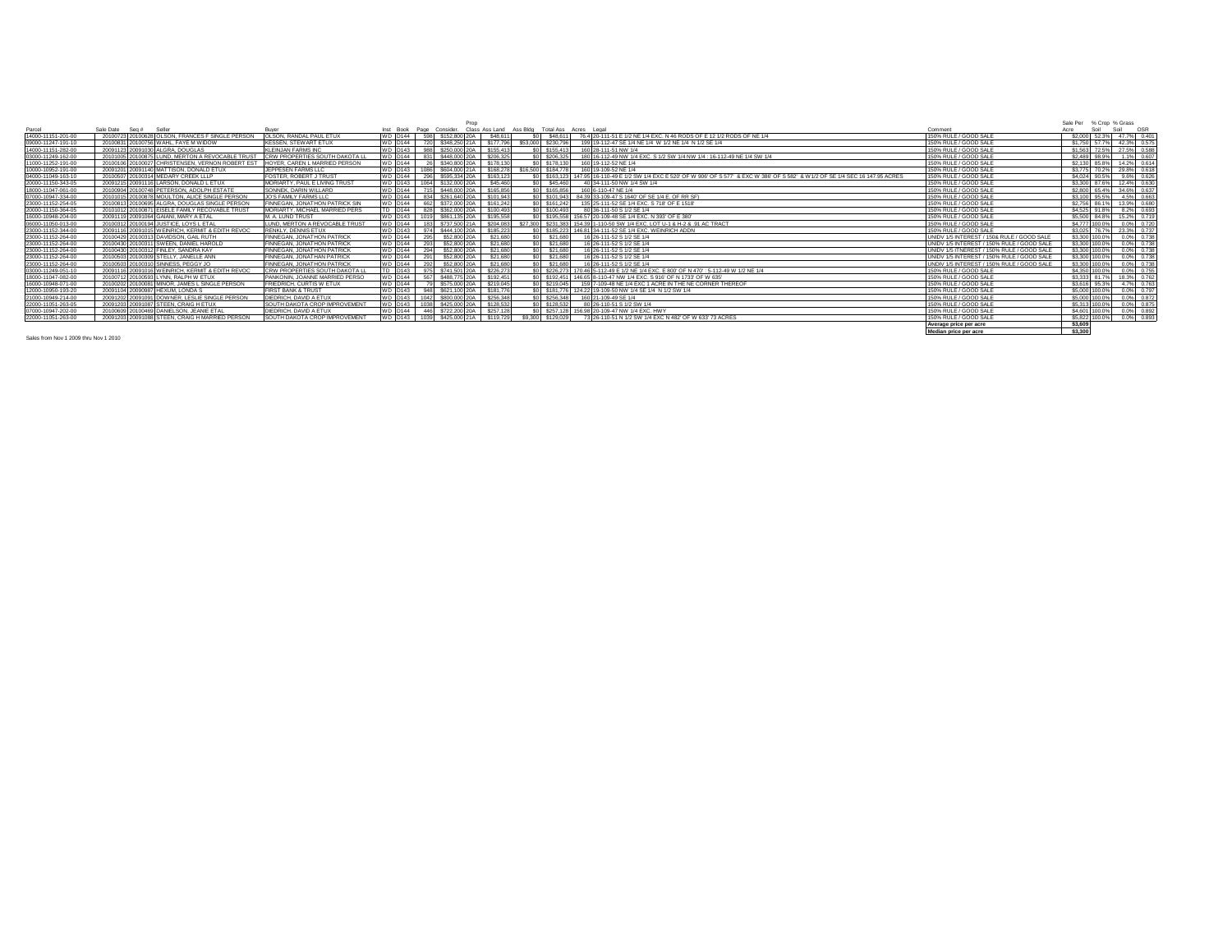| Parcel | Sale Date | Seq # | Seller | Buyer | Inst | Book | Page | Consider. | Prop Class | Ass Land | Ass Bldg | Total Ass | Acres | Legal | Comment | Sale Per Acre | % Crop Soil | % Grass Soil | OSR |
|---|---|---|---|---|---|---|---|---|---|---|---|---|---|---|---|---|---|---|---|
| 14000-11151-201-00 | 20100723 | 20100628 | OLSON, FRANCES F SINGLE PERSON | OLSON, RANDAL PAUL ETUX | WD | D144 | 598 | $152,800 | 20A | $48,611 | $0 | $48,611 | 76.4 | 20-111-51 E 1/2 NE 1/4 EXC. N 46 RODS OF E 12 1/2 RODS OF NE 1/4 | 150% RULE / GOOD SALE | $2,000 | 52.3% | 47.7% | 0.401 |
| 09000-11247-191-10 | 20100831 | 20100756 | WAHL, FAYE M WIDOW | KESSEN, STEWART ETUX | WD | D144 | 720 | $348,250 | 21A | $177,796 | $53,000 | $230,796 | 199 | 19-112-47 SE 1/4 NE 1/4 W 1/2 NE 1/4 N 1/2 SE 1/4 | 150% RULE / GOOD SALE | $1,750 | 57.7% | 42.3% | 0.575 |
| 14000-11151-282-00 | 20091123 | 20091030 | ALGRA, DOUGLAS | KLEINJAN FARMS INC | WD | D143 | 988 | $250,000 | 20A | $155,413 | $0 | $155,413 | 160 | 28-111-51 NW 1/4 | 150% RULE / GOOD SALE | $1,563 | 72.5% | 27.5% | 0.588 |
| 03000-11249-162-00 | 20101005 | 20100870 | LUND, MERTON A REVOCABLE TRUST | CRW PROPERTIES SOUTH DAKOTA LL | WD | D144 | 831 | $448,000 | 20A | $206,325 | $0 | $206,325 | 180 | 16-112-49 NW 1/4 EXC. S 1/2 SW 1/4 NW 1/4 : 16-112-49 NE 1/4 SW 1/4 | 150% RULE / GOOD SALE | $2,489 | 98.9% | 1.1% | 0.607 |
| 11000-11252-191-00 | 20100106 | 20100027 | CHRISTENSEN, VERNON ROBERT EST | HOYER, CAREN L MARRIED PERSON | WD | D144 | 26 | $340,800 | 20A | $178,130 | $0 | $178,130 | 160 | 19-112-52 NE 1/4 | 150% RULE / GOOD SALE | $2,130 | 85.8% | 14.2% | 0.614 |
| 10000-10952-191-00 | 20091201 | 20091140 | MATTISON, DONALD ETUX | JEPPESEN FARMS LLC | WD | D143 | 1086 | $604,000 | 21A | $168,278 | $16,500 | $184,778 | 160 | 19-109-52 NE 1/4 | 150% RULE / GOOD SALE | $3,775 | 70.2% | 29.8% | 0.618 |
| 04000-11049-163-10 | 20100507 | 20100314 | MEDARY CREEK LLLP | FOSTER, ROBERT J TRUST | WD | D144 | 296 | $595,334 | 20A | $163,123 | $0 | $163,123 | 147.95 | 16-110-49 E 1/2 SW 1/4 EXC E 520' OF W 906' OF S 577' & EXC W 386' OF S 582' & W1/2 OF SE 1/4 SEC 16 147.95 ACRES | 150% RULE / GOOD SALE | $4,024 | 90.5% | 9.6% | 0.626 |
| 20000-11150-343-05 | 20091215 | 20091116 | LARSON, DONALD L ETUX | MORIARTY, PAUL E LIVING TRUST | WD | D143 | 1054 | $132,000 | 20A | $45,460 | $0 | $45,460 | 40 | 34-111-50 NW 1/4 SW 1/4 | 150% RULE / GOOD SALE | $3,300 | 87.6% | 12.4% | 0.630 |
| 18000-11047-061-00 | 20100904 | 20100748 | PETERSON, ADOLPH ESTATE | SONNEK, DARIN WILLARD | WD | D144 | 715 | $448,000 | 20A | $165,856 | $0 | $165,856 | 160 | 6-110-47 NE 1/4 | 150% RULE / GOOD SALE | $2,800 | 65.4% | 34.6% | 0.637 |
| 07000-10947-334-00 | 20101015 | 20100878 | MOULTON, ALICE SINGLE PERSON | JO'S FAMILY FARMS LLC | WD | D144 | 834 | $261,640 | 20A | $101,943 | $0 | $101,943 | 84.39 | 33-109-47 S 1640' OF SE 1/4 E. OF RR SF) | 150% RULE / GOOD SALE | $3,100 | 95.5% | 4.5% | 0.663 |
| 23000-11152-254-05 | 20100813 | 20100695 | ALGRA, DOUGLAS SINGLE PERSON | FINNEGAN, JONATHON PATRICK SIN | WD | D144 | 662 | $372,000 | 20A | $161,242 | $0 | $161,242 | 135 | 25-111-52 SE 1/4 EXC. S 718' OF E 1518' | 150% RULE / GOOD SALE | $2,756 | 86.1% | 13.9% | 0.680 |
| 20000-11150-364-05 | 20101012 | 20100871 | EISELE FAMILY RECOVABLE TRUST | MORIARTY, MICHAEL MARRIED PERS | TD | D144 | 828 | $362,000 | 20A | $100,493 | $0 | $100,493 | 80 | 36-111-50 S 1/2 SE 1/4 | 150% RULE / GOOD SALE | $4,525 | 91.8% | 8.2% | 0.693 |
| 16000-10948-204-00 | 20091119 | 20091064 | GAIANI, MARY A ETAL | M. A. LUND TRUST | WD | D143 | 1019 | $861,135 | 20A | $195,558 | $0 | $195,558 | 156.57 | 20-109-48 SE 1/4 EXC. N 393' OF E 380' | 150% RULE / GOOD SALE | $5,500 | 84.8% | 15.2% | 0.719 |
| 06000-11050-013-00 | 20100312 | 20100194 | JUSTICE, LOYS L ETAL | LUND, MERTON A REVOCABLE TRUST | WD | D144 | 183 | $737,500 | 21A | $204,083 | $27,300 | $231,383 | 154.39 | 1-110-50 SW 1/4 EXC. LOT U-1 & H-2 & .91 AC TRACT | 150% RULE / GOOD SALE | $4,777 | 100.0% | 0.0% | 0.720 |
| 23000-11152-344-00 | 20091116 | 20091015 | WEINRICH, KERMIT & EDITH REVOC | RENKLY, DENNIS ETUX | WD | D143 | 974 | $444,100 | 20A | $185,223 | $0 | $185,223 | 146.81 | 34-111-52 SE 1/4 EXC. WEINRICH ADDN | 150% RULE / GOOD SALE | $3,025 | 76.7% | 23.3% | 0.737 |
| 23000-11152-264-00 | 20100429 | 20100313 | DAVIDSON, GAIL RUTH | FINNEGAN, JONATHON PATRICK | WD | D144 | 295 | $52,800 | 20A | $21,680 | $0 | $21,680 | 16 | 26-111-52 S 1/2 SE 1/4 | UNIDV 1/5 INTEREST / 150& RULE / GOOD SALE | $3,300 | 100.0% | 0.0% | 0.738 |
| 23000-11152-264-00 | 20100430 | 20100311 | SWEEN, DANIEL HAROLD | FINNEGAN, JONATHON PATRICK | WD | D144 | 293 | $52,800 | 20A | $21,680 | $0 | $21,680 | 16 | 26-111-52 S 1/2 SE 1/4 | UNIDV 1/5 INTEREST / 150% RULE / GOOD SALE | $3,300 | 100.0% | 0.0% | 0.738 |
| 23000-11152-264-00 | 20100430 | 20100312 | FINLEY, SANDRA KAY | FINNEGAN, JONATHON PATRICK | WD | D144 | 294 | $52,800 | 20A | $21,680 | $0 | $21,680 | 16 | 26-111-52 S 1/2 SE 1/4 | UNIDV 1/5 ITNEREST / 150% RULE / GOOD SALE | $3,300 | 100.0% | 0.0% | 0.738 |
| 23000-11152-264-00 | 20100503 | 20100309 | STELLY, JANELLE ANN | FINNEGAN, JONATHAN PATRICK | WD | D144 | 291 | $52,800 | 20A | $21,680 | $0 | $21,680 | 16 | 26-111-52 S 1/2 SE 1/4 | UNIDV 1/5 INTEREST / 150% RULE / GOOD SALE | $3,300 | 100.0% | 0.0% | 0.738 |
| 23000-11152-264-00 | 20100503 | 20100310 | SINNESS, PEGGY JO | FINNEGAN, JONATHON PATRICK | WD | D144 | 292 | $52,800 | 20A | $21,680 | $0 | $21,680 | 16 | 26-111-52 S 1/2 SE 1/4 | UNDIV 1/5 INTEREST / 150% RULE / GOOD SALE | $3,300 | 100.0% | 0.0% | 0.738 |
| 03000-11249-051-10 | 20091116 | 20091016 | WEINRICH, KERMIT & EDITH REVOC | CRW PROPERTIES SOUTH DAKOTA LL | TD | D143 | 975 | $741,501 | 20A | $226,273 | $0 | $226,273 | 170.46 | 5-112-49 E 1/2 NE 1/4 EXC. E 800' OF N 470' : 5-112-49 W 1/2 NE 1/4 | 150% RULE / GOOD SALE | $4,350 | 100.0% | 0.0% | 0.755 |
| 18000-11047-082-00 | 20100712 | 20100593 | LYNN, RALPH W ETUX | PANKONIN, JOANNE MARRIED PERSO | WD | D144 | 567 | $488,775 | 20A | $192,451 | $0 | $192,451 | 146.65 | 8-110-47 NW 1/4 EXC. S 916' OF N 1733' OF W 635' | 150% RULE / GOOD SALE | $3,333 | 81.7% | 18.3% | 0.762 |
| 16000-10948-071-00 | 20100202 | 20100081 | MINOR, JAMES L SINGLE PERSON | FRIEDRICH, CURTIS W ETUX | WD | D144 | 79 | $575,000 | 20A | $219,045 | $0 | $219,045 | 159 | 7-109-48 NE 1/4 EXC 1 ACRE IN THE NE CORNER THEREOF | 150% RULE / GOOD SALE | $3,616 | 95.3% | 4.7% | 0.763 |
| 12000-10950-193-20 | 20091104 | 20090987 | HEXUM, LONDA S | FIRST BANK & TRUST | WD | D143 | 948 | $621,100 | 20A | $181,776 | $0 | $181,776 | 124.22 | 19-109-50 NW 1/4 SE 1/4 N 1/2 SW 1/4 | 150% RULE / GOOD SALE | $5,000 | 100.0% | 0.0% | 0.797 |
| 21000-10949-214-00 | 20091202 | 20091091 | DOWNER, LESLIE SINGLE PERSON | DIEDRICH, DAVID A ETUX | WD | D143 | 1042 | $800,000 | 20A | $256,348 | $0 | $256,348 | 160 | 21-109-49 SE 1/4 | 150% RULE / GOOD SALE | $5,000 | 100.0% | 0.0% | 0.872 |
| 22000-11051-263-05 | 20091203 | 20091087 | STEEN, CRAIG H ETUX | SOUTH DAKOTA CROP IMPROVEMENT | WD | D143 | 1038 | $425,000 | 20A | $128,532 | $0 | $128,532 | 80 | 26-110-51 S 1/2 SW 1/4 | 150% RULE / GOOD SALE | $5,313 | 100.0% | 0.0% | 0.875 |
| 07000-10947-202-00 | 20100609 | 20100460 | DANIELSON, JEANIE ETAL | DIEDRICH, DAVID A ETUX | WD | D144 | 446 | $722,200 | 20A | $257,128 | $0 | $257,128 | 156.98 | 20-109-47 NW 1/4 EXC. HWY | 150% RULE / GOOD SALE | $4,601 | 100.0% | 0.0% | 0.892 |
| 22000-11051-263-00 | 20091203 | 20091088 | STEEN, CRAIG H MARRIED PERSON | SOUTH DAKOTA CROP IMPROVEMENT | WD | D143 | 1039 | $425,000 | 21A | $119,729 | $9,300 | $129,029 | 73 | 26-110-51 N 1/2 SW 1/4 EXC N 482' OF W 633' 73 ACRES | 150% RULE / GOOD SALE | $5,822 | 100.0% | 0.0% | 0.893 |
| | | | | | | | | | | | | | | | Average price per acre | $3,609 | | | |
| | | | | | | | | | | | | | | | Median price per acre | $3,300 | | | |

Sales from Nov 1 2009 thru Nov 1 2010